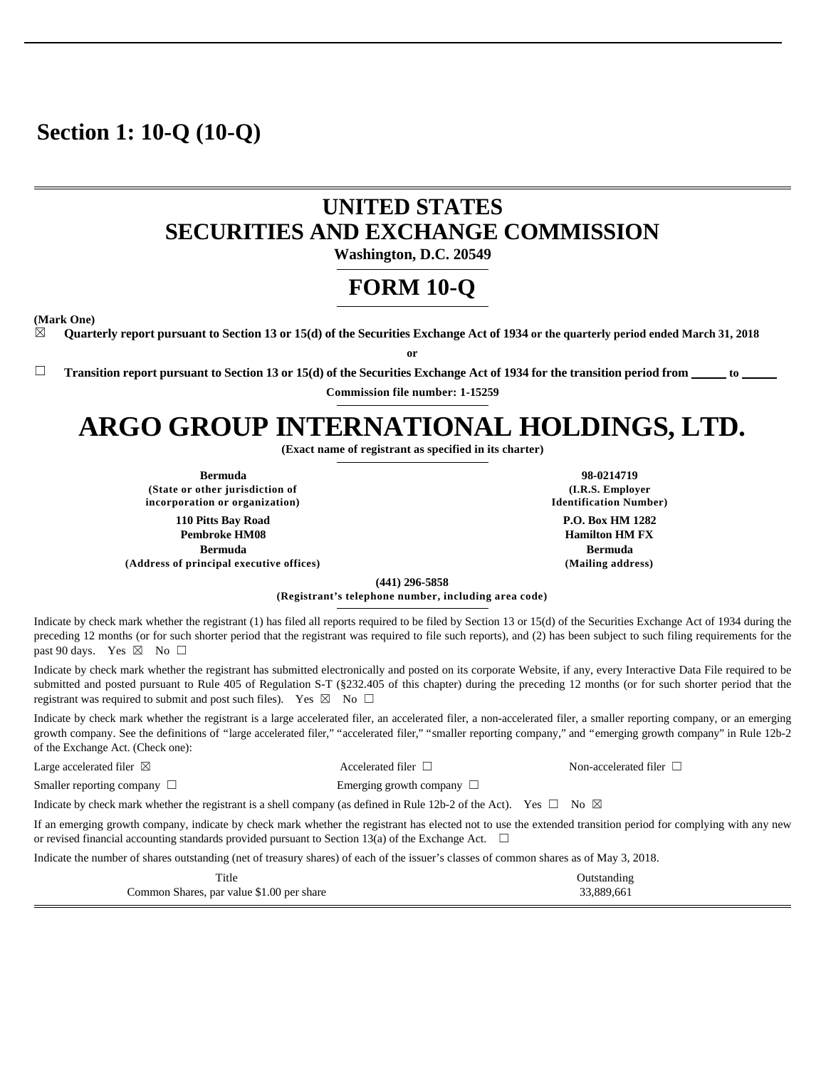# Section 1: 10-Q (10-Q)

# UNITED STATES
# SECURITIES AND EXCHANGE COMMISSION

**Washington, D.C. 20549**

# FORM 10-Q

**(Mark One)**

☒ **Quarterly report pursuant to Section 13 or 15(d) of the Securities Exchange Act of 1934 or the quarterly period ended March 31, 2018**

**or**

☐ **Transition report pursuant to Section 13 or 15(d) of the Securities Exchange Act of 1934 for the transition period from \_\_\_\_\_ to \_\_\_\_\_**

**Commission file number: 1-15259**

# ARGO GROUP INTERNATIONAL HOLDINGS, LTD.

**(Exact name of registrant as specified in its charter)**

| | |
|---|---|
| **Bermuda** | **98-0214719** |
| **(State or other jurisdiction of incorporation or organization)** | **(I.R.S. Employer Identification Number)** |
| **110 Pitts Bay Road**<br>**Pembroke HM08**<br>**Bermuda** | **P.O. Box HM 1282**<br>**Hamilton HM FX**<br>**Bermuda** |
| **(Address of principal executive offices)** | **(Mailing address)** |

**(441) 296-5858**

**(Registrant's telephone number, including area code)**

Indicate by check mark whether the registrant (1) has filed all reports required to be filed by Section 13 or 15(d) of the Securities Exchange Act of 1934 during the preceding 12 months (or for such shorter period that the registrant was required to file such reports), and (2) has been subject to such filing requirements for the past 90 days. Yes ☒ No ☐

Indicate by check mark whether the registrant has submitted electronically and posted on its corporate Website, if any, every Interactive Data File required to be submitted and posted pursuant to Rule 405 of Regulation S-T (§232.405 of this chapter) during the preceding 12 months (or for such shorter period that the registrant was required to submit and post such files). Yes ☒ No ☐

Indicate by check mark whether the registrant is a large accelerated filer, an accelerated filer, a non-accelerated filer, a smaller reporting company, or an emerging growth company. See the definitions of "large accelerated filer," "accelerated filer," "smaller reporting company," and "emerging growth company" in Rule 12b-2 of the Exchange Act. (Check one):

| | | |
|---|---|---|
| Large accelerated filer ☒ | Accelerated filer ☐ | Non-accelerated filer ☐ |
| Smaller reporting company ☐ | Emerging growth company ☐ | |

Indicate by check mark whether the registrant is a shell company (as defined in Rule 12b-2 of the Act). Yes ☐ No ☒

If an emerging growth company, indicate by check mark whether the registrant has elected not to use the extended transition period for complying with any new or revised financial accounting standards provided pursuant to Section 13(a) of the Exchange Act. ☐

Indicate the number of shares outstanding (net of treasury shares) of each of the issuer's classes of common shares as of May 3, 2018.

| Title | Outstanding |
|---|---|
| Common Shares, par value $1.00 per share | 33,889,661 |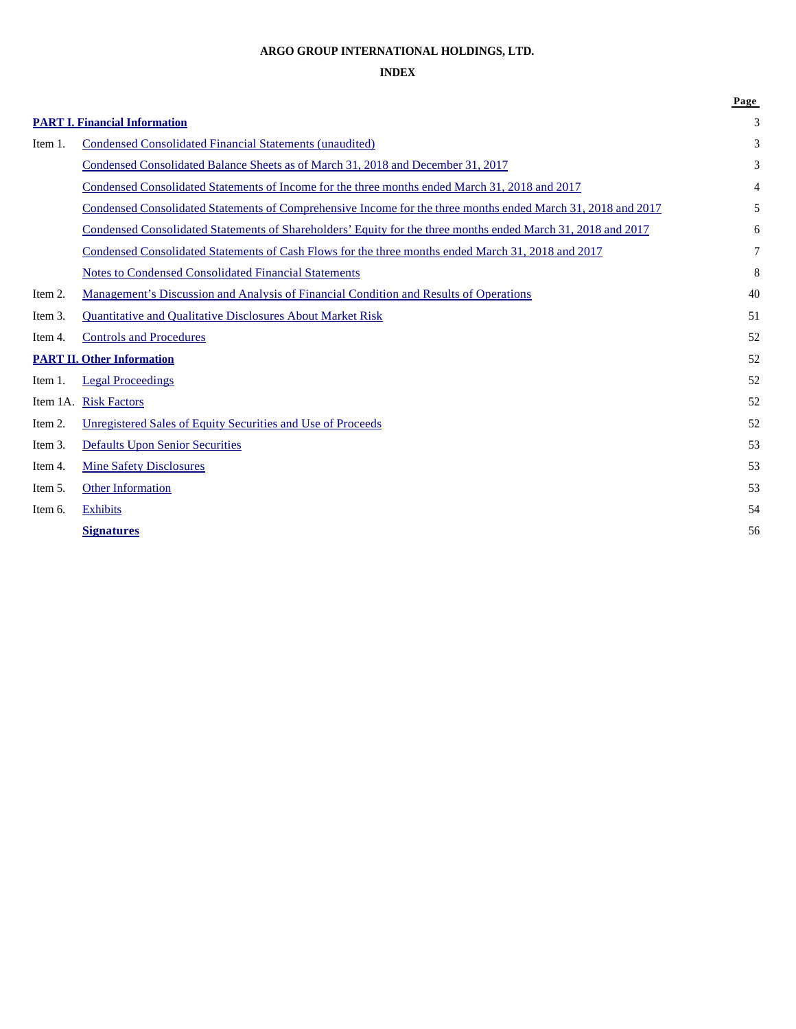**ARGO GROUP INTERNATIONAL HOLDINGS, LTD.**

**INDEX**

| | | Page |
|---|---|---|
| **PART I. Financial Information** | | 3 |
| Item 1. | Condensed Consolidated Financial Statements (unaudited) | 3 |
| | Condensed Consolidated Balance Sheets as of March 31, 2018 and December 31, 2017 | 3 |
| | Condensed Consolidated Statements of Income for the three months ended March 31, 2018 and 2017 | 4 |
| | Condensed Consolidated Statements of Comprehensive Income for the three months ended March 31, 2018 and 2017 | 5 |
| | Condensed Consolidated Statements of Shareholders' Equity for the three months ended March 31, 2018 and 2017 | 6 |
| | Condensed Consolidated Statements of Cash Flows for the three months ended March 31, 2018 and 2017 | 7 |
| | Notes to Condensed Consolidated Financial Statements | 8 |
| Item 2. | Management's Discussion and Analysis of Financial Condition and Results of Operations | 40 |
| Item 3. | Quantitative and Qualitative Disclosures About Market Risk | 51 |
| Item 4. | Controls and Procedures | 52 |
| **PART II. Other Information** | | 52 |
| Item 1. | Legal Proceedings | 52 |
| Item 1A. | Risk Factors | 52 |
| Item 2. | Unregistered Sales of Equity Securities and Use of Proceeds | 52 |
| Item 3. | Defaults Upon Senior Securities | 53 |
| Item 4. | Mine Safety Disclosures | 53 |
| Item 5. | Other Information | 53 |
| Item 6. | Exhibits | 54 |
| | **Signatures** | 56 |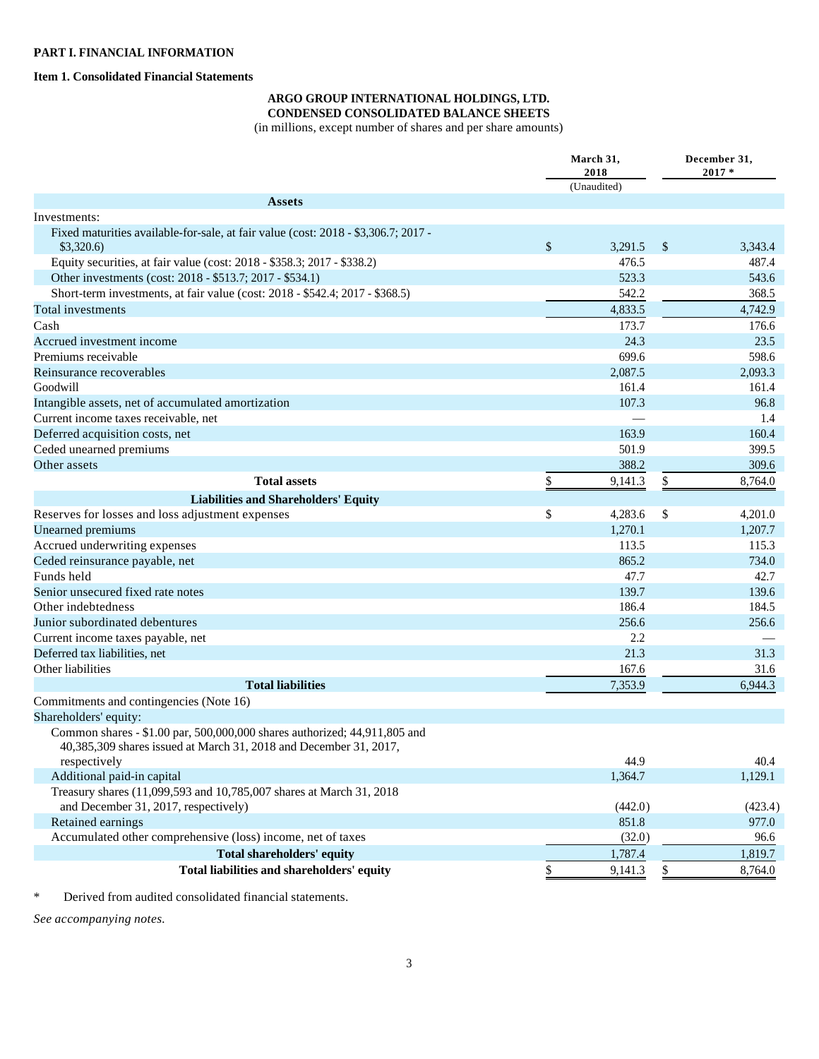**PART I. FINANCIAL INFORMATION**

**Item 1. Consolidated Financial Statements**

**ARGO GROUP INTERNATIONAL HOLDINGS, LTD.**
**CONDENSED CONSOLIDATED BALANCE SHEETS**
(in millions, except number of shares and per share amounts)

| | March 31, 2018 (Unaudited) | December 31, 2017 * |
|---|---|---|
| **Assets** | | |
| Investments: | | |
| Fixed maturities available-for-sale, at fair value (cost: 2018 - $3,306.7; 2017 - $3,320.6) | $ 3,291.5 | $ 3,343.4 |
| Equity securities, at fair value (cost: 2018 - $358.3; 2017 - $338.2) | 476.5 | 487.4 |
| Other investments (cost: 2018 - $513.7; 2017 - $534.1) | 523.3 | 543.6 |
| Short-term investments, at fair value (cost: 2018 - $542.4; 2017 - $368.5) | 542.2 | 368.5 |
| Total investments | 4,833.5 | 4,742.9 |
| Cash | 173.7 | 176.6 |
| Accrued investment income | 24.3 | 23.5 |
| Premiums receivable | 699.6 | 598.6 |
| Reinsurance recoverables | 2,087.5 | 2,093.3 |
| Goodwill | 161.4 | 161.4 |
| Intangible assets, net of accumulated amortization | 107.3 | 96.8 |
| Current income taxes receivable, net | — | 1.4 |
| Deferred acquisition costs, net | 163.9 | 160.4 |
| Ceded unearned premiums | 501.9 | 399.5 |
| Other assets | 388.2 | 309.6 |
| **Total assets** | $ 9,141.3 | $ 8,764.0 |
| **Liabilities and Shareholders' Equity** | | |
| Reserves for losses and loss adjustment expenses | $ 4,283.6 | $ 4,201.0 |
| Unearned premiums | 1,270.1 | 1,207.7 |
| Accrued underwriting expenses | 113.5 | 115.3 |
| Ceded reinsurance payable, net | 865.2 | 734.0 |
| Funds held | 47.7 | 42.7 |
| Senior unsecured fixed rate notes | 139.7 | 139.6 |
| Other indebtedness | 186.4 | 184.5 |
| Junior subordinated debentures | 256.6 | 256.6 |
| Current income taxes payable, net | 2.2 | — |
| Deferred tax liabilities, net | 21.3 | 31.3 |
| Other liabilities | 167.6 | 31.6 |
| **Total liabilities** | 7,353.9 | 6,944.3 |
| Commitments and contingencies (Note 16) | | |
| Shareholders' equity: | | |
| Common shares - $1.00 par, 500,000,000 shares authorized; 44,911,805 and 40,385,309 shares issued at March 31, 2018 and December 31, 2017, respectively | 44.9 | 40.4 |
| Additional paid-in capital | 1,364.7 | 1,129.1 |
| Treasury shares (11,099,593 and 10,785,007 shares at March 31, 2018 and December 31, 2017, respectively) | (442.0) | (423.4) |
| Retained earnings | 851.8 | 977.0 |
| Accumulated other comprehensive (loss) income, net of taxes | (32.0) | 96.6 |
| **Total shareholders' equity** | 1,787.4 | 1,819.7 |
| **Total liabilities and shareholders' equity** | $ 9,141.3 | $ 8,764.0 |

\* Derived from audited consolidated financial statements.

*See accompanying notes.*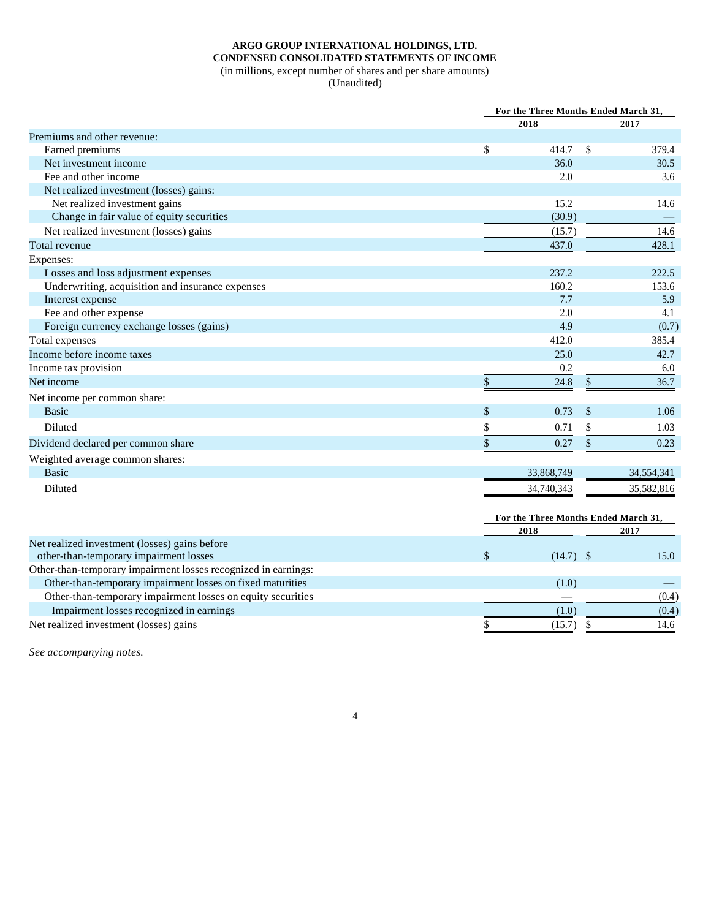**ARGO GROUP INTERNATIONAL HOLDINGS, LTD.**
**CONDENSED CONSOLIDATED STATEMENTS OF INCOME**
(in millions, except number of shares and per share amounts)
(Unaudited)

| | For the Three Months Ended March 31, | |
|---|---|---|
| | 2018 | 2017 |
| Premiums and other revenue: | | |
| Earned premiums | $ 414.7 | $ 379.4 |
| Net investment income | 36.0 | 30.5 |
| Fee and other income | 2.0 | 3.6 |
| Net realized investment (losses) gains: | | |
| Net realized investment gains | 15.2 | 14.6 |
| Change in fair value of equity securities | (30.9) | — |
| Net realized investment (losses) gains | (15.7) | 14.6 |
| Total revenue | 437.0 | 428.1 |
| Expenses: | | |
| Losses and loss adjustment expenses | 237.2 | 222.5 |
| Underwriting, acquisition and insurance expenses | 160.2 | 153.6 |
| Interest expense | 7.7 | 5.9 |
| Fee and other expense | 2.0 | 4.1 |
| Foreign currency exchange losses (gains) | 4.9 | (0.7) |
| Total expenses | 412.0 | 385.4 |
| Income before income taxes | 25.0 | 42.7 |
| Income tax provision | 0.2 | 6.0 |
| Net income | $ 24.8 | $ 36.7 |
| Net income per common share: | | |
| Basic | $ 0.73 | $ 1.06 |
| Diluted | $ 0.71 | $ 1.03 |
| Dividend declared per common share | $ 0.27 | $ 0.23 |
| Weighted average common shares: | | |
| Basic | 33,868,749 | 34,554,341 |
| Diluted | 34,740,343 | 35,582,816 |

| | For the Three Months Ended March 31, | |
|---|---|---|
| | 2018 | 2017 |
| Net realized investment (losses) gains before other-than-temporary impairment losses | $ (14.7) | $ 15.0 |
| Other-than-temporary impairment losses recognized in earnings: | | |
| Other-than-temporary impairment losses on fixed maturities | (1.0) | — |
| Other-than-temporary impairment losses on equity securities | — | (0.4) |
| Impairment losses recognized in earnings | (1.0) | (0.4) |
| Net realized investment (losses) gains | $ (15.7) | $ 14.6 |

*See accompanying notes.*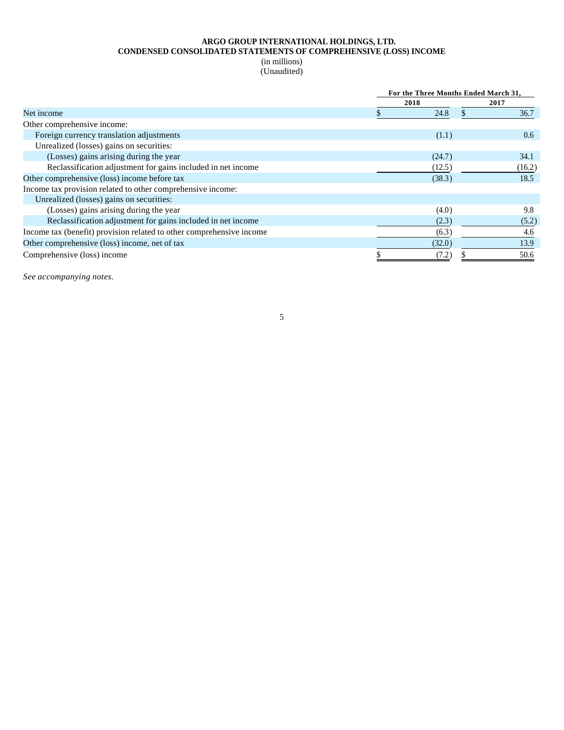**ARGO GROUP INTERNATIONAL HOLDINGS, LTD.**
**CONDENSED CONSOLIDATED STATEMENTS OF COMPREHENSIVE (LOSS) INCOME**
(in millions)
(Unaudited)

| | For the Three Months Ended March 31, | |
|---|---|---|
| | 2018 | 2017 |
| Net income | $ 24.8 | $ 36.7 |
| Other comprehensive income: | | |
| Foreign currency translation adjustments | (1.1) | 0.6 |
| Unrealized (losses) gains on securities: | | |
| (Losses) gains arising during the year | (24.7) | 34.1 |
| Reclassification adjustment for gains included in net income | (12.5) | (16.2) |
| Other comprehensive (loss) income before tax | (38.3) | 18.5 |
| Income tax provision related to other comprehensive income: | | |
| Unrealized (losses) gains on securities: | | |
| (Losses) gains arising during the year | (4.0) | 9.8 |
| Reclassification adjustment for gains included in net income | (2.3) | (5.2) |
| Income tax (benefit) provision related to other comprehensive income | (6.3) | 4.6 |
| Other comprehensive (loss) income, net of tax | (32.0) | 13.9 |
| Comprehensive (loss) income | $ (7.2) | $ 50.6 |

*See accompanying notes.*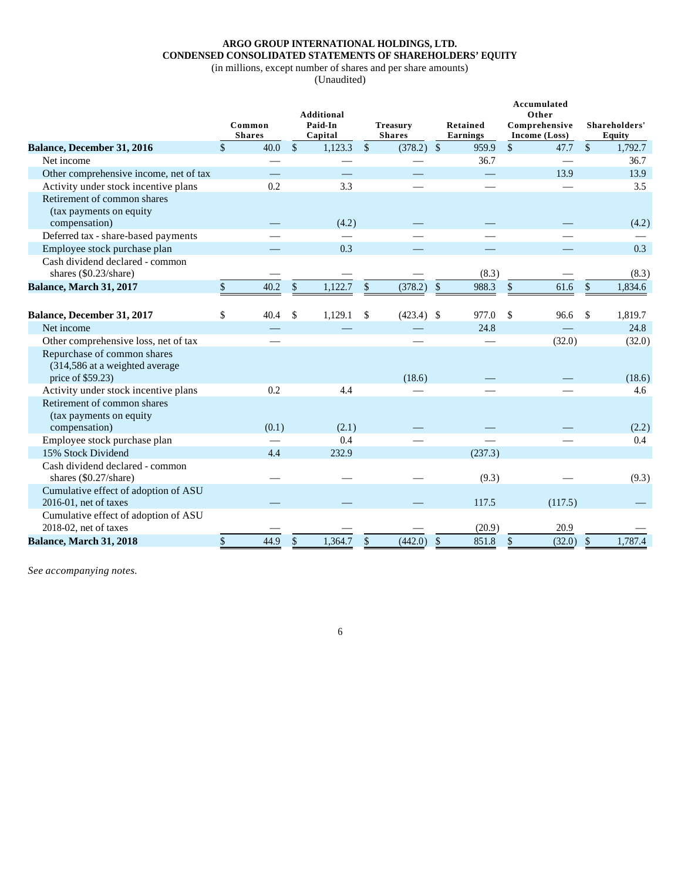**ARGO GROUP INTERNATIONAL HOLDINGS, LTD.**
**CONDENSED CONSOLIDATED STATEMENTS OF SHAREHOLDERS' EQUITY**
(in millions, except number of shares and per share amounts)
(Unaudited)

| | Common Shares | Additional Paid-In Capital | Treasury Shares | Retained Earnings | Accumulated Other Comprehensive Income (Loss) | Shareholders' Equity |
|---|---|---|---|---|---|---|
| **Balance, December 31, 2016** | $ 40.0 | $ 1,123.3 | $ (378.2) | $ 959.9 | $ 47.7 | $ 1,792.7 |
| Net income | — | — | — | 36.7 | — | 36.7 |
| Other comprehensive income, net of tax | — | — | — | — | 13.9 | 13.9 |
| Activity under stock incentive plans | 0.2 | 3.3 | — | — | — | 3.5 |
| Retirement of common shares (tax payments on equity compensation) | — | (4.2) | — | — | — | (4.2) |
| Deferred tax - share-based payments | — | — | — | — | — | — |
| Employee stock purchase plan | — | 0.3 | — | — | — | 0.3 |
| Cash dividend declared - common shares ($0.23/share) | — | — | — | (8.3) | — | (8.3) |
| **Balance, March 31, 2017** | $ 40.2 | $ 1,122.7 | $ (378.2) | $ 988.3 | $ 61.6 | $ 1,834.6 |
| | | | | | | |
| **Balance, December 31, 2017** | $ 40.4 | $ 1,129.1 | $ (423.4) | $ 977.0 | $ 96.6 | $ 1,819.7 |
| Net income | — | — | — | 24.8 | — | 24.8 |
| Other comprehensive loss, net of tax | — | | — | — | (32.0) | (32.0) |
| Repurchase of common shares (314,586 at a weighted average price of $59.23) | | | (18.6) | — | — | (18.6) |
| Activity under stock incentive plans | 0.2 | 4.4 | — | — | — | 4.6 |
| Retirement of common shares (tax payments on equity compensation) | (0.1) | (2.1) | — | — | — | (2.2) |
| Employee stock purchase plan | — | 0.4 | — | — | — | 0.4 |
| 15% Stock Dividend | 4.4 | 232.9 | | (237.3) | | |
| Cash dividend declared - common shares ($0.27/share) | — | — | — | (9.3) | — | (9.3) |
| Cumulative effect of adoption of ASU 2016-01, net of taxes | — | — | — | 117.5 | (117.5) | — |
| Cumulative effect of adoption of ASU 2018-02, net of taxes | — | — | — | (20.9) | 20.9 | — |
| **Balance, March 31, 2018** | $ 44.9 | $ 1,364.7 | $ (442.0) | $ 851.8 | $ (32.0) | $ 1,787.4 |

*See accompanying notes.*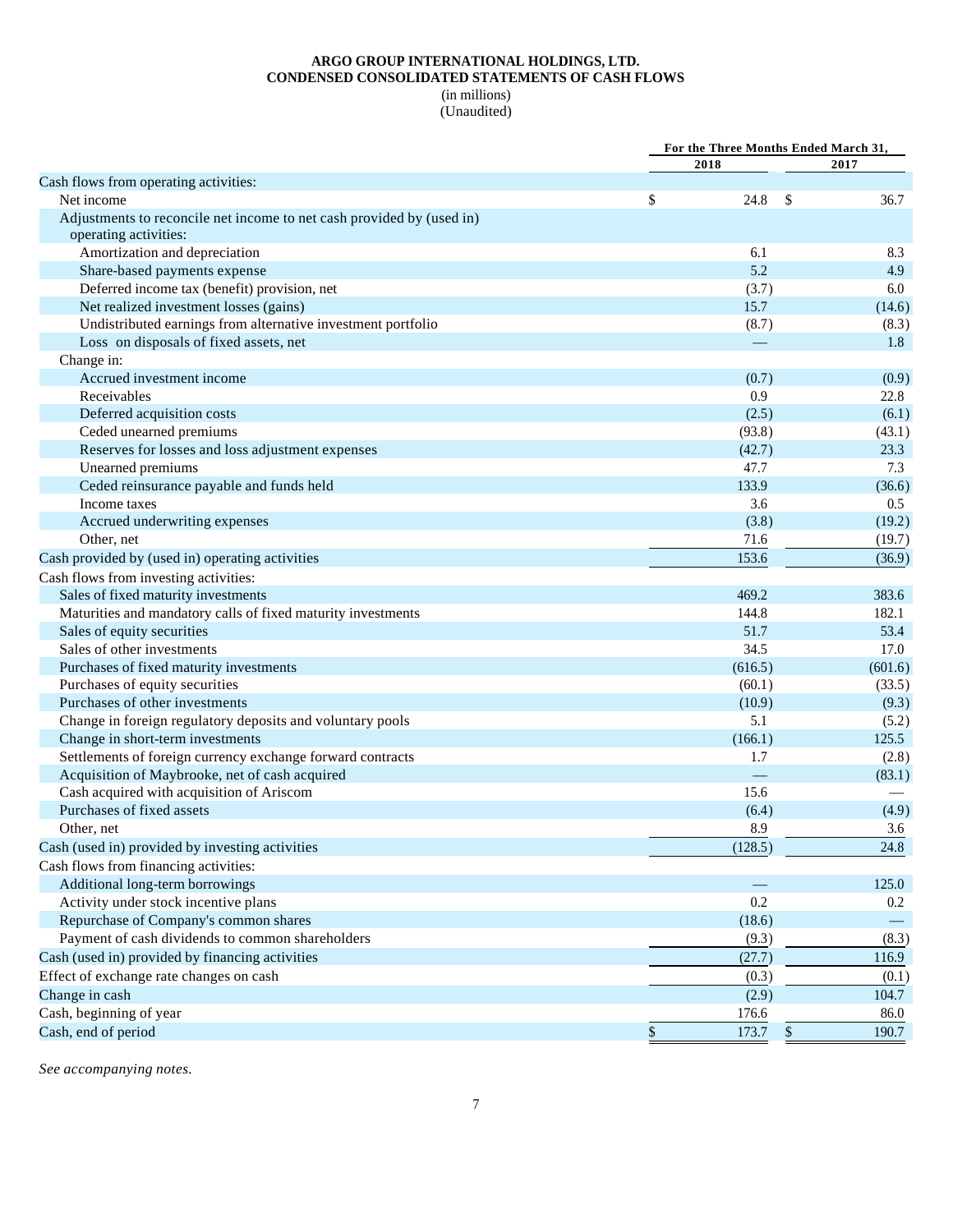# ARGO GROUP INTERNATIONAL HOLDINGS, LTD.
## CONDENSED CONSOLIDATED STATEMENTS OF CASH FLOWS
(in millions)
(Unaudited)

| | For the Three Months Ended March 31, | |
|---|---|---|
| | 2018 | 2017 |
| Cash flows from operating activities: | | |
| Net income | $ 24.8 | $ 36.7 |
| Adjustments to reconcile net income to net cash provided by (used in) operating activities: | | |
| Amortization and depreciation | 6.1 | 8.3 |
| Share-based payments expense | 5.2 | 4.9 |
| Deferred income tax (benefit) provision, net | (3.7) | 6.0 |
| Net realized investment losses (gains) | 15.7 | (14.6) |
| Undistributed earnings from alternative investment portfolio | (8.7) | (8.3) |
| Loss on disposals of fixed assets, net | — | 1.8 |
| Change in: | | |
| Accrued investment income | (0.7) | (0.9) |
| Receivables | 0.9 | 22.8 |
| Deferred acquisition costs | (2.5) | (6.1) |
| Ceded unearned premiums | (93.8) | (43.1) |
| Reserves for losses and loss adjustment expenses | (42.7) | 23.3 |
| Unearned premiums | 47.7 | 7.3 |
| Ceded reinsurance payable and funds held | 133.9 | (36.6) |
| Income taxes | 3.6 | 0.5 |
| Accrued underwriting expenses | (3.8) | (19.2) |
| Other, net | 71.6 | (19.7) |
| Cash provided by (used in) operating activities | 153.6 | (36.9) |
| Cash flows from investing activities: | | |
| Sales of fixed maturity investments | 469.2 | 383.6 |
| Maturities and mandatory calls of fixed maturity investments | 144.8 | 182.1 |
| Sales of equity securities | 51.7 | 53.4 |
| Sales of other investments | 34.5 | 17.0 |
| Purchases of fixed maturity investments | (616.5) | (601.6) |
| Purchases of equity securities | (60.1) | (33.5) |
| Purchases of other investments | (10.9) | (9.3) |
| Change in foreign regulatory deposits and voluntary pools | 5.1 | (5.2) |
| Change in short-term investments | (166.1) | 125.5 |
| Settlements of foreign currency exchange forward contracts | 1.7 | (2.8) |
| Acquisition of Maybrooke, net of cash acquired | — | (83.1) |
| Cash acquired with acquisition of Ariscom | 15.6 | — |
| Purchases of fixed assets | (6.4) | (4.9) |
| Other, net | 8.9 | 3.6 |
| Cash (used in) provided by investing activities | (128.5) | 24.8 |
| Cash flows from financing activities: | | |
| Additional long-term borrowings | — | 125.0 |
| Activity under stock incentive plans | 0.2 | 0.2 |
| Repurchase of Company's common shares | (18.6) | — |
| Payment of cash dividends to common shareholders | (9.3) | (8.3) |
| Cash (used in) provided by financing activities | (27.7) | 116.9 |
| Effect of exchange rate changes on cash | (0.3) | (0.1) |
| Change in cash | (2.9) | 104.7 |
| Cash, beginning of year | 176.6 | 86.0 |
| Cash, end of period | $ 173.7 | $ 190.7 |

*See accompanying notes.*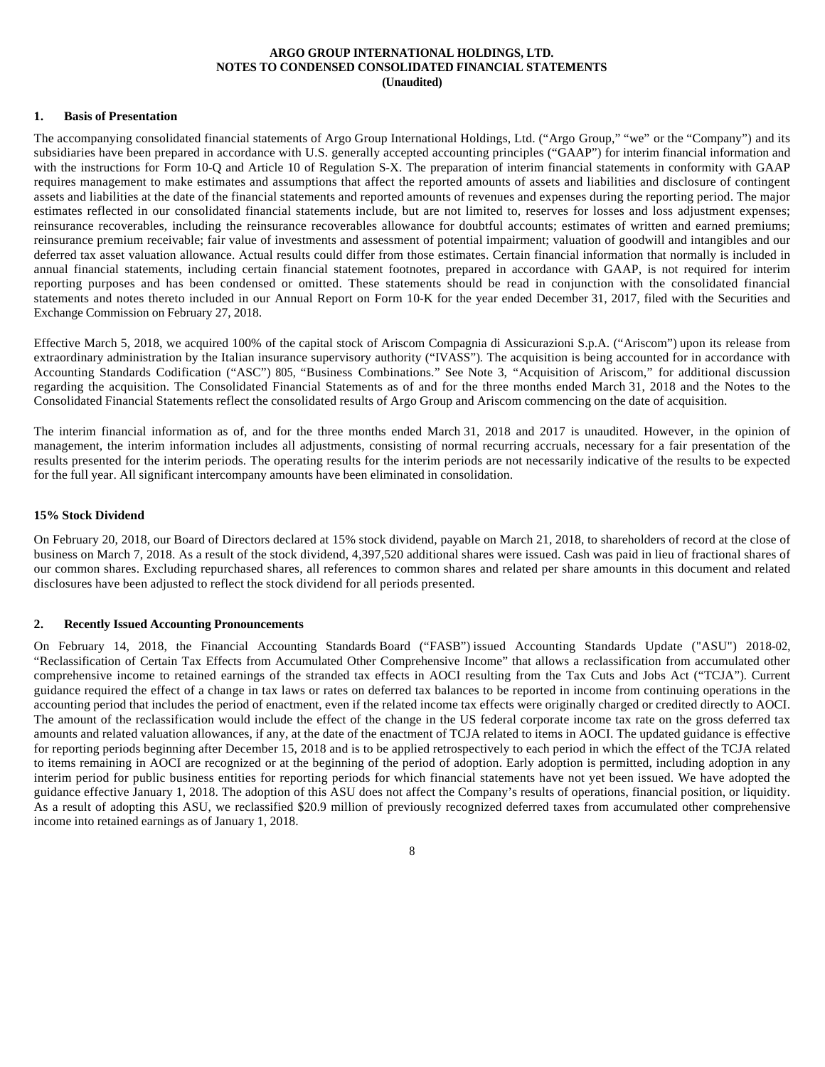**ARGO GROUP INTERNATIONAL HOLDINGS, LTD.**
**NOTES TO CONDENSED CONSOLIDATED FINANCIAL STATEMENTS**
**(Unaudited)**

## 1. Basis of Presentation

The accompanying consolidated financial statements of Argo Group International Holdings, Ltd. ("Argo Group," "we" or the "Company") and its subsidiaries have been prepared in accordance with U.S. generally accepted accounting principles ("GAAP") for interim financial information and with the instructions for Form 10-Q and Article 10 of Regulation S-X. The preparation of interim financial statements in conformity with GAAP requires management to make estimates and assumptions that affect the reported amounts of assets and liabilities and disclosure of contingent assets and liabilities at the date of the financial statements and reported amounts of revenues and expenses during the reporting period. The major estimates reflected in our consolidated financial statements include, but are not limited to, reserves for losses and loss adjustment expenses; reinsurance recoverables, including the reinsurance recoverables allowance for doubtful accounts; estimates of written and earned premiums; reinsurance premium receivable; fair value of investments and assessment of potential impairment; valuation of goodwill and intangibles and our deferred tax asset valuation allowance. Actual results could differ from those estimates. Certain financial information that normally is included in annual financial statements, including certain financial statement footnotes, prepared in accordance with GAAP, is not required for interim reporting purposes and has been condensed or omitted. These statements should be read in conjunction with the consolidated financial statements and notes thereto included in our Annual Report on Form 10-K for the year ended December 31, 2017, filed with the Securities and Exchange Commission on February 27, 2018.

Effective March 5, 2018, we acquired 100% of the capital stock of Ariscom Compagnia di Assicurazioni S.p.A. ("Ariscom") upon its release from extraordinary administration by the Italian insurance supervisory authority ("IVASS"). The acquisition is being accounted for in accordance with Accounting Standards Codification ("ASC") 805, "Business Combinations." See Note 3, "Acquisition of Ariscom," for additional discussion regarding the acquisition. The Consolidated Financial Statements as of and for the three months ended March 31, 2018 and the Notes to the Consolidated Financial Statements reflect the consolidated results of Argo Group and Ariscom commencing on the date of acquisition.

The interim financial information as of, and for the three months ended March 31, 2018 and 2017 is unaudited. However, in the opinion of management, the interim information includes all adjustments, consisting of normal recurring accruals, necessary for a fair presentation of the results presented for the interim periods. The operating results for the interim periods are not necessarily indicative of the results to be expected for the full year. All significant intercompany amounts have been eliminated in consolidation.

### 15% Stock Dividend

On February 20, 2018, our Board of Directors declared at 15% stock dividend, payable on March 21, 2018, to shareholders of record at the close of business on March 7, 2018. As a result of the stock dividend, 4,397,520 additional shares were issued. Cash was paid in lieu of fractional shares of our common shares. Excluding repurchased shares, all references to common shares and related per share amounts in this document and related disclosures have been adjusted to reflect the stock dividend for all periods presented.

## 2. Recently Issued Accounting Pronouncements

On February 14, 2018, the Financial Accounting Standards Board ("FASB") issued Accounting Standards Update ("ASU") 2018-02, "Reclassification of Certain Tax Effects from Accumulated Other Comprehensive Income" that allows a reclassification from accumulated other comprehensive income to retained earnings of the stranded tax effects in AOCI resulting from the Tax Cuts and Jobs Act ("TCJA"). Current guidance required the effect of a change in tax laws or rates on deferred tax balances to be reported in income from continuing operations in the accounting period that includes the period of enactment, even if the related income tax effects were originally charged or credited directly to AOCI. The amount of the reclassification would include the effect of the change in the US federal corporate income tax rate on the gross deferred tax amounts and related valuation allowances, if any, at the date of the enactment of TCJA related to items in AOCI. The updated guidance is effective for reporting periods beginning after December 15, 2018 and is to be applied retrospectively to each period in which the effect of the TCJA related to items remaining in AOCI are recognized or at the beginning of the period of adoption. Early adoption is permitted, including adoption in any interim period for public business entities for reporting periods for which financial statements have not yet been issued. We have adopted the guidance effective January 1, 2018. The adoption of this ASU does not affect the Company's results of operations, financial position, or liquidity. As a result of adopting this ASU, we reclassified $20.9 million of previously recognized deferred taxes from accumulated other comprehensive income into retained earnings as of January 1, 2018.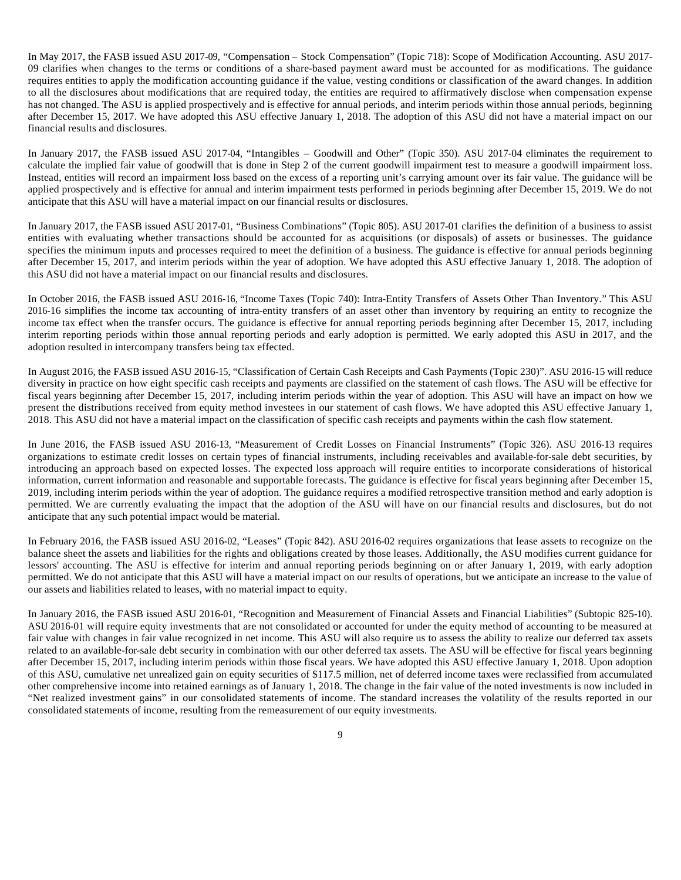In May 2017, the FASB issued ASU 2017-09, "Compensation – Stock Compensation" (Topic 718): Scope of Modification Accounting. ASU 2017-09 clarifies when changes to the terms or conditions of a share-based payment award must be accounted for as modifications. The guidance requires entities to apply the modification accounting guidance if the value, vesting conditions or classification of the award changes. In addition to all the disclosures about modifications that are required today, the entities are required to affirmatively disclose when compensation expense has not changed. The ASU is applied prospectively and is effective for annual periods, and interim periods within those annual periods, beginning after December 15, 2017. We have adopted this ASU effective January 1, 2018. The adoption of this ASU did not have a material impact on our financial results and disclosures.

In January 2017, the FASB issued ASU 2017-04, "Intangibles – Goodwill and Other" (Topic 350). ASU 2017-04 eliminates the requirement to calculate the implied fair value of goodwill that is done in Step 2 of the current goodwill impairment test to measure a goodwill impairment loss. Instead, entities will record an impairment loss based on the excess of a reporting unit's carrying amount over its fair value. The guidance will be applied prospectively and is effective for annual and interim impairment tests performed in periods beginning after December 15, 2019. We do not anticipate that this ASU will have a material impact on our financial results or disclosures.

In January 2017, the FASB issued ASU 2017-01, "Business Combinations" (Topic 805). ASU 2017-01 clarifies the definition of a business to assist entities with evaluating whether transactions should be accounted for as acquisitions (or disposals) of assets or businesses. The guidance specifies the minimum inputs and processes required to meet the definition of a business. The guidance is effective for annual periods beginning after December 15, 2017, and interim periods within the year of adoption. We have adopted this ASU effective January 1, 2018. The adoption of this ASU did not have a material impact on our financial results and disclosures.

In October 2016, the FASB issued ASU 2016-16, "Income Taxes (Topic 740): Intra-Entity Transfers of Assets Other Than Inventory." This ASU 2016-16 simplifies the income tax accounting of intra-entity transfers of an asset other than inventory by requiring an entity to recognize the income tax effect when the transfer occurs. The guidance is effective for annual reporting periods beginning after December 15, 2017, including interim reporting periods within those annual reporting periods and early adoption is permitted. We early adopted this ASU in 2017, and the adoption resulted in intercompany transfers being tax effected.

In August 2016, the FASB issued ASU 2016-15, "Classification of Certain Cash Receipts and Cash Payments (Topic 230)". ASU 2016-15 will reduce diversity in practice on how eight specific cash receipts and payments are classified on the statement of cash flows. The ASU will be effective for fiscal years beginning after December 15, 2017, including interim periods within the year of adoption. This ASU will have an impact on how we present the distributions received from equity method investees in our statement of cash flows. We have adopted this ASU effective January 1, 2018. This ASU did not have a material impact on the classification of specific cash receipts and payments within the cash flow statement.

In June 2016, the FASB issued ASU 2016-13, "Measurement of Credit Losses on Financial Instruments" (Topic 326). ASU 2016-13 requires organizations to estimate credit losses on certain types of financial instruments, including receivables and available-for-sale debt securities, by introducing an approach based on expected losses. The expected loss approach will require entities to incorporate considerations of historical information, current information and reasonable and supportable forecasts. The guidance is effective for fiscal years beginning after December 15, 2019, including interim periods within the year of adoption. The guidance requires a modified retrospective transition method and early adoption is permitted. We are currently evaluating the impact that the adoption of the ASU will have on our financial results and disclosures, but do not anticipate that any such potential impact would be material.

In February 2016, the FASB issued ASU 2016-02, "Leases" (Topic 842). ASU 2016-02 requires organizations that lease assets to recognize on the balance sheet the assets and liabilities for the rights and obligations created by those leases. Additionally, the ASU modifies current guidance for lessors' accounting. The ASU is effective for interim and annual reporting periods beginning on or after January 1, 2019, with early adoption permitted. We do not anticipate that this ASU will have a material impact on our results of operations, but we anticipate an increase to the value of our assets and liabilities related to leases, with no material impact to equity.

In January 2016, the FASB issued ASU 2016-01, "Recognition and Measurement of Financial Assets and Financial Liabilities" (Subtopic 825-10). ASU 2016-01 will require equity investments that are not consolidated or accounted for under the equity method of accounting to be measured at fair value with changes in fair value recognized in net income. This ASU will also require us to assess the ability to realize our deferred tax assets related to an available-for-sale debt security in combination with our other deferred tax assets. The ASU will be effective for fiscal years beginning after December 15, 2017, including interim periods within those fiscal years. We have adopted this ASU effective January 1, 2018. Upon adoption of this ASU, cumulative net unrealized gain on equity securities of $117.5 million, net of deferred income taxes were reclassified from accumulated other comprehensive income into retained earnings as of January 1, 2018. The change in the fair value of the noted investments is now included in "Net realized investment gains" in our consolidated statements of income. The standard increases the volatility of the results reported in our consolidated statements of income, resulting from the remeasurement of our equity investments.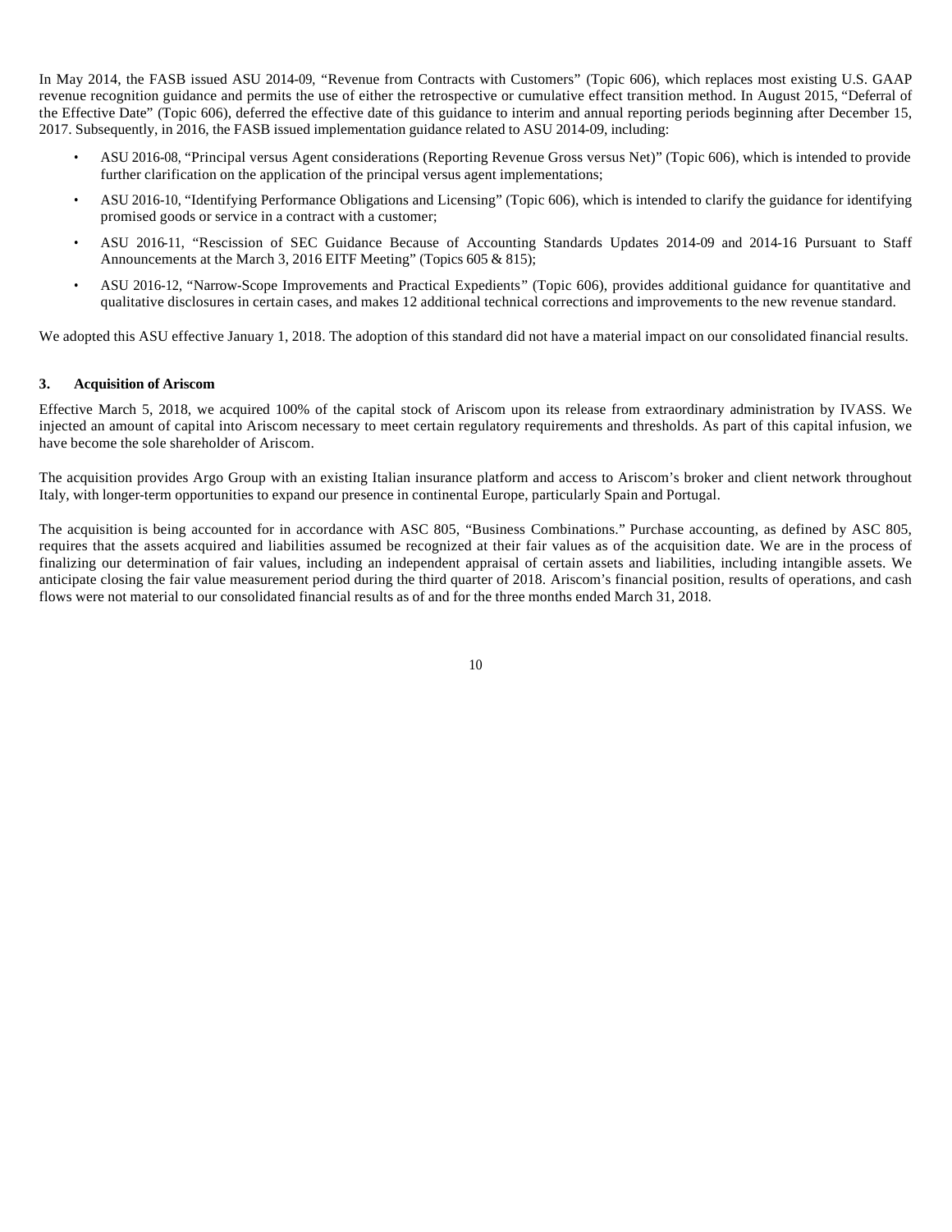In May 2014, the FASB issued ASU 2014-09, "Revenue from Contracts with Customers" (Topic 606), which replaces most existing U.S. GAAP revenue recognition guidance and permits the use of either the retrospective or cumulative effect transition method. In August 2015, "Deferral of the Effective Date" (Topic 606), deferred the effective date of this guidance to interim and annual reporting periods beginning after December 15, 2017. Subsequently, in 2016, the FASB issued implementation guidance related to ASU 2014-09, including:

- ASU 2016-08, "Principal versus Agent considerations (Reporting Revenue Gross versus Net)" (Topic 606), which is intended to provide further clarification on the application of the principal versus agent implementations;
- ASU 2016-10, "Identifying Performance Obligations and Licensing" (Topic 606), which is intended to clarify the guidance for identifying promised goods or service in a contract with a customer;
- ASU 2016-11, "Rescission of SEC Guidance Because of Accounting Standards Updates 2014-09 and 2014-16 Pursuant to Staff Announcements at the March 3, 2016 EITF Meeting" (Topics 605 & 815);
- ASU 2016-12, "Narrow-Scope Improvements and Practical Expedients" (Topic 606), provides additional guidance for quantitative and qualitative disclosures in certain cases, and makes 12 additional technical corrections and improvements to the new revenue standard.

We adopted this ASU effective January 1, 2018. The adoption of this standard did not have a material impact on our consolidated financial results.

## 3. Acquisition of Ariscom

Effective March 5, 2018, we acquired 100% of the capital stock of Ariscom upon its release from extraordinary administration by IVASS. We injected an amount of capital into Ariscom necessary to meet certain regulatory requirements and thresholds. As part of this capital infusion, we have become the sole shareholder of Ariscom.

The acquisition provides Argo Group with an existing Italian insurance platform and access to Ariscom's broker and client network throughout Italy, with longer-term opportunities to expand our presence in continental Europe, particularly Spain and Portugal.

The acquisition is being accounted for in accordance with ASC 805, "Business Combinations." Purchase accounting, as defined by ASC 805, requires that the assets acquired and liabilities assumed be recognized at their fair values as of the acquisition date. We are in the process of finalizing our determination of fair values, including an independent appraisal of certain assets and liabilities, including intangible assets. We anticipate closing the fair value measurement period during the third quarter of 2018. Ariscom's financial position, results of operations, and cash flows were not material to our consolidated financial results as of and for the three months ended March 31, 2018.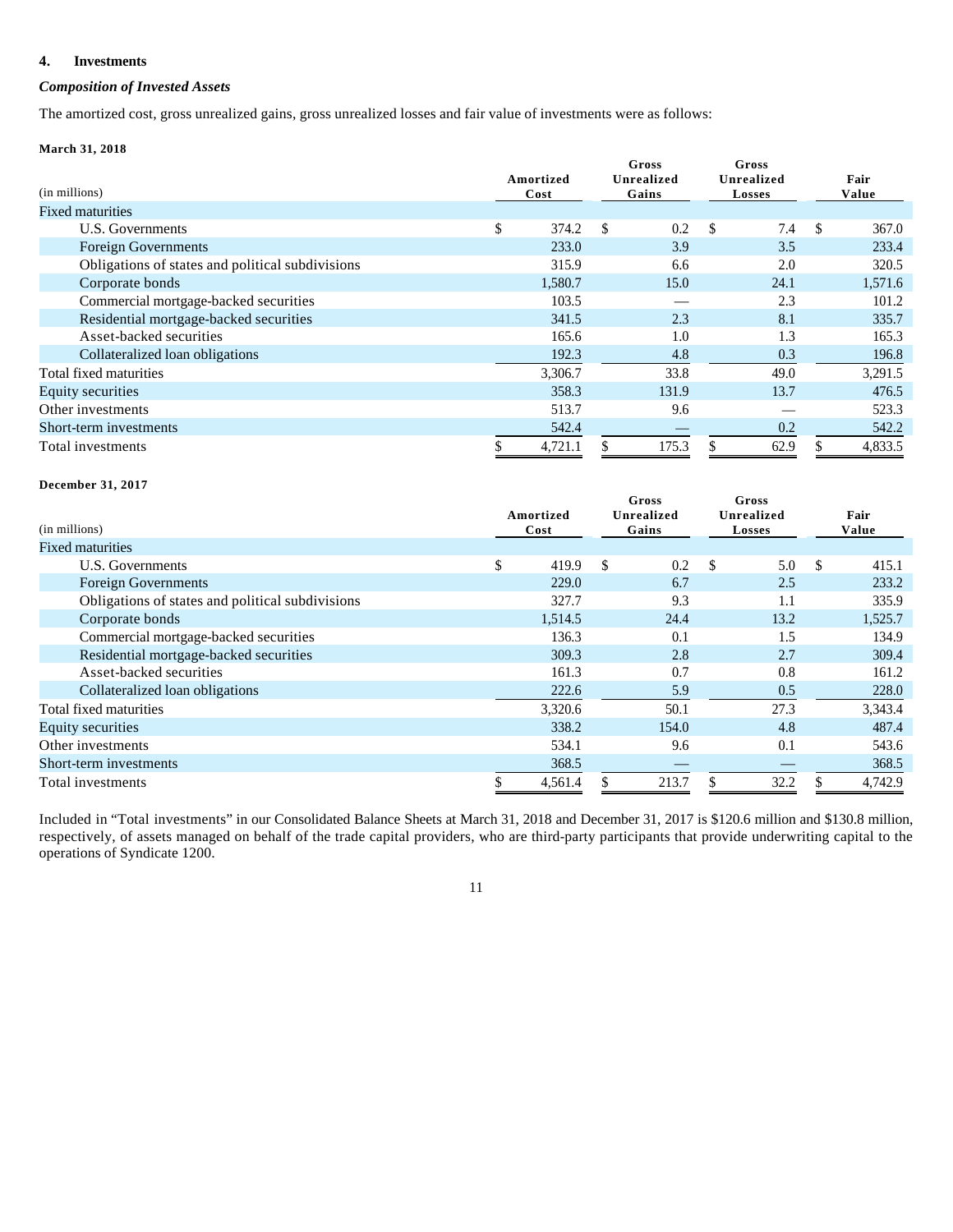## 4. Investments

### *Composition of Invested Assets*

The amortized cost, gross unrealized gains, gross unrealized losses and fair value of investments were as follows:

**March 31, 2018**

| (in millions) | Amortized Cost | Gross Unrealized Gains | Gross Unrealized Losses | Fair Value |
|---|---|---|---|---|
| Fixed maturities | | | | |
| U.S. Governments | $ 374.2 | $ 0.2 | $ 7.4 | $ 367.0 |
| Foreign Governments | 233.0 | 3.9 | 3.5 | 233.4 |
| Obligations of states and political subdivisions | 315.9 | 6.6 | 2.0 | 320.5 |
| Corporate bonds | 1,580.7 | 15.0 | 24.1 | 1,571.6 |
| Commercial mortgage-backed securities | 103.5 | — | 2.3 | 101.2 |
| Residential mortgage-backed securities | 341.5 | 2.3 | 8.1 | 335.7 |
| Asset-backed securities | 165.6 | 1.0 | 1.3 | 165.3 |
| Collateralized loan obligations | 192.3 | 4.8 | 0.3 | 196.8 |
| Total fixed maturities | 3,306.7 | 33.8 | 49.0 | 3,291.5 |
| Equity securities | 358.3 | 131.9 | 13.7 | 476.5 |
| Other investments | 513.7 | 9.6 | — | 523.3 |
| Short-term investments | 542.4 | — | 0.2 | 542.2 |
| Total investments | $ 4,721.1 | $ 175.3 | $ 62.9 | $ 4,833.5 |

**December 31, 2017**

| (in millions) | Amortized Cost | Gross Unrealized Gains | Gross Unrealized Losses | Fair Value |
|---|---|---|---|---|
| Fixed maturities | | | | |
| U.S. Governments | $ 419.9 | $ 0.2 | $ 5.0 | $ 415.1 |
| Foreign Governments | 229.0 | 6.7 | 2.5 | 233.2 |
| Obligations of states and political subdivisions | 327.7 | 9.3 | 1.1 | 335.9 |
| Corporate bonds | 1,514.5 | 24.4 | 13.2 | 1,525.7 |
| Commercial mortgage-backed securities | 136.3 | 0.1 | 1.5 | 134.9 |
| Residential mortgage-backed securities | 309.3 | 2.8 | 2.7 | 309.4 |
| Asset-backed securities | 161.3 | 0.7 | 0.8 | 161.2 |
| Collateralized loan obligations | 222.6 | 5.9 | 0.5 | 228.0 |
| Total fixed maturities | 3,320.6 | 50.1 | 27.3 | 3,343.4 |
| Equity securities | 338.2 | 154.0 | 4.8 | 487.4 |
| Other investments | 534.1 | 9.6 | 0.1 | 543.6 |
| Short-term investments | 368.5 | — | — | 368.5 |
| Total investments | $ 4,561.4 | $ 213.7 | $ 32.2 | $ 4,742.9 |

Included in "Total investments" in our Consolidated Balance Sheets at March 31, 2018 and December 31, 2017 is $120.6 million and $130.8 million, respectively, of assets managed on behalf of the trade capital providers, who are third-party participants that provide underwriting capital to the operations of Syndicate 1200.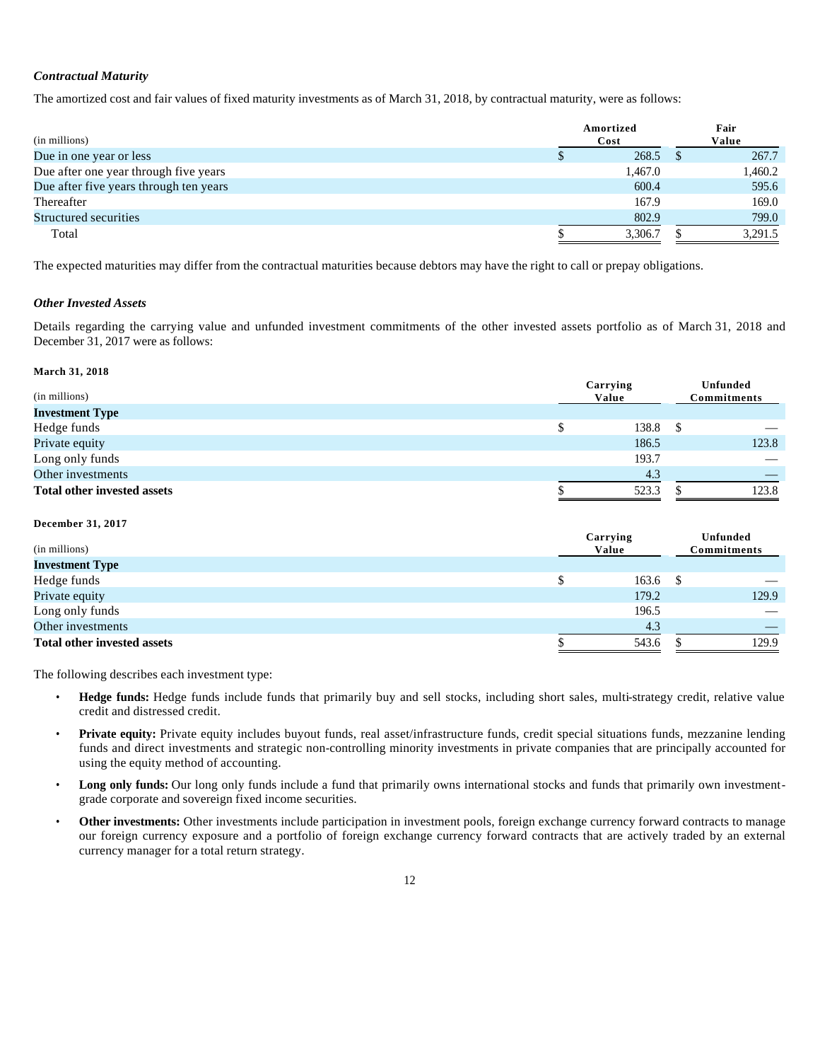### *Contractual Maturity*

The amortized cost and fair values of fixed maturity investments as of March 31, 2018, by contractual maturity, were as follows:

| (in millions) | Amortized Cost | Fair Value |
|---|---|---|
| Due in one year or less | $ 268.5 | $ 267.7 |
| Due after one year through five years | 1,467.0 | 1,460.2 |
| Due after five years through ten years | 600.4 | 595.6 |
| Thereafter | 167.9 | 169.0 |
| Structured securities | 802.9 | 799.0 |
| Total | $ 3,306.7 | $ 3,291.5 |

The expected maturities may differ from the contractual maturities because debtors may have the right to call or prepay obligations.

### *Other Invested Assets*

Details regarding the carrying value and unfunded investment commitments of the other invested assets portfolio as of March 31, 2018 and December 31, 2017 were as follows:

**March 31, 2018**

| (in millions) | Carrying Value | Unfunded Commitments |
|---|---|---|
| **Investment Type** | | |
| Hedge funds | $ 138.8 | $ — |
| Private equity | 186.5 | 123.8 |
| Long only funds | 193.7 | — |
| Other investments | 4.3 | — |
| **Total other invested assets** | $ 523.3 | $ 123.8 |

**December 31, 2017**

| (in millions) | Carrying Value | Unfunded Commitments |
|---|---|---|
| **Investment Type** | | |
| Hedge funds | $ 163.6 | $ — |
| Private equity | 179.2 | 129.9 |
| Long only funds | 196.5 | — |
| Other investments | 4.3 | — |
| **Total other invested assets** | $ 543.6 | $ 129.9 |

The following describes each investment type:

- **Hedge funds:** Hedge funds include funds that primarily buy and sell stocks, including short sales, multi-strategy credit, relative value credit and distressed credit.
- **Private equity:** Private equity includes buyout funds, real asset/infrastructure funds, credit special situations funds, mezzanine lending funds and direct investments and strategic non-controlling minority investments in private companies that are principally accounted for using the equity method of accounting.
- **Long only funds:** Our long only funds include a fund that primarily owns international stocks and funds that primarily own investment-grade corporate and sovereign fixed income securities.
- **Other investments:** Other investments include participation in investment pools, foreign exchange currency forward contracts to manage our foreign currency exposure and a portfolio of foreign exchange currency forward contracts that are actively traded by an external currency manager for a total return strategy.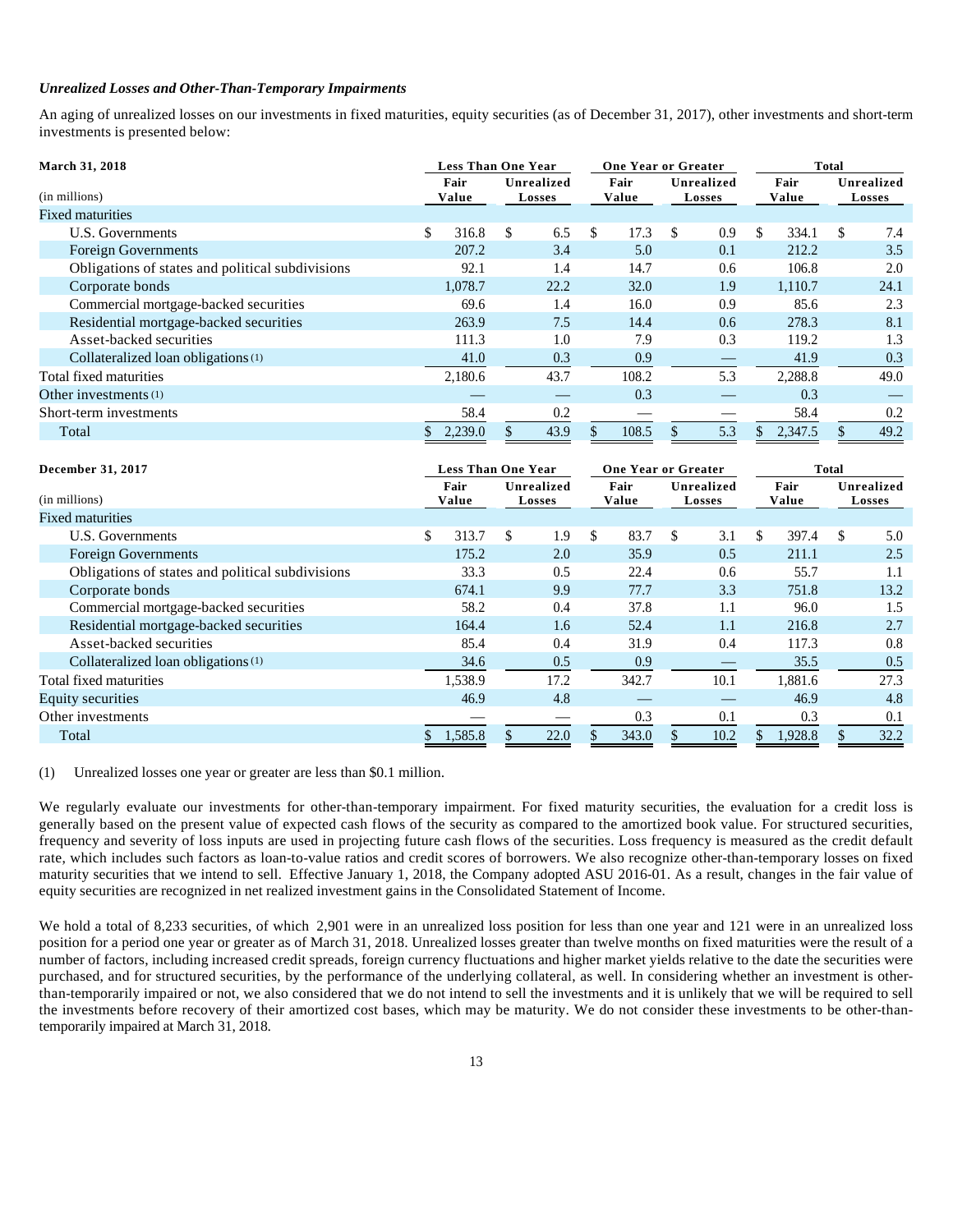***Unrealized Losses and Other-Than-Temporary Impairments***

An aging of unrealized losses on our investments in fixed maturities, equity securities (as of December 31, 2017), other investments and short-term investments is presented below:

| **March 31, 2018** | **Less Than One Year** | | **One Year or Greater** | | **Total** | |
|---|---|---|---|---|---|---|
| (in millions) | **Fair Value** | **Unrealized Losses** | **Fair Value** | **Unrealized Losses** | **Fair Value** | **Unrealized Losses** |
| Fixed maturities | | | | | | |
| U.S. Governments | $ 316.8 | $ 6.5 | $ 17.3 | $ 0.9 | $ 334.1 | $ 7.4 |
| Foreign Governments | 207.2 | 3.4 | 5.0 | 0.1 | 212.2 | 3.5 |
| Obligations of states and political subdivisions | 92.1 | 1.4 | 14.7 | 0.6 | 106.8 | 2.0 |
| Corporate bonds | 1,078.7 | 22.2 | 32.0 | 1.9 | 1,110.7 | 24.1 |
| Commercial mortgage-backed securities | 69.6 | 1.4 | 16.0 | 0.9 | 85.6 | 2.3 |
| Residential mortgage-backed securities | 263.9 | 7.5 | 14.4 | 0.6 | 278.3 | 8.1 |
| Asset-backed securities | 111.3 | 1.0 | 7.9 | 0.3 | 119.2 | 1.3 |
| Collateralized loan obligations (1) | 41.0 | 0.3 | 0.9 | — | 41.9 | 0.3 |
| Total fixed maturities | 2,180.6 | 43.7 | 108.2 | 5.3 | 2,288.8 | 49.0 |
| Other investments (1) | — | — | 0.3 | — | 0.3 | — |
| Short-term investments | 58.4 | 0.2 | — | — | 58.4 | 0.2 |
| Total | $ 2,239.0 | $ 43.9 | $ 108.5 | $ 5.3 | $ 2,347.5 | $ 49.2 |

| **December 31, 2017** | **Less Than One Year** | | **One Year or Greater** | | **Total** | |
|---|---|---|---|---|---|---|
| (in millions) | **Fair Value** | **Unrealized Losses** | **Fair Value** | **Unrealized Losses** | **Fair Value** | **Unrealized Losses** |
| Fixed maturities | | | | | | |
| U.S. Governments | $ 313.7 | $ 1.9 | $ 83.7 | $ 3.1 | $ 397.4 | $ 5.0 |
| Foreign Governments | 175.2 | 2.0 | 35.9 | 0.5 | 211.1 | 2.5 |
| Obligations of states and political subdivisions | 33.3 | 0.5 | 22.4 | 0.6 | 55.7 | 1.1 |
| Corporate bonds | 674.1 | 9.9 | 77.7 | 3.3 | 751.8 | 13.2 |
| Commercial mortgage-backed securities | 58.2 | 0.4 | 37.8 | 1.1 | 96.0 | 1.5 |
| Residential mortgage-backed securities | 164.4 | 1.6 | 52.4 | 1.1 | 216.8 | 2.7 |
| Asset-backed securities | 85.4 | 0.4 | 31.9 | 0.4 | 117.3 | 0.8 |
| Collateralized loan obligations (1) | 34.6 | 0.5 | 0.9 | — | 35.5 | 0.5 |
| Total fixed maturities | 1,538.9 | 17.2 | 342.7 | 10.1 | 1,881.6 | 27.3 |
| Equity securities | 46.9 | 4.8 | — | — | 46.9 | 4.8 |
| Other investments | — | — | 0.3 | 0.1 | 0.3 | 0.1 |
| Total | $ 1,585.8 | $ 22.0 | $ 343.0 | $ 10.2 | $ 1,928.8 | $ 32.2 |

(1) Unrealized losses one year or greater are less than $0.1 million.

We regularly evaluate our investments for other-than-temporary impairment. For fixed maturity securities, the evaluation for a credit loss is generally based on the present value of expected cash flows of the security as compared to the amortized book value. For structured securities, frequency and severity of loss inputs are used in projecting future cash flows of the securities. Loss frequency is measured as the credit default rate, which includes such factors as loan-to-value ratios and credit scores of borrowers. We also recognize other-than-temporary losses on fixed maturity securities that we intend to sell. Effective January 1, 2018, the Company adopted ASU 2016-01. As a result, changes in the fair value of equity securities are recognized in net realized investment gains in the Consolidated Statement of Income.

We hold a total of 8,233 securities, of which 2,901 were in an unrealized loss position for less than one year and 121 were in an unrealized loss position for a period one year or greater as of March 31, 2018. Unrealized losses greater than twelve months on fixed maturities were the result of a number of factors, including increased credit spreads, foreign currency fluctuations and higher market yields relative to the date the securities were purchased, and for structured securities, by the performance of the underlying collateral, as well. In considering whether an investment is other-than-temporarily impaired or not, we also considered that we do not intend to sell the investments and it is unlikely that we will be required to sell the investments before recovery of their amortized cost bases, which may be maturity. We do not consider these investments to be other-than-temporarily impaired at March 31, 2018.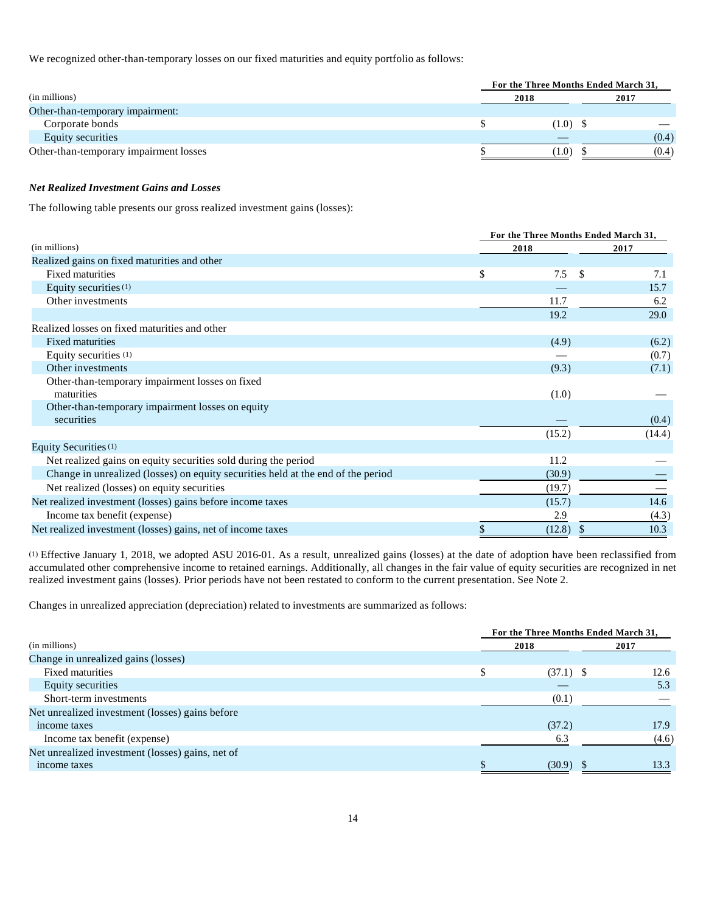We recognized other-than-temporary losses on our fixed maturities and equity portfolio as follows:

| (in millions) | For the Three Months Ended March 31, 2018 | 2017 |
|---|---|---|
| Other-than-temporary impairment: | | |
| Corporate bonds | $ (1.0) | $ — |
| Equity securities | — | (0.4) |
| Other-than-temporary impairment losses | $ (1.0) | $ (0.4) |

### *Net Realized Investment Gains and Losses*

The following table presents our gross realized investment gains (losses):

| (in millions) | For the Three Months Ended March 31, 2018 | 2017 |
|---|---|---|
| Realized gains on fixed maturities and other | | |
| Fixed maturities | $ 7.5 | $ 7.1 |
| Equity securities [(1)] | — | 15.7 |
| Other investments | 11.7 | 6.2 |
| | 19.2 | 29.0 |
| Realized losses on fixed maturities and other | | |
| Fixed maturities | (4.9) | (6.2) |
| Equity securities [(1)] | — | (0.7) |
| Other investments | (9.3) | (7.1) |
| Other-than-temporary impairment losses on fixed maturities | (1.0) | — |
| Other-than-temporary impairment losses on equity securities | — | (0.4) |
| | (15.2) | (14.4) |
| Equity Securities [(1)] | | |
| Net realized gains on equity securities sold during the period | 11.2 | — |
| Change in unrealized (losses) on equity securities held at the end of the period | (30.9) | — |
| Net realized (losses) on equity securities | (19.7) | — |
| Net realized investment (losses) gains before income taxes | (15.7) | 14.6 |
| Income tax benefit (expense) | 2.9 | (4.3) |
| Net realized investment (losses) gains, net of income taxes | $ (12.8) | $ 10.3 |

(1) Effective January 1, 2018, we adopted ASU 2016-01. As a result, unrealized gains (losses) at the date of adoption have been reclassified from accumulated other comprehensive income to retained earnings. Additionally, all changes in the fair value of equity securities are recognized in net realized investment gains (losses). Prior periods have not been restated to conform to the current presentation. See Note 2.

Changes in unrealized appreciation (depreciation) related to investments are summarized as follows:

| (in millions) | For the Three Months Ended March 31, 2018 | 2017 |
|---|---|---|
| Change in unrealized gains (losses) | | |
| Fixed maturities | $ (37.1) | $ 12.6 |
| Equity securities | — | 5.3 |
| Short-term investments | (0.1) | — |
| Net unrealized investment (losses) gains before income taxes | (37.2) | 17.9 |
| Income tax benefit (expense) | 6.3 | (4.6) |
| Net unrealized investment (losses) gains, net of income taxes | $ (30.9) | $ 13.3 |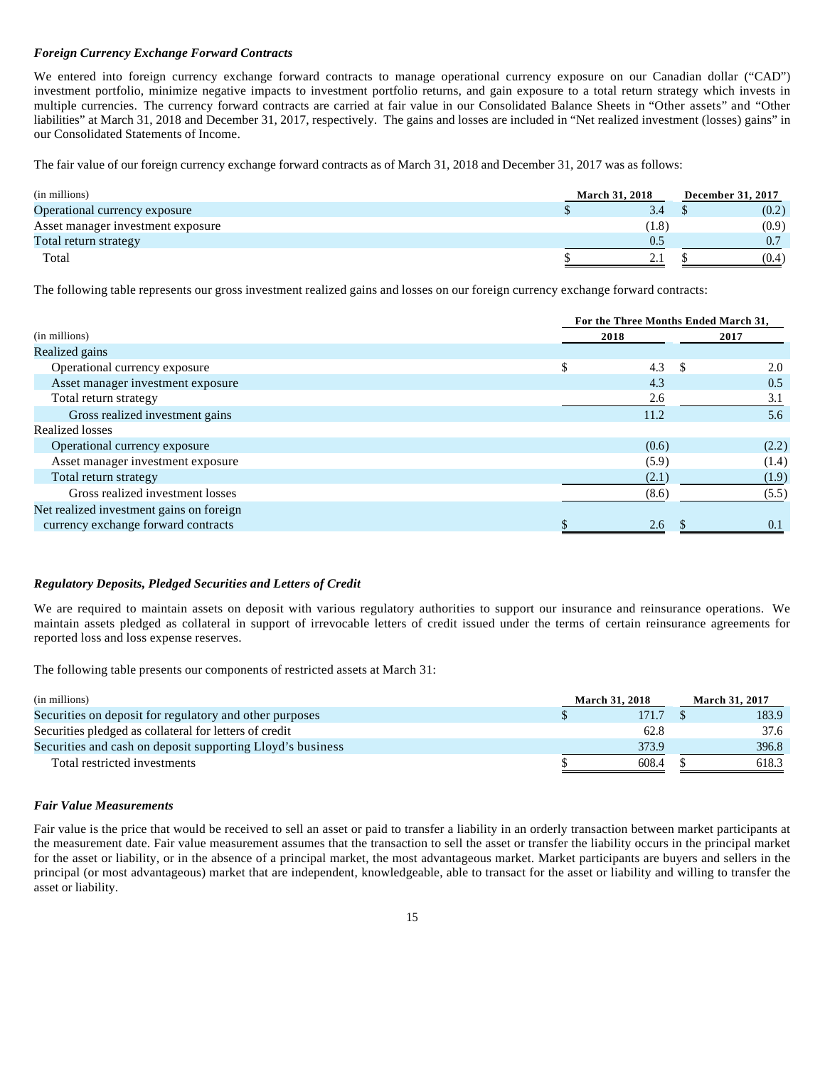### *Foreign Currency Exchange Forward Contracts*

We entered into foreign currency exchange forward contracts to manage operational currency exposure on our Canadian dollar ("CAD") investment portfolio, minimize negative impacts to investment portfolio returns, and gain exposure to a total return strategy which invests in multiple currencies. The currency forward contracts are carried at fair value in our Consolidated Balance Sheets in "Other assets" and "Other liabilities" at March 31, 2018 and December 31, 2017, respectively. The gains and losses are included in "Net realized investment (losses) gains" in our Consolidated Statements of Income.

The fair value of our foreign currency exchange forward contracts as of March 31, 2018 and December 31, 2017 was as follows:

| (in millions) | March 31, 2018 | December 31, 2017 |
|---|---|---|
| Operational currency exposure | $ 3.4 | $ (0.2) |
| Asset manager investment exposure | (1.8) | (0.9) |
| Total return strategy | 0.5 | 0.7 |
| Total | $ 2.1 | $ (0.4) |

The following table represents our gross investment realized gains and losses on our foreign currency exchange forward contracts:

| | For the Three Months Ended March 31, | |
|---|---|---|
| (in millions) | 2018 | 2017 |
| Realized gains | | |
| Operational currency exposure | $ 4.3 | $ 2.0 |
| Asset manager investment exposure | 4.3 | 0.5 |
| Total return strategy | 2.6 | 3.1 |
| Gross realized investment gains | 11.2 | 5.6 |
| Realized losses | | |
| Operational currency exposure | (0.6) | (2.2) |
| Asset manager investment exposure | (5.9) | (1.4) |
| Total return strategy | (2.1) | (1.9) |
| Gross realized investment losses | (8.6) | (5.5) |
| Net realized investment gains on foreign currency exchange forward contracts | $ 2.6 | $ 0.1 |

### *Regulatory Deposits, Pledged Securities and Letters of Credit*

We are required to maintain assets on deposit with various regulatory authorities to support our insurance and reinsurance operations. We maintain assets pledged as collateral in support of irrevocable letters of credit issued under the terms of certain reinsurance agreements for reported loss and loss expense reserves.

The following table presents our components of restricted assets at March 31:

| (in millions) | March 31, 2018 | March 31, 2017 |
|---|---|---|
| Securities on deposit for regulatory and other purposes | $ 171.7 | $ 183.9 |
| Securities pledged as collateral for letters of credit | 62.8 | 37.6 |
| Securities and cash on deposit supporting Lloyd's business | 373.9 | 396.8 |
| Total restricted investments | $ 608.4 | $ 618.3 |

### *Fair Value Measurements*

Fair value is the price that would be received to sell an asset or paid to transfer a liability in an orderly transaction between market participants at the measurement date. Fair value measurement assumes that the transaction to sell the asset or transfer the liability occurs in the principal market for the asset or liability, or in the absence of a principal market, the most advantageous market. Market participants are buyers and sellers in the principal (or most advantageous) market that are independent, knowledgeable, able to transact for the asset or liability and willing to transfer the asset or liability.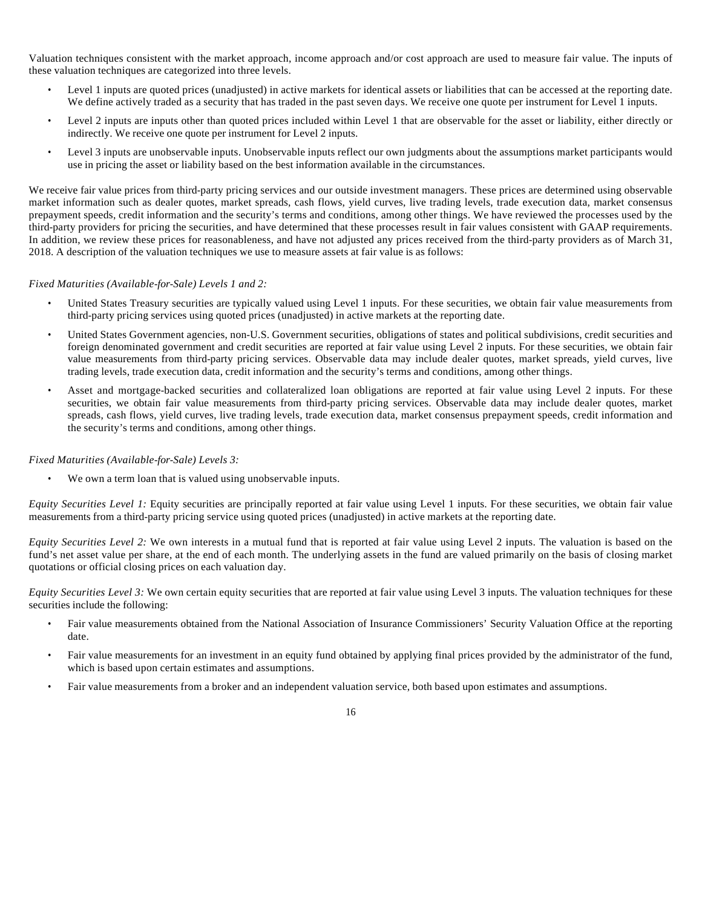Valuation techniques consistent with the market approach, income approach and/or cost approach are used to measure fair value. The inputs of these valuation techniques are categorized into three levels.

- Level 1 inputs are quoted prices (unadjusted) in active markets for identical assets or liabilities that can be accessed at the reporting date. We define actively traded as a security that has traded in the past seven days. We receive one quote per instrument for Level 1 inputs.
- Level 2 inputs are inputs other than quoted prices included within Level 1 that are observable for the asset or liability, either directly or indirectly. We receive one quote per instrument for Level 2 inputs.
- Level 3 inputs are unobservable inputs. Unobservable inputs reflect our own judgments about the assumptions market participants would use in pricing the asset or liability based on the best information available in the circumstances.

We receive fair value prices from third-party pricing services and our outside investment managers. These prices are determined using observable market information such as dealer quotes, market spreads, cash flows, yield curves, live trading levels, trade execution data, market consensus prepayment speeds, credit information and the security's terms and conditions, among other things. We have reviewed the processes used by the third-party providers for pricing the securities, and have determined that these processes result in fair values consistent with GAAP requirements. In addition, we review these prices for reasonableness, and have not adjusted any prices received from the third-party providers as of March 31, 2018. A description of the valuation techniques we use to measure assets at fair value is as follows:

*Fixed Maturities (Available-for-Sale) Levels 1 and 2:*

- United States Treasury securities are typically valued using Level 1 inputs. For these securities, we obtain fair value measurements from third-party pricing services using quoted prices (unadjusted) in active markets at the reporting date.
- United States Government agencies, non-U.S. Government securities, obligations of states and political subdivisions, credit securities and foreign denominated government and credit securities are reported at fair value using Level 2 inputs. For these securities, we obtain fair value measurements from third-party pricing services. Observable data may include dealer quotes, market spreads, yield curves, live trading levels, trade execution data, credit information and the security's terms and conditions, among other things.
- Asset and mortgage-backed securities and collateralized loan obligations are reported at fair value using Level 2 inputs. For these securities, we obtain fair value measurements from third-party pricing services. Observable data may include dealer quotes, market spreads, cash flows, yield curves, live trading levels, trade execution data, market consensus prepayment speeds, credit information and the security's terms and conditions, among other things.

*Fixed Maturities (Available-for-Sale) Levels 3:*

- We own a term loan that is valued using unobservable inputs.

*Equity Securities Level 1:* Equity securities are principally reported at fair value using Level 1 inputs. For these securities, we obtain fair value measurements from a third-party pricing service using quoted prices (unadjusted) in active markets at the reporting date.

*Equity Securities Level 2:* We own interests in a mutual fund that is reported at fair value using Level 2 inputs. The valuation is based on the fund's net asset value per share, at the end of each month. The underlying assets in the fund are valued primarily on the basis of closing market quotations or official closing prices on each valuation day.

*Equity Securities Level 3:* We own certain equity securities that are reported at fair value using Level 3 inputs. The valuation techniques for these securities include the following:

- Fair value measurements obtained from the National Association of Insurance Commissioners' Security Valuation Office at the reporting date.
- Fair value measurements for an investment in an equity fund obtained by applying final prices provided by the administrator of the fund, which is based upon certain estimates and assumptions.
- Fair value measurements from a broker and an independent valuation service, both based upon estimates and assumptions.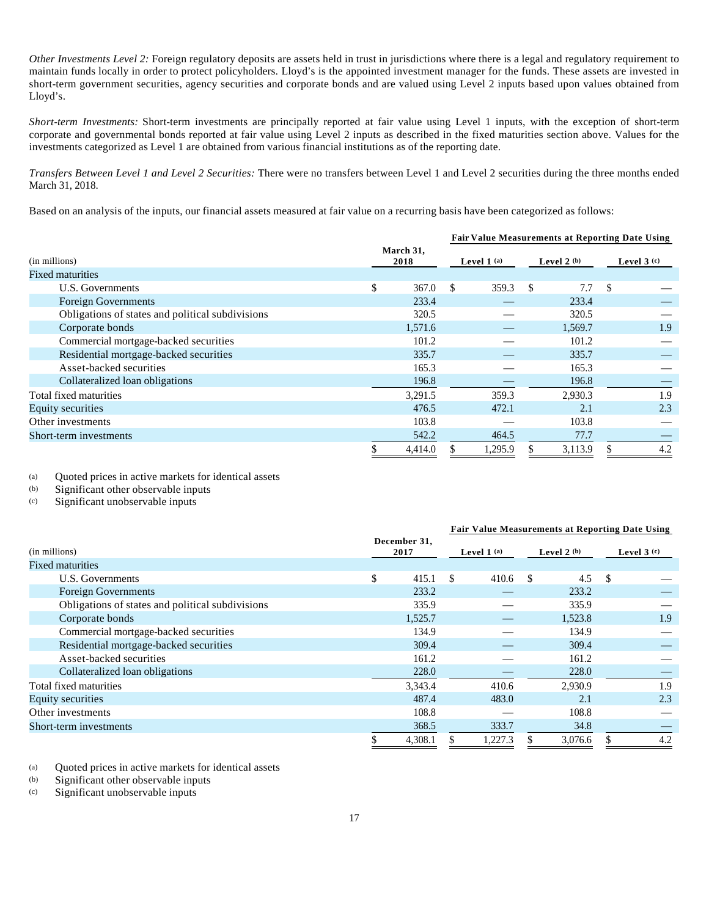*Other Investments Level 2:* Foreign regulatory deposits are assets held in trust in jurisdictions where there is a legal and regulatory requirement to maintain funds locally in order to protect policyholders. Lloyd's is the appointed investment manager for the funds. These assets are invested in short-term government securities, agency securities and corporate bonds and are valued using Level 2 inputs based upon values obtained from Lloyd's.

*Short-term Investments:* Short-term investments are principally reported at fair value using Level 1 inputs, with the exception of short-term corporate and governmental bonds reported at fair value using Level 2 inputs as described in the fixed maturities section above. Values for the investments categorized as Level 1 are obtained from various financial institutions as of the reporting date.

*Transfers Between Level 1 and Level 2 Securities:* There were no transfers between Level 1 and Level 2 securities during the three months ended March 31, 2018.

Based on an analysis of the inputs, our financial assets measured at fair value on a recurring basis have been categorized as follows:

| | | Fair Value Measurements at Reporting Date Using | | |
|---|---|---|---|---|
| (in millions) | March 31, 2018 | Level 1 (a) | Level 2 (b) | Level 3 (c) |
| Fixed maturities | | | | |
| U.S. Governments | $ 367.0 | $ 359.3 | $ 7.7 | $ — |
| Foreign Governments | 233.4 | — | 233.4 | — |
| Obligations of states and political subdivisions | 320.5 | — | 320.5 | — |
| Corporate bonds | 1,571.6 | — | 1,569.7 | 1.9 |
| Commercial mortgage-backed securities | 101.2 | — | 101.2 | — |
| Residential mortgage-backed securities | 335.7 | — | 335.7 | — |
| Asset-backed securities | 165.3 | — | 165.3 | — |
| Collateralized loan obligations | 196.8 | — | 196.8 | — |
| Total fixed maturities | 3,291.5 | 359.3 | 2,930.3 | 1.9 |
| Equity securities | 476.5 | 472.1 | 2.1 | 2.3 |
| Other investments | 103.8 | — | 103.8 | — |
| Short-term investments | 542.2 | 464.5 | 77.7 | — |
| | $ 4,414.0 | $ 1,295.9 | $ 3,113.9 | $ 4.2 |

(a) Quoted prices in active markets for identical assets
(b) Significant other observable inputs
(c) Significant unobservable inputs

| | | Fair Value Measurements at Reporting Date Using | | |
|---|---|---|---|---|
| (in millions) | December 31, 2017 | Level 1 (a) | Level 2 (b) | Level 3 (c) |
| Fixed maturities | | | | |
| U.S. Governments | $ 415.1 | $ 410.6 | $ 4.5 | $ — |
| Foreign Governments | 233.2 | — | 233.2 | — |
| Obligations of states and political subdivisions | 335.9 | — | 335.9 | — |
| Corporate bonds | 1,525.7 | — | 1,523.8 | 1.9 |
| Commercial mortgage-backed securities | 134.9 | — | 134.9 | — |
| Residential mortgage-backed securities | 309.4 | — | 309.4 | — |
| Asset-backed securities | 161.2 | — | 161.2 | — |
| Collateralized loan obligations | 228.0 | — | 228.0 | — |
| Total fixed maturities | 3,343.4 | 410.6 | 2,930.9 | 1.9 |
| Equity securities | 487.4 | 483.0 | 2.1 | 2.3 |
| Other investments | 108.8 | — | 108.8 | — |
| Short-term investments | 368.5 | 333.7 | 34.8 | — |
| | $ 4,308.1 | $ 1,227.3 | $ 3,076.6 | $ 4.2 |

(a) Quoted prices in active markets for identical assets
(b) Significant other observable inputs
(c) Significant unobservable inputs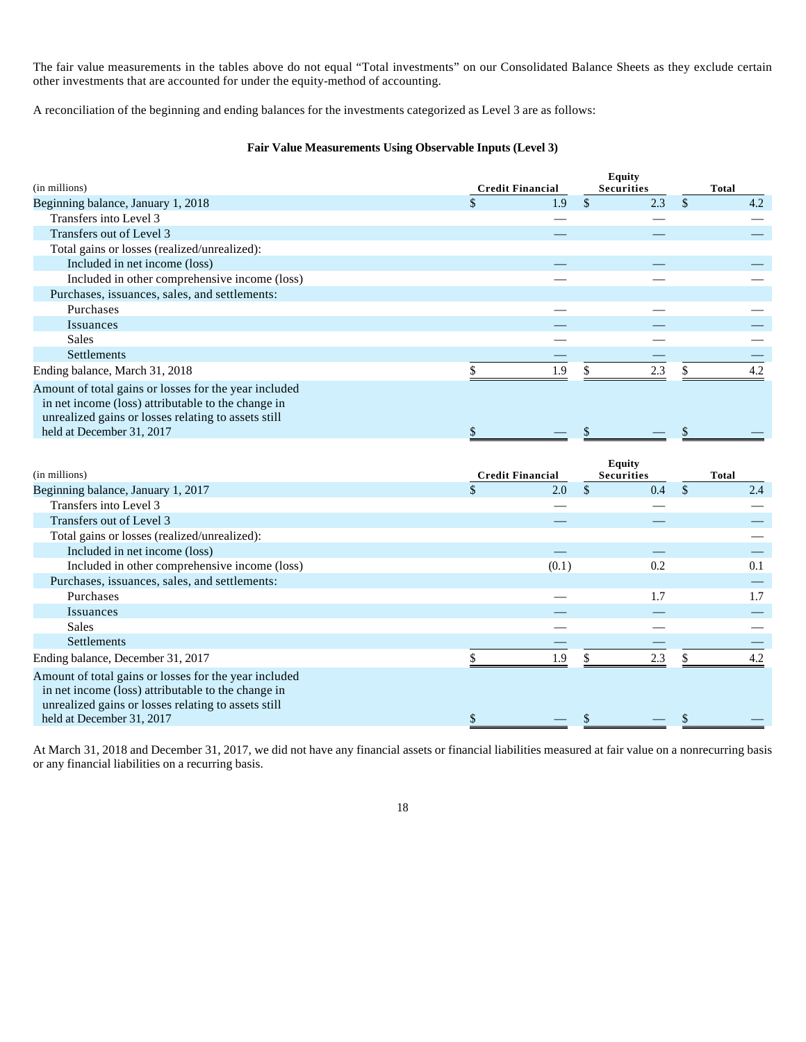The fair value measurements in the tables above do not equal "Total investments" on our Consolidated Balance Sheets as they exclude certain other investments that are accounted for under the equity-method of accounting.

A reconciliation of the beginning and ending balances for the investments categorized as Level 3 are as follows:

**Fair Value Measurements Using Observable Inputs (Level 3)**

| (in millions) | Credit Financial | Equity Securities | Total |
|---|---|---|---|
| Beginning balance, January 1, 2018 | $ 1.9 | $ 2.3 | $ 4.2 |
| Transfers into Level 3 | — | — | — |
| Transfers out of Level 3 | — | — | — |
| Total gains or losses (realized/unrealized): | | | |
| Included in net income (loss) | — | — | — |
| Included in other comprehensive income (loss) | — | — | — |
| Purchases, issuances, sales, and settlements: | | | |
| Purchases | — | — | — |
| Issuances | — | — | — |
| Sales | — | — | — |
| Settlements | — | — | — |
| Ending balance, March 31, 2018 | $ 1.9 | $ 2.3 | $ 4.2 |
| Amount of total gains or losses for the year included in net income (loss) attributable to the change in unrealized gains or losses relating to assets still held at December 31, 2017 | $ — | $ — | $ — |

| (in millions) | Credit Financial | Equity Securities | Total |
|---|---|---|---|
| Beginning balance, January 1, 2017 | $ 2.0 | $ 0.4 | $ 2.4 |
| Transfers into Level 3 | — | — | — |
| Transfers out of Level 3 | — | — | — |
| Total gains or losses (realized/unrealized): | | | — |
| Included in net income (loss) | — | — | — |
| Included in other comprehensive income (loss) | (0.1) | 0.2 | 0.1 |
| Purchases, issuances, sales, and settlements: | | | — |
| Purchases | — | 1.7 | 1.7 |
| Issuances | — | — | — |
| Sales | — | — | — |
| Settlements | — | — | — |
| Ending balance, December 31, 2017 | $ 1.9 | $ 2.3 | $ 4.2 |
| Amount of total gains or losses for the year included in net income (loss) attributable to the change in unrealized gains or losses relating to assets still held at December 31, 2017 | $ — | $ — | $ — |

At March 31, 2018 and December 31, 2017, we did not have any financial assets or financial liabilities measured at fair value on a nonrecurring basis or any financial liabilities on a recurring basis.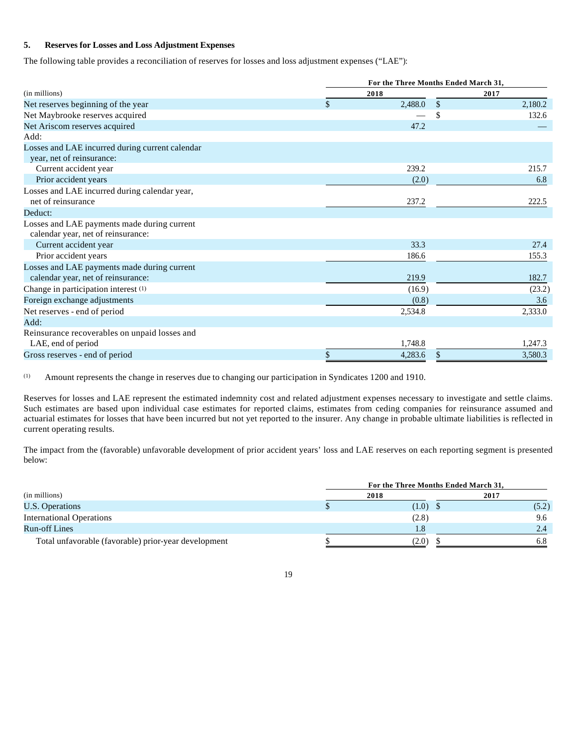## 5. Reserves for Losses and Loss Adjustment Expenses

The following table provides a reconciliation of reserves for losses and loss adjustment expenses ("LAE"):

| (in millions) | For the Three Months Ended March 31, 2018 | 2017 |
|---|---|---|
| Net reserves beginning of the year | $ 2,488.0 | $ 2,180.2 |
| Net Maybrooke reserves acquired | — | $ 132.6 |
| Net Ariscom reserves acquired | 47.2 | — |
| Add: | | |
| Losses and LAE incurred during current calendar year, net of reinsurance: | | |
| Current accident year | 239.2 | 215.7 |
| Prior accident years | (2.0) | 6.8 |
| Losses and LAE incurred during calendar year, net of reinsurance | 237.2 | 222.5 |
| Deduct: | | |
| Losses and LAE payments made during current calendar year, net of reinsurance: | | |
| Current accident year | 33.3 | 27.4 |
| Prior accident years | 186.6 | 155.3 |
| Losses and LAE payments made during current calendar year, net of reinsurance: | 219.9 | 182.7 |
| Change in participation interest [1] | (16.9) | (23.2) |
| Foreign exchange adjustments | (0.8) | 3.6 |
| Net reserves - end of period | 2,534.8 | 2,333.0 |
| Add: | | |
| Reinsurance recoverables on unpaid losses and LAE, end of period | 1,748.8 | 1,247.3 |
| Gross reserves - end of period | $ 4,283.6 | $ 3,580.3 |

[1] Amount represents the change in reserves due to changing our participation in Syndicates 1200 and 1910.

Reserves for losses and LAE represent the estimated indemnity cost and related adjustment expenses necessary to investigate and settle claims. Such estimates are based upon individual case estimates for reported claims, estimates from ceding companies for reinsurance assumed and actuarial estimates for losses that have been incurred but not yet reported to the insurer. Any change in probable ultimate liabilities is reflected in current operating results.

The impact from the (favorable) unfavorable development of prior accident years' loss and LAE reserves on each reporting segment is presented below:

| (in millions) | For the Three Months Ended March 31, 2018 | 2017 |
|---|---|---|
| U.S. Operations | $ (1.0) | $ (5.2) |
| International Operations | (2.8) | 9.6 |
| Run-off Lines | 1.8 | 2.4 |
| Total unfavorable (favorable) prior-year development | $ (2.0) | $ 6.8 |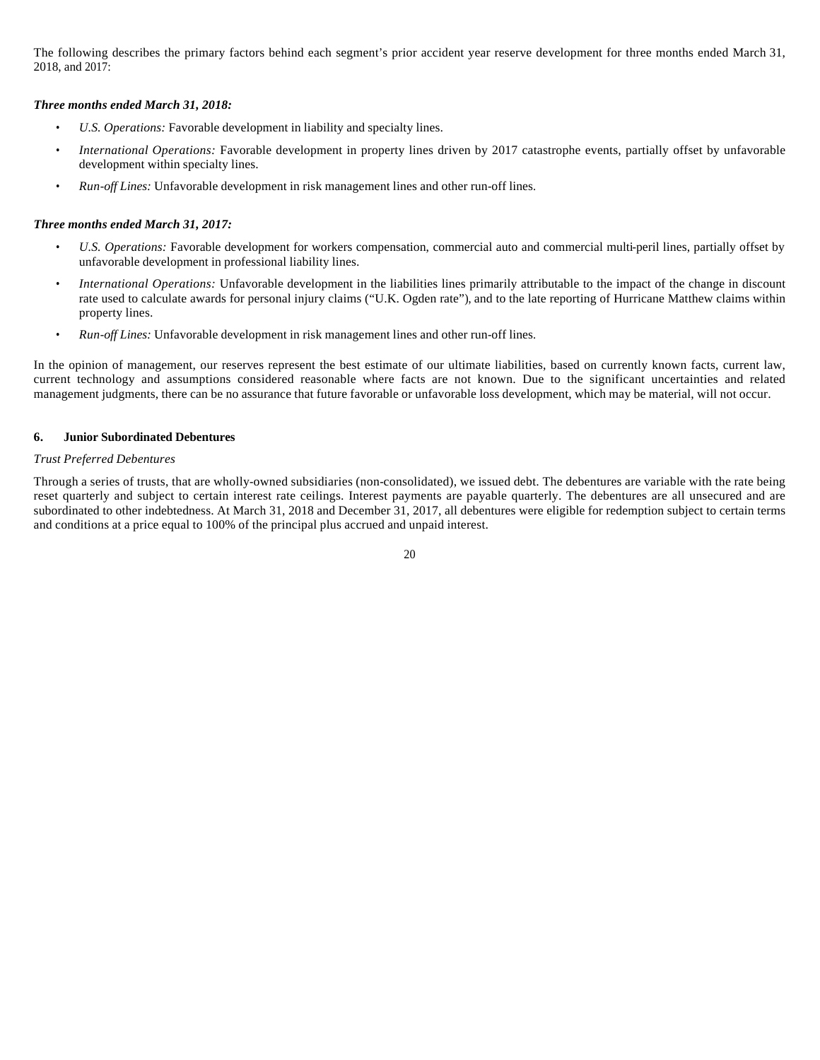The following describes the primary factors behind each segment's prior accident year reserve development for three months ended March 31, 2018, and 2017:

***Three months ended March 31, 2018:***

- *U.S. Operations:* Favorable development in liability and specialty lines.
- *International Operations:* Favorable development in property lines driven by 2017 catastrophe events, partially offset by unfavorable development within specialty lines.
- *Run-off Lines:* Unfavorable development in risk management lines and other run-off lines.

***Three months ended March 31, 2017:***

- *U.S. Operations:* Favorable development for workers compensation, commercial auto and commercial multi-peril lines, partially offset by unfavorable development in professional liability lines.
- *International Operations:* Unfavorable development in the liabilities lines primarily attributable to the impact of the change in discount rate used to calculate awards for personal injury claims ("U.K. Ogden rate"), and to the late reporting of Hurricane Matthew claims within property lines.
- *Run-off Lines:* Unfavorable development in risk management lines and other run-off lines.

In the opinion of management, our reserves represent the best estimate of our ultimate liabilities, based on currently known facts, current law, current technology and assumptions considered reasonable where facts are not known. Due to the significant uncertainties and related management judgments, there can be no assurance that future favorable or unfavorable loss development, which may be material, will not occur.

**6. Junior Subordinated Debentures**

*Trust Preferred Debentures*

Through a series of trusts, that are wholly-owned subsidiaries (non-consolidated), we issued debt. The debentures are variable with the rate being reset quarterly and subject to certain interest rate ceilings. Interest payments are payable quarterly. The debentures are all unsecured and are subordinated to other indebtedness. At March 31, 2018 and December 31, 2017, all debentures were eligible for redemption subject to certain terms and conditions at a price equal to 100% of the principal plus accrued and unpaid interest.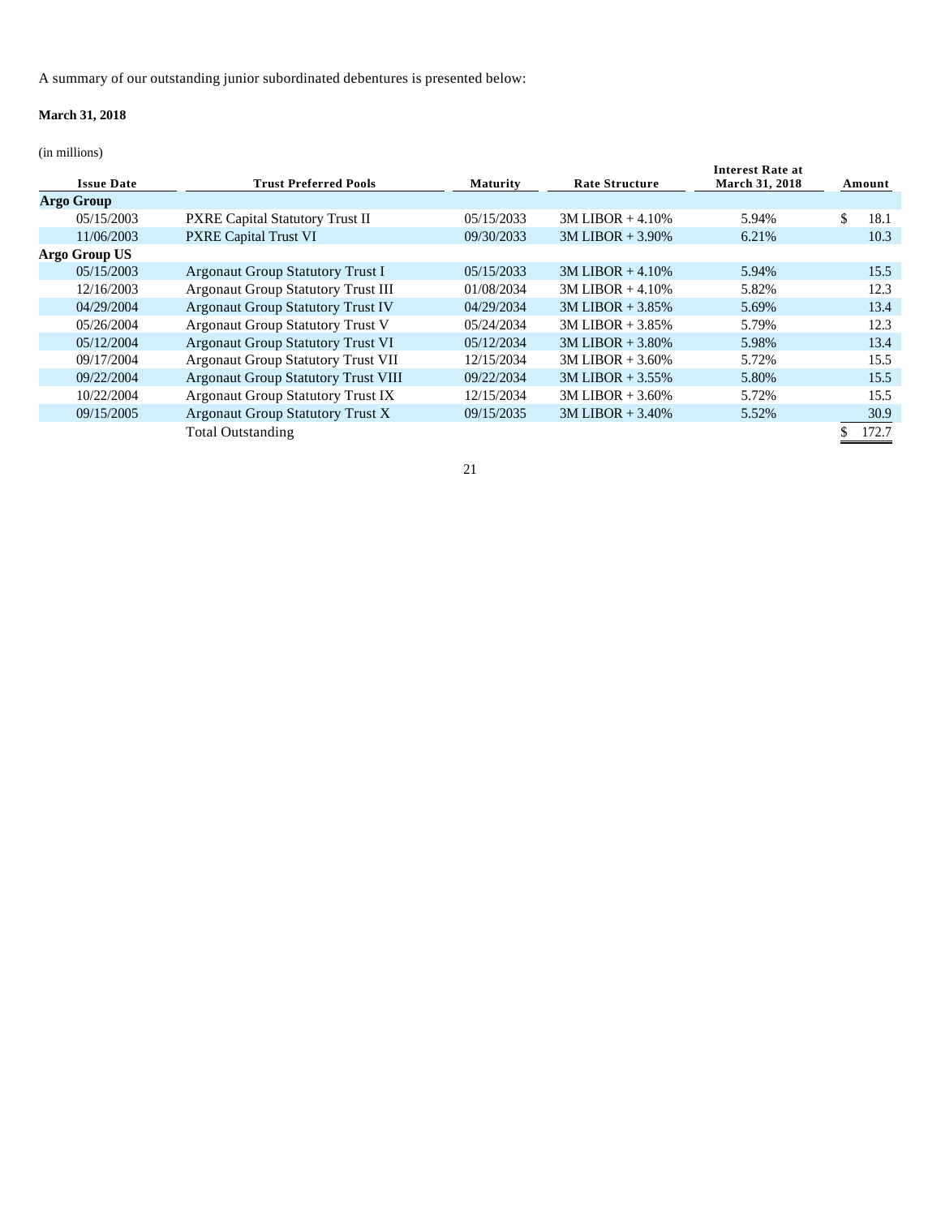A summary of our outstanding junior subordinated debentures is presented below:

**March 31, 2018**

(in millions)

| Issue Date | Trust Preferred Pools | Maturity | Rate Structure | Interest Rate at March 31, 2018 | Amount |
|---|---|---|---|---|---|
| **Argo Group** | | | | | |
| 05/15/2003 | PXRE Capital Statutory Trust II | 05/15/2033 | 3M LIBOR + 4.10% | 5.94% | $ 18.1 |
| 11/06/2003 | PXRE Capital Trust VI | 09/30/2033 | 3M LIBOR + 3.90% | 6.21% | 10.3 |
| **Argo Group US** | | | | | |
| 05/15/2003 | Argonaut Group Statutory Trust I | 05/15/2033 | 3M LIBOR + 4.10% | 5.94% | 15.5 |
| 12/16/2003 | Argonaut Group Statutory Trust III | 01/08/2034 | 3M LIBOR + 4.10% | 5.82% | 12.3 |
| 04/29/2004 | Argonaut Group Statutory Trust IV | 04/29/2034 | 3M LIBOR + 3.85% | 5.69% | 13.4 |
| 05/26/2004 | Argonaut Group Statutory Trust V | 05/24/2034 | 3M LIBOR + 3.85% | 5.79% | 12.3 |
| 05/12/2004 | Argonaut Group Statutory Trust VI | 05/12/2034 | 3M LIBOR + 3.80% | 5.98% | 13.4 |
| 09/17/2004 | Argonaut Group Statutory Trust VII | 12/15/2034 | 3M LIBOR + 3.60% | 5.72% | 15.5 |
| 09/22/2004 | Argonaut Group Statutory Trust VIII | 09/22/2034 | 3M LIBOR + 3.55% | 5.80% | 15.5 |
| 10/22/2004 | Argonaut Group Statutory Trust IX | 12/15/2034 | 3M LIBOR + 3.60% | 5.72% | 15.5 |
| 09/15/2005 | Argonaut Group Statutory Trust X | 09/15/2035 | 3M LIBOR + 3.40% | 5.52% | 30.9 |
| | Total Outstanding | | | | $ 172.7 |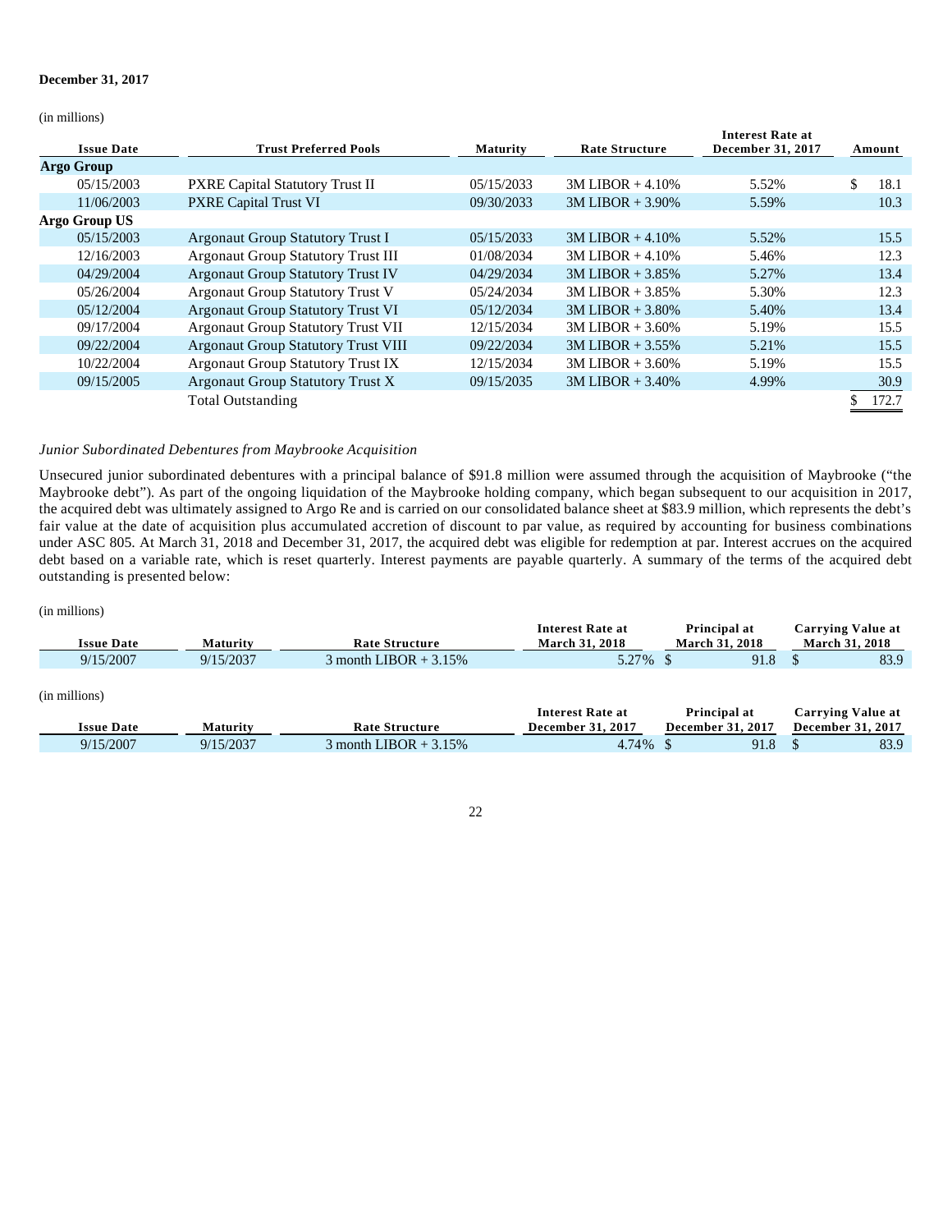**December 31, 2017**

(in millions)

| Issue Date | Trust Preferred Pools | Maturity | Rate Structure | Interest Rate at December 31, 2017 | Amount |
|---|---|---|---|---|---|
| **Argo Group** | | | | | |
| 05/15/2003 | PXRE Capital Statutory Trust II | 05/15/2033 | 3M LIBOR + 4.10% | 5.52% | $ 18.1 |
| 11/06/2003 | PXRE Capital Trust VI | 09/30/2033 | 3M LIBOR + 3.90% | 5.59% | 10.3 |
| **Argo Group US** | | | | | |
| 05/15/2003 | Argonaut Group Statutory Trust I | 05/15/2033 | 3M LIBOR + 4.10% | 5.52% | 15.5 |
| 12/16/2003 | Argonaut Group Statutory Trust III | 01/08/2034 | 3M LIBOR + 4.10% | 5.46% | 12.3 |
| 04/29/2004 | Argonaut Group Statutory Trust IV | 04/29/2034 | 3M LIBOR + 3.85% | 5.27% | 13.4 |
| 05/26/2004 | Argonaut Group Statutory Trust V | 05/24/2034 | 3M LIBOR + 3.85% | 5.30% | 12.3 |
| 05/12/2004 | Argonaut Group Statutory Trust VI | 05/12/2034 | 3M LIBOR + 3.80% | 5.40% | 13.4 |
| 09/17/2004 | Argonaut Group Statutory Trust VII | 12/15/2034 | 3M LIBOR + 3.60% | 5.19% | 15.5 |
| 09/22/2004 | Argonaut Group Statutory Trust VIII | 09/22/2034 | 3M LIBOR + 3.55% | 5.21% | 15.5 |
| 10/22/2004 | Argonaut Group Statutory Trust IX | 12/15/2034 | 3M LIBOR + 3.60% | 5.19% | 15.5 |
| 09/15/2005 | Argonaut Group Statutory Trust X | 09/15/2035 | 3M LIBOR + 3.40% | 4.99% | 30.9 |
| | Total Outstanding | | | | $ 172.7 |

*Junior Subordinated Debentures from Maybrooke Acquisition*

Unsecured junior subordinated debentures with a principal balance of $91.8 million were assumed through the acquisition of Maybrooke ("the Maybrooke debt"). As part of the ongoing liquidation of the Maybrooke holding company, which began subsequent to our acquisition in 2017, the acquired debt was ultimately assigned to Argo Re and is carried on our consolidated balance sheet at $83.9 million, which represents the debt's fair value at the date of acquisition plus accumulated accretion of discount to par value, as required by accounting for business combinations under ASC 805. At March 31, 2018 and December 31, 2017, the acquired debt was eligible for redemption at par. Interest accrues on the acquired debt based on a variable rate, which is reset quarterly. Interest payments are payable quarterly. A summary of the terms of the acquired debt outstanding is presented below:

(in millions)

| Issue Date | Maturity | Rate Structure | Interest Rate at March 31, 2018 | Principal at March 31, 2018 | Carrying Value at March 31, 2018 |
|---|---|---|---|---|---|
| 9/15/2007 | 9/15/2037 | 3 month LIBOR + 3.15% | 5.27% | $ 91.8 | $ 83.9 |

(in millions)

| Issue Date | Maturity | Rate Structure | Interest Rate at December 31, 2017 | Principal at December 31, 2017 | Carrying Value at December 31, 2017 |
|---|---|---|---|---|---|
| 9/15/2007 | 9/15/2037 | 3 month LIBOR + 3.15% | 4.74% | $ 91.8 | $ 83.9 |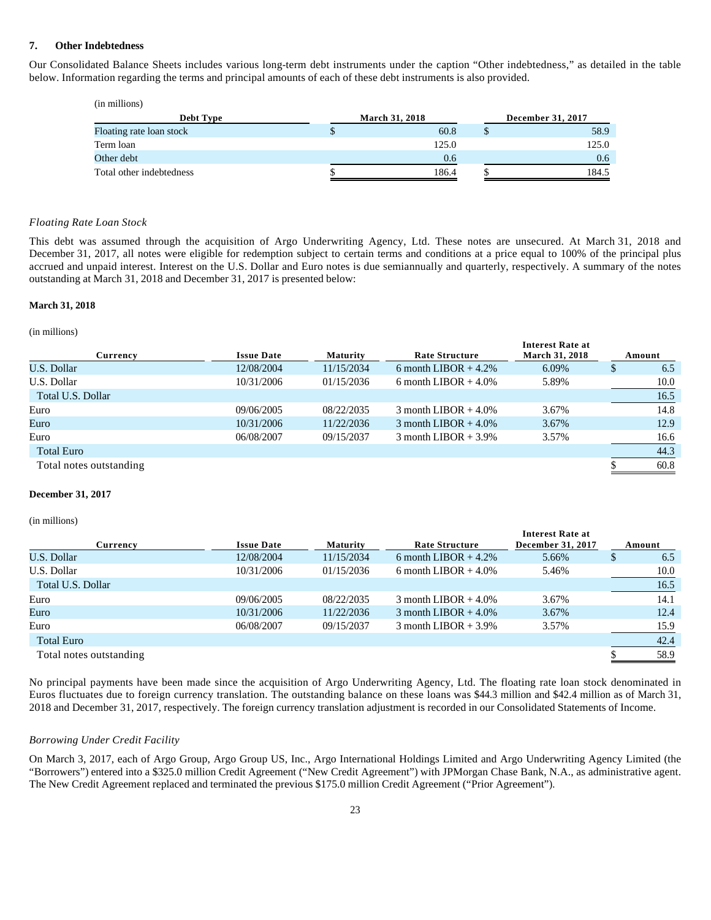### 7. Other Indebtedness

Our Consolidated Balance Sheets includes various long-term debt instruments under the caption "Other indebtedness," as detailed in the table below. Information regarding the terms and principal amounts of each of these debt instruments is also provided.

(in millions)

| Debt Type | March 31, 2018 | December 31, 2017 |
|---|---|---|
| Floating rate loan stock | $ 60.8 | $ 58.9 |
| Term loan | 125.0 | 125.0 |
| Other debt | 0.6 | 0.6 |
| Total other indebtedness | $ 186.4 | $ 184.5 |

*Floating Rate Loan Stock*

This debt was assumed through the acquisition of Argo Underwriting Agency, Ltd. These notes are unsecured. At March 31, 2018 and December 31, 2017, all notes were eligible for redemption subject to certain terms and conditions at a price equal to 100% of the principal plus accrued and unpaid interest. Interest on the U.S. Dollar and Euro notes is due semiannually and quarterly, respectively. A summary of the notes outstanding at March 31, 2018 and December 31, 2017 is presented below:

**March 31, 2018**

(in millions)

| Currency | Issue Date | Maturity | Rate Structure | Interest Rate at March 31, 2018 | Amount |
|---|---|---|---|---|---|
| U.S. Dollar | 12/08/2004 | 11/15/2034 | 6 month LIBOR + 4.2% | 6.09% | $ 6.5 |
| U.S. Dollar | 10/31/2006 | 01/15/2036 | 6 month LIBOR + 4.0% | 5.89% | 10.0 |
| Total U.S. Dollar | | | | | 16.5 |
| Euro | 09/06/2005 | 08/22/2035 | 3 month LIBOR + 4.0% | 3.67% | 14.8 |
| Euro | 10/31/2006 | 11/22/2036 | 3 month LIBOR + 4.0% | 3.67% | 12.9 |
| Euro | 06/08/2007 | 09/15/2037 | 3 month LIBOR + 3.9% | 3.57% | 16.6 |
| Total Euro | | | | | 44.3 |
| Total notes outstanding | | | | | $ 60.8 |

**December 31, 2017**

(in millions)

| Currency | Issue Date | Maturity | Rate Structure | Interest Rate at December 31, 2017 | Amount |
|---|---|---|---|---|---|
| U.S. Dollar | 12/08/2004 | 11/15/2034 | 6 month LIBOR + 4.2% | 5.66% | $ 6.5 |
| U.S. Dollar | 10/31/2006 | 01/15/2036 | 6 month LIBOR + 4.0% | 5.46% | 10.0 |
| Total U.S. Dollar | | | | | 16.5 |
| Euro | 09/06/2005 | 08/22/2035 | 3 month LIBOR + 4.0% | 3.67% | 14.1 |
| Euro | 10/31/2006 | 11/22/2036 | 3 month LIBOR + 4.0% | 3.67% | 12.4 |
| Euro | 06/08/2007 | 09/15/2037 | 3 month LIBOR + 3.9% | 3.57% | 15.9 |
| Total Euro | | | | | 42.4 |
| Total notes outstanding | | | | | $ 58.9 |

No principal payments have been made since the acquisition of Argo Underwriting Agency, Ltd. The floating rate loan stock denominated in Euros fluctuates due to foreign currency translation. The outstanding balance on these loans was $44.3 million and $42.4 million as of March 31, 2018 and December 31, 2017, respectively. The foreign currency translation adjustment is recorded in our Consolidated Statements of Income.

*Borrowing Under Credit Facility*

On March 3, 2017, each of Argo Group, Argo Group US, Inc., Argo International Holdings Limited and Argo Underwriting Agency Limited (the "Borrowers") entered into a $325.0 million Credit Agreement ("New Credit Agreement") with JPMorgan Chase Bank, N.A., as administrative agent. The New Credit Agreement replaced and terminated the previous $175.0 million Credit Agreement ("Prior Agreement").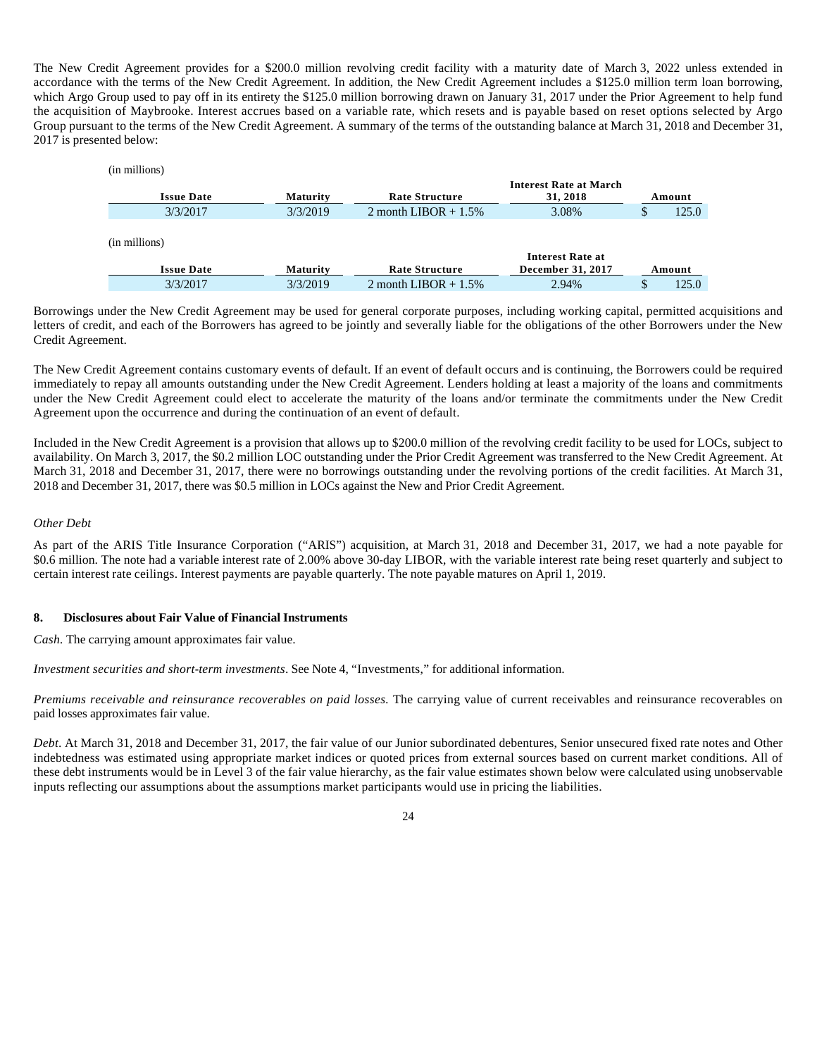The New Credit Agreement provides for a $200.0 million revolving credit facility with a maturity date of March 3, 2022 unless extended in accordance with the terms of the New Credit Agreement. In addition, the New Credit Agreement includes a $125.0 million term loan borrowing, which Argo Group used to pay off in its entirety the $125.0 million borrowing drawn on January 31, 2017 under the Prior Agreement to help fund the acquisition of Maybrooke. Interest accrues based on a variable rate, which resets and is payable based on reset options selected by Argo Group pursuant to the terms of the New Credit Agreement. A summary of the terms of the outstanding balance at March 31, 2018 and December 31, 2017 is presented below:

(in millions)

| Issue Date | Maturity | Rate Structure | Interest Rate at March 31, 2018 | Amount |
|---|---|---|---|---|
| 3/3/2017 | 3/3/2019 | 2 month LIBOR + 1.5% | 3.08% | $ 125.0 |

(in millions)

| Issue Date | Maturity | Rate Structure | Interest Rate at December 31, 2017 | Amount |
|---|---|---|---|---|
| 3/3/2017 | 3/3/2019 | 2 month LIBOR + 1.5% | 2.94% | $ 125.0 |

Borrowings under the New Credit Agreement may be used for general corporate purposes, including working capital, permitted acquisitions and letters of credit, and each of the Borrowers has agreed to be jointly and severally liable for the obligations of the other Borrowers under the New Credit Agreement.

The New Credit Agreement contains customary events of default. If an event of default occurs and is continuing, the Borrowers could be required immediately to repay all amounts outstanding under the New Credit Agreement. Lenders holding at least a majority of the loans and commitments under the New Credit Agreement could elect to accelerate the maturity of the loans and/or terminate the commitments under the New Credit Agreement upon the occurrence and during the continuation of an event of default.

Included in the New Credit Agreement is a provision that allows up to $200.0 million of the revolving credit facility to be used for LOCs, subject to availability. On March 3, 2017, the $0.2 million LOC outstanding under the Prior Credit Agreement was transferred to the New Credit Agreement. At March 31, 2018 and December 31, 2017, there were no borrowings outstanding under the revolving portions of the credit facilities. At March 31, 2018 and December 31, 2017, there was $0.5 million in LOCs against the New and Prior Credit Agreement.

*Other Debt*

As part of the ARIS Title Insurance Corporation ("ARIS") acquisition, at March 31, 2018 and December 31, 2017, we had a note payable for $0.6 million. The note had a variable interest rate of 2.00% above 30-day LIBOR, with the variable interest rate being reset quarterly and subject to certain interest rate ceilings. Interest payments are payable quarterly. The note payable matures on April 1, 2019.

## 8. Disclosures about Fair Value of Financial Instruments

*Cash*. The carrying amount approximates fair value.

*Investment securities and short-term investments*. See Note 4, "Investments," for additional information.

*Premiums receivable and reinsurance recoverables on paid losses.* The carrying value of current receivables and reinsurance recoverables on paid losses approximates fair value.

*Debt*. At March 31, 2018 and December 31, 2017, the fair value of our Junior subordinated debentures, Senior unsecured fixed rate notes and Other indebtedness was estimated using appropriate market indices or quoted prices from external sources based on current market conditions. All of these debt instruments would be in Level 3 of the fair value hierarchy, as the fair value estimates shown below were calculated using unobservable inputs reflecting our assumptions about the assumptions market participants would use in pricing the liabilities.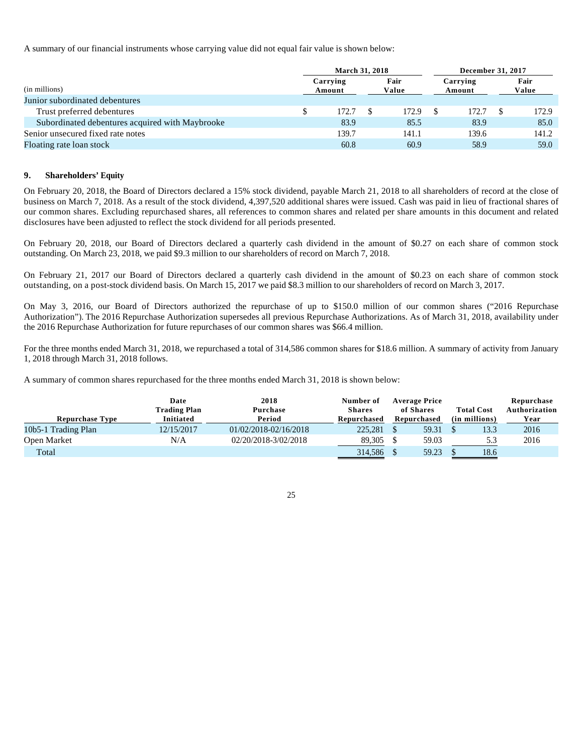A summary of our financial instruments whose carrying value did not equal fair value is shown below:

| (in millions) | March 31, 2018 Carrying Amount | March 31, 2018 Fair Value | December 31, 2017 Carrying Amount | December 31, 2017 Fair Value |
|---|---|---|---|---|
| Junior subordinated debentures | | | | |
| Trust preferred debentures | $ 172.7 | $ 172.9 | $ 172.7 | $ 172.9 |
| Subordinated debentures acquired with Maybrooke | 83.9 | 85.5 | 83.9 | 85.0 |
| Senior unsecured fixed rate notes | 139.7 | 141.1 | 139.6 | 141.2 |
| Floating rate loan stock | 60.8 | 60.9 | 58.9 | 59.0 |

## 9. Shareholders' Equity

On February 20, 2018, the Board of Directors declared a 15% stock dividend, payable March 21, 2018 to all shareholders of record at the close of business on March 7, 2018. As a result of the stock dividend, 4,397,520 additional shares were issued. Cash was paid in lieu of fractional shares of our common shares. Excluding repurchased shares, all references to common shares and related per share amounts in this document and related disclosures have been adjusted to reflect the stock dividend for all periods presented.

On February 20, 2018, our Board of Directors declared a quarterly cash dividend in the amount of $0.27 on each share of common stock outstanding. On March 23, 2018, we paid $9.3 million to our shareholders of record on March 7, 2018.

On February 21, 2017 our Board of Directors declared a quarterly cash dividend in the amount of $0.23 on each share of common stock outstanding, on a post-stock dividend basis. On March 15, 2017 we paid $8.3 million to our shareholders of record on March 3, 2017.

On May 3, 2016, our Board of Directors authorized the repurchase of up to $150.0 million of our common shares ("2016 Repurchase Authorization"). The 2016 Repurchase Authorization supersedes all previous Repurchase Authorizations. As of March 31, 2018, availability under the 2016 Repurchase Authorization for future repurchases of our common shares was $66.4 million.

For the three months ended March 31, 2018, we repurchased a total of 314,586 common shares for $18.6 million. A summary of activity from January 1, 2018 through March 31, 2018 follows.

A summary of common shares repurchased for the three months ended March 31, 2018 is shown below:

| Repurchase Type | Date Trading Plan Initiated | 2018 Purchase Period | Number of Shares Repurchased | Average Price of Shares Repurchased | Total Cost (in millions) | Repurchase Authorization Year |
|---|---|---|---|---|---|---|
| 10b5-1 Trading Plan | 12/15/2017 | 01/02/2018-02/16/2018 | 225,281 | $ 59.31 | $ 13.3 | 2016 |
| Open Market | N/A | 02/20/2018-3/02/2018 | 89,305 | $ 59.03 | 5.3 | 2016 |
| Total | | | 314,586 | $ 59.23 | $ 18.6 | |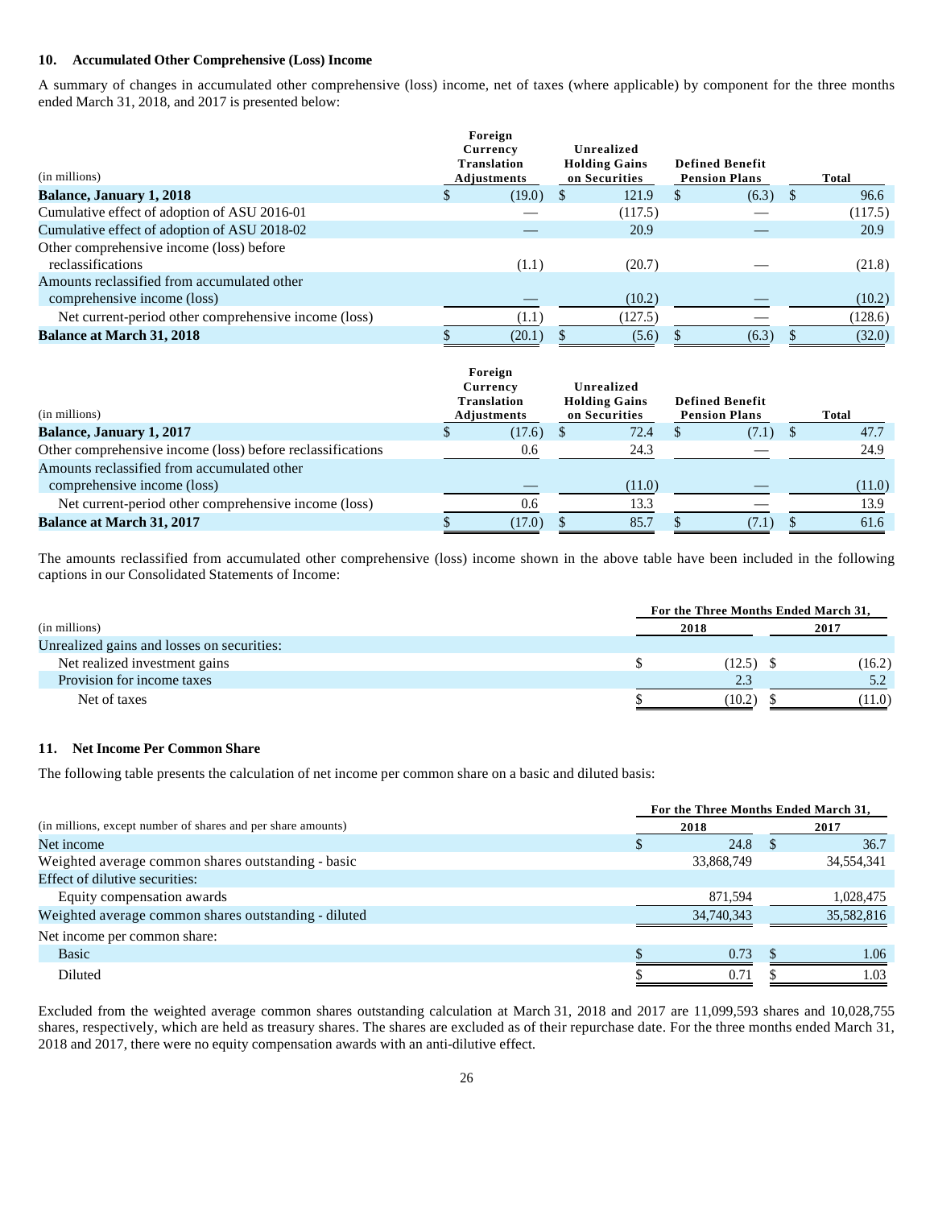## 10. Accumulated Other Comprehensive (Loss) Income

A summary of changes in accumulated other comprehensive (loss) income, net of taxes (where applicable) by component for the three months ended March 31, 2018, and 2017 is presented below:

| (in millions) | Foreign Currency Translation Adjustments | Unrealized Holding Gains on Securities | Defined Benefit Pension Plans | Total |
|---|---|---|---|---|
| **Balance, January 1, 2018** | $ (19.0) | $ 121.9 | $ (6.3) | $ 96.6 |
| Cumulative effect of adoption of ASU 2016-01 | — | (117.5) | — | (117.5) |
| Cumulative effect of adoption of ASU 2018-02 | — | 20.9 | — | 20.9 |
| Other comprehensive income (loss) before reclassifications | (1.1) | (20.7) | — | (21.8) |
| Amounts reclassified from accumulated other comprehensive income (loss) | — | (10.2) | — | (10.2) |
| Net current-period other comprehensive income (loss) | (1.1) | (127.5) | — | (128.6) |
| **Balance at March 31, 2018** | $ (20.1) | $ (5.6) | $ (6.3) | $ (32.0) |

| (in millions) | Foreign Currency Translation Adjustments | Unrealized Holding Gains on Securities | Defined Benefit Pension Plans | Total |
|---|---|---|---|---|
| **Balance, January 1, 2017** | $ (17.6) | $ 72.4 | $ (7.1) | $ 47.7 |
| Other comprehensive income (loss) before reclassifications | 0.6 | 24.3 | — | 24.9 |
| Amounts reclassified from accumulated other comprehensive income (loss) | — | (11.0) | — | (11.0) |
| Net current-period other comprehensive income (loss) | 0.6 | 13.3 | — | 13.9 |
| **Balance at March 31, 2017** | $ (17.0) | $ 85.7 | $ (7.1) | $ 61.6 |

The amounts reclassified from accumulated other comprehensive (loss) income shown in the above table have been included in the following captions in our Consolidated Statements of Income:

| (in millions) | For the Three Months Ended March 31, 2018 | 2017 |
|---|---|---|
| Unrealized gains and losses on securities: | | |
| Net realized investment gains | $ (12.5) | $ (16.2) |
| Provision for income taxes | 2.3 | 5.2 |
| Net of taxes | $ (10.2) | $ (11.0) |

## 11. Net Income Per Common Share

The following table presents the calculation of net income per common share on a basic and diluted basis:

| (in millions, except number of shares and per share amounts) | For the Three Months Ended March 31, 2018 | 2017 |
|---|---|---|
| Net income | $ 24.8 | $ 36.7 |
| Weighted average common shares outstanding - basic | 33,868,749 | 34,554,341 |
| Effect of dilutive securities: | | |
| Equity compensation awards | 871,594 | 1,028,475 |
| Weighted average common shares outstanding - diluted | 34,740,343 | 35,582,816 |
| Net income per common share: | | |
| Basic | $ 0.73 | $ 1.06 |
| Diluted | $ 0.71 | $ 1.03 |

Excluded from the weighted average common shares outstanding calculation at March 31, 2018 and 2017 are 11,099,593 shares and 10,028,755 shares, respectively, which are held as treasury shares. The shares are excluded as of their repurchase date. For the three months ended March 31, 2018 and 2017, there were no equity compensation awards with an anti-dilutive effect.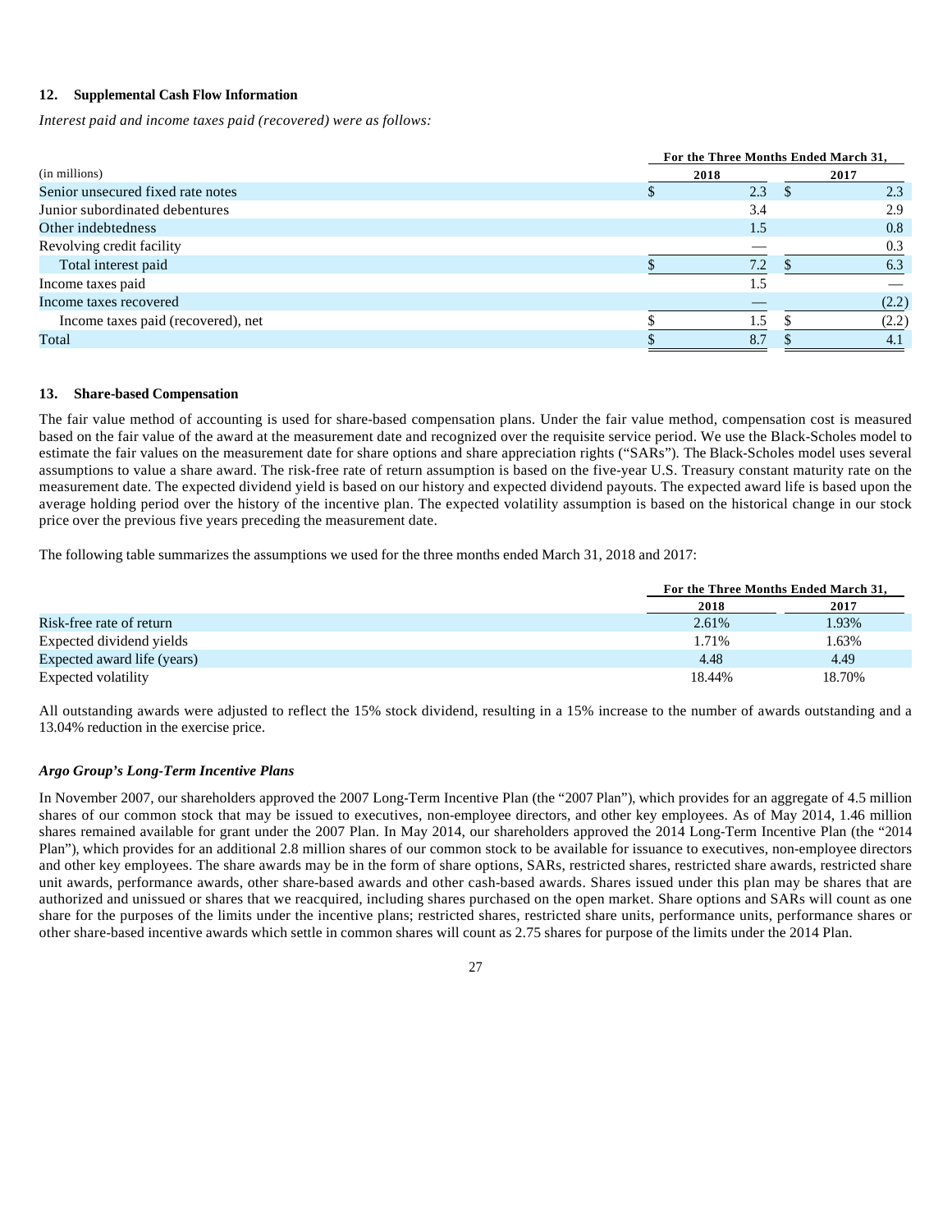## 12. Supplemental Cash Flow Information

*Interest paid and income taxes paid (recovered) were as follows:*

| (in millions) | For the Three Months Ended March 31, 2018 | 2017 |
|---|---|---|
| Senior unsecured fixed rate notes | $ 2.3 | $ 2.3 |
| Junior subordinated debentures | 3.4 | 2.9 |
| Other indebtedness | 1.5 | 0.8 |
| Revolving credit facility | — | 0.3 |
| Total interest paid | $ 7.2 | $ 6.3 |
| Income taxes paid | 1.5 | — |
| Income taxes recovered | — | (2.2) |
| Income taxes paid (recovered), net | $ 1.5 | $ (2.2) |
| Total | $ 8.7 | $ 4.1 |

## 13. Share-based Compensation

The fair value method of accounting is used for share-based compensation plans. Under the fair value method, compensation cost is measured based on the fair value of the award at the measurement date and recognized over the requisite service period. We use the Black-Scholes model to estimate the fair values on the measurement date for share options and share appreciation rights ("SARs"). The Black-Scholes model uses several assumptions to value a share award. The risk-free rate of return assumption is based on the five-year U.S. Treasury constant maturity rate on the measurement date. The expected dividend yield is based on our history and expected dividend payouts. The expected award life is based upon the average holding period over the history of the incentive plan. The expected volatility assumption is based on the historical change in our stock price over the previous five years preceding the measurement date.

The following table summarizes the assumptions we used for the three months ended March 31, 2018 and 2017:

| | For the Three Months Ended March 31, 2018 | 2017 |
|---|---|---|
| Risk-free rate of return | 2.61% | 1.93% |
| Expected dividend yields | 1.71% | 1.63% |
| Expected award life (years) | 4.48 | 4.49 |
| Expected volatility | 18.44% | 18.70% |

All outstanding awards were adjusted to reflect the 15% stock dividend, resulting in a 15% increase to the number of awards outstanding and a 13.04% reduction in the exercise price.

### *Argo Group's Long-Term Incentive Plans*

In November 2007, our shareholders approved the 2007 Long-Term Incentive Plan (the "2007 Plan"), which provides for an aggregate of 4.5 million shares of our common stock that may be issued to executives, non-employee directors, and other key employees. As of May 2014, 1.46 million shares remained available for grant under the 2007 Plan. In May 2014, our shareholders approved the 2014 Long-Term Incentive Plan (the "2014 Plan"), which provides for an additional 2.8 million shares of our common stock to be available for issuance to executives, non-employee directors and other key employees. The share awards may be in the form of share options, SARs, restricted shares, restricted share awards, restricted share unit awards, performance awards, other share-based awards and other cash-based awards. Shares issued under this plan may be shares that are authorized and unissued or shares that we reacquired, including shares purchased on the open market. Share options and SARs will count as one share for the purposes of the limits under the incentive plans; restricted shares, restricted share units, performance units, performance shares or other share-based incentive awards which settle in common shares will count as 2.75 shares for purpose of the limits under the 2014 Plan.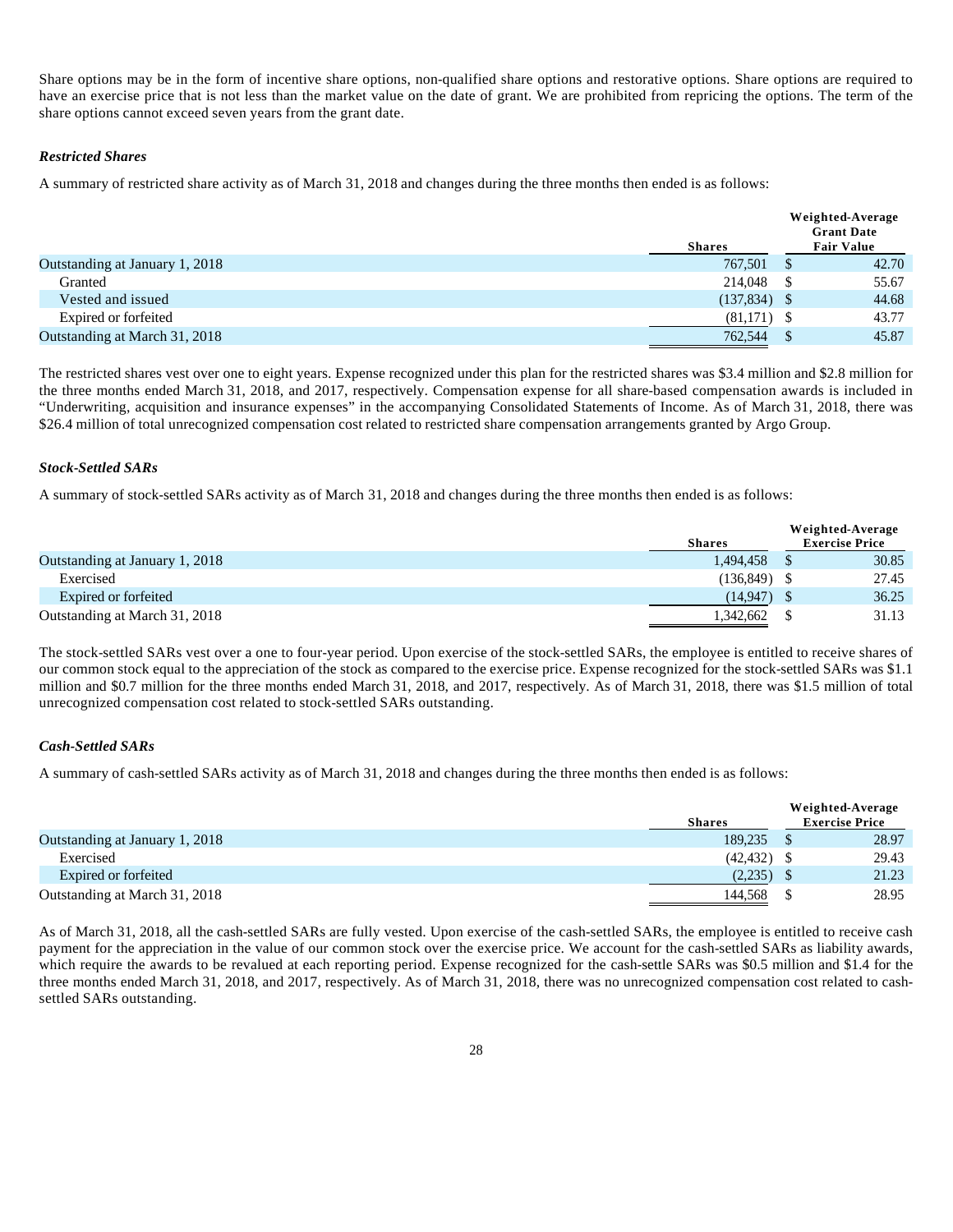Share options may be in the form of incentive share options, non-qualified share options and restorative options. Share options are required to have an exercise price that is not less than the market value on the date of grant. We are prohibited from repricing the options. The term of the share options cannot exceed seven years from the grant date.

***Restricted Shares***

A summary of restricted share activity as of March 31, 2018 and changes during the three months then ended is as follows:

| | Shares | Weighted-Average Grant Date Fair Value |
|---|---|---|
| Outstanding at January 1, 2018 | 767,501 | $ 42.70 |
| Granted | 214,048 | $ 55.67 |
| Vested and issued | (137,834) | $ 44.68 |
| Expired or forfeited | (81,171) | $ 43.77 |
| Outstanding at March 31, 2018 | 762,544 | $ 45.87 |

The restricted shares vest over one to eight years. Expense recognized under this plan for the restricted shares was $3.4 million and $2.8 million for the three months ended March 31, 2018, and 2017, respectively. Compensation expense for all share-based compensation awards is included in "Underwriting, acquisition and insurance expenses" in the accompanying Consolidated Statements of Income. As of March 31, 2018, there was $26.4 million of total unrecognized compensation cost related to restricted share compensation arrangements granted by Argo Group.

***Stock-Settled SARs***

A summary of stock-settled SARs activity as of March 31, 2018 and changes during the three months then ended is as follows:

| | Shares | Weighted-Average Exercise Price |
|---|---|---|
| Outstanding at January 1, 2018 | 1,494,458 | $ 30.85 |
| Exercised | (136,849) | $ 27.45 |
| Expired or forfeited | (14,947) | $ 36.25 |
| Outstanding at March 31, 2018 | 1,342,662 | $ 31.13 |

The stock-settled SARs vest over a one to four-year period. Upon exercise of the stock-settled SARs, the employee is entitled to receive shares of our common stock equal to the appreciation of the stock as compared to the exercise price. Expense recognized for the stock-settled SARs was $1.1 million and $0.7 million for the three months ended March 31, 2018, and 2017, respectively. As of March 31, 2018, there was $1.5 million of total unrecognized compensation cost related to stock-settled SARs outstanding.

***Cash-Settled SARs***

A summary of cash-settled SARs activity as of March 31, 2018 and changes during the three months then ended is as follows:

| | Shares | Weighted-Average Exercise Price |
|---|---|---|
| Outstanding at January 1, 2018 | 189,235 | $ 28.97 |
| Exercised | (42,432) | $ 29.43 |
| Expired or forfeited | (2,235) | $ 21.23 |
| Outstanding at March 31, 2018 | 144,568 | $ 28.95 |

As of March 31, 2018, all the cash-settled SARs are fully vested. Upon exercise of the cash-settled SARs, the employee is entitled to receive cash payment for the appreciation in the value of our common stock over the exercise price. We account for the cash-settled SARs as liability awards, which require the awards to be revalued at each reporting period. Expense recognized for the cash-settle SARs was $0.5 million and $1.4 for the three months ended March 31, 2018, and 2017, respectively. As of March 31, 2018, there was no unrecognized compensation cost related to cash-settled SARs outstanding.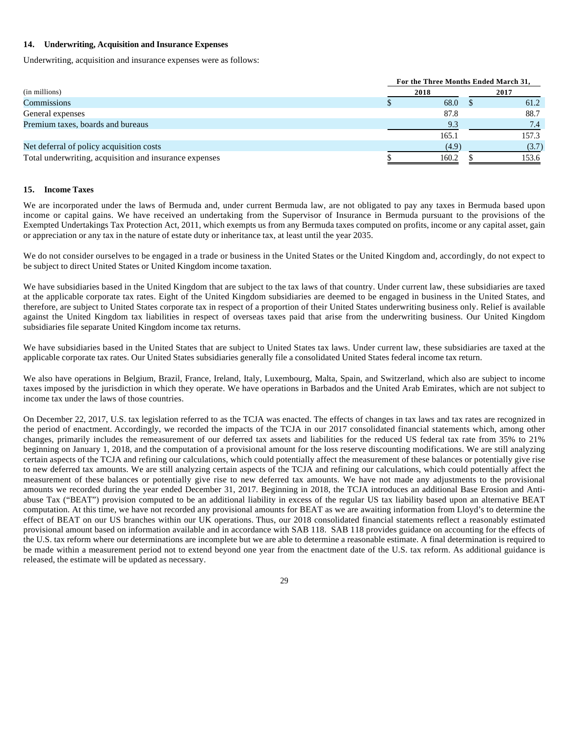### 14. Underwriting, Acquisition and Insurance Expenses

Underwriting, acquisition and insurance expenses were as follows:

| (in millions) | For the Three Months Ended March 31, 2018 | 2017 |
|---|---|---|
| Commissions | $ 68.0 | $ 61.2 |
| General expenses | 87.8 | 88.7 |
| Premium taxes, boards and bureaus | 9.3 | 7.4 |
| | 165.1 | 157.3 |
| Net deferral of policy acquisition costs | (4.9) | (3.7) |
| Total underwriting, acquisition and insurance expenses | $ 160.2 | $ 153.6 |

### 15. Income Taxes

We are incorporated under the laws of Bermuda and, under current Bermuda law, are not obligated to pay any taxes in Bermuda based upon income or capital gains. We have received an undertaking from the Supervisor of Insurance in Bermuda pursuant to the provisions of the Exempted Undertakings Tax Protection Act, 2011, which exempts us from any Bermuda taxes computed on profits, income or any capital asset, gain or appreciation or any tax in the nature of estate duty or inheritance tax, at least until the year 2035.

We do not consider ourselves to be engaged in a trade or business in the United States or the United Kingdom and, accordingly, do not expect to be subject to direct United States or United Kingdom income taxation.

We have subsidiaries based in the United Kingdom that are subject to the tax laws of that country. Under current law, these subsidiaries are taxed at the applicable corporate tax rates. Eight of the United Kingdom subsidiaries are deemed to be engaged in business in the United States, and therefore, are subject to United States corporate tax in respect of a proportion of their United States underwriting business only. Relief is available against the United Kingdom tax liabilities in respect of overseas taxes paid that arise from the underwriting business. Our United Kingdom subsidiaries file separate United Kingdom income tax returns.

We have subsidiaries based in the United States that are subject to United States tax laws. Under current law, these subsidiaries are taxed at the applicable corporate tax rates. Our United States subsidiaries generally file a consolidated United States federal income tax return.

We also have operations in Belgium, Brazil, France, Ireland, Italy, Luxembourg, Malta, Spain, and Switzerland, which also are subject to income taxes imposed by the jurisdiction in which they operate. We have operations in Barbados and the United Arab Emirates, which are not subject to income tax under the laws of those countries.

On December 22, 2017, U.S. tax legislation referred to as the TCJA was enacted. The effects of changes in tax laws and tax rates are recognized in the period of enactment. Accordingly, we recorded the impacts of the TCJA in our 2017 consolidated financial statements which, among other changes, primarily includes the remeasurement of our deferred tax assets and liabilities for the reduced US federal tax rate from 35% to 21% beginning on January 1, 2018, and the computation of a provisional amount for the loss reserve discounting modifications. We are still analyzing certain aspects of the TCJA and refining our calculations, which could potentially affect the measurement of these balances or potentially give rise to new deferred tax amounts. We are still analyzing certain aspects of the TCJA and refining our calculations, which could potentially affect the measurement of these balances or potentially give rise to new deferred tax amounts. We have not made any adjustments to the provisional amounts we recorded during the year ended December 31, 2017. Beginning in 2018, the TCJA introduces an additional Base Erosion and Anti-abuse Tax ("BEAT") provision computed to be an additional liability in excess of the regular US tax liability based upon an alternative BEAT computation. At this time, we have not recorded any provisional amounts for BEAT as we are awaiting information from Lloyd's to determine the effect of BEAT on our US branches within our UK operations. Thus, our 2018 consolidated financial statements reflect a reasonably estimated provisional amount based on information available and in accordance with SAB 118. SAB 118 provides guidance on accounting for the effects of the U.S. tax reform where our determinations are incomplete but we are able to determine a reasonable estimate. A final determination is required to be made within a measurement period not to extend beyond one year from the enactment date of the U.S. tax reform. As additional guidance is released, the estimate will be updated as necessary.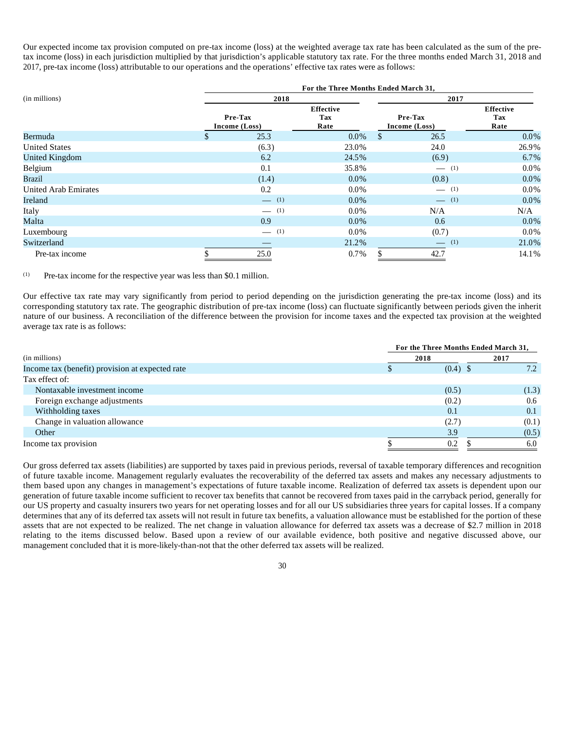Our expected income tax provision computed on pre-tax income (loss) at the weighted average tax rate has been calculated as the sum of the pre-tax income (loss) in each jurisdiction multiplied by that jurisdiction's applicable statutory tax rate. For the three months ended March 31, 2018 and 2017, pre-tax income (loss) attributable to our operations and the operations' effective tax rates were as follows:

| (in millions) | For the Three Months Ended March 31, | | | |
|---|---|---|---|---|
| | 2018 | | 2017 | |
| | Pre-Tax Income (Loss) | Effective Tax Rate | Pre-Tax Income (Loss) | Effective Tax Rate |
| Bermuda | $ 25.3 | 0.0% | $ 26.5 | 0.0% |
| United States | (6.3) | 23.0% | 24.0 | 26.9% |
| United Kingdom | 6.2 | 24.5% | (6.9) | 6.7% |
| Belgium | 0.1 | 35.8% | — (1) | 0.0% |
| Brazil | (1.4) | 0.0% | (0.8) | 0.0% |
| United Arab Emirates | 0.2 | 0.0% | — (1) | 0.0% |
| Ireland | — (1) | 0.0% | — (1) | 0.0% |
| Italy | — (1) | 0.0% | N/A | N/A |
| Malta | 0.9 | 0.0% | 0.6 | 0.0% |
| Luxembourg | — (1) | 0.0% | (0.7) | 0.0% |
| Switzerland | — | 21.2% | — (1) | 21.0% |
| Pre-tax income | $ 25.0 | 0.7% | $ 42.7 | 14.1% |

(1) Pre-tax income for the respective year was less than $0.1 million.

Our effective tax rate may vary significantly from period to period depending on the jurisdiction generating the pre-tax income (loss) and its corresponding statutory tax rate. The geographic distribution of pre-tax income (loss) can fluctuate significantly between periods given the inherit nature of our business. A reconciliation of the difference between the provision for income taxes and the expected tax provision at the weighted average tax rate is as follows:

| (in millions) | For the Three Months Ended March 31, | |
|---|---|---|
| | 2018 | 2017 |
| Income tax (benefit) provision at expected rate | $ (0.4) | $ 7.2 |
| Tax effect of: | | |
| Nontaxable investment income | (0.5) | (1.3) |
| Foreign exchange adjustments | (0.2) | 0.6 |
| Withholding taxes | 0.1 | 0.1 |
| Change in valuation allowance | (2.7) | (0.1) |
| Other | 3.9 | (0.5) |
| Income tax provision | $ 0.2 | $ 6.0 |

Our gross deferred tax assets (liabilities) are supported by taxes paid in previous periods, reversal of taxable temporary differences and recognition of future taxable income. Management regularly evaluates the recoverability of the deferred tax assets and makes any necessary adjustments to them based upon any changes in management's expectations of future taxable income. Realization of deferred tax assets is dependent upon our generation of future taxable income sufficient to recover tax benefits that cannot be recovered from taxes paid in the carryback period, generally for our US property and casualty insurers two years for net operating losses and for all our US subsidiaries three years for capital losses. If a company determines that any of its deferred tax assets will not result in future tax benefits, a valuation allowance must be established for the portion of these assets that are not expected to be realized. The net change in valuation allowance for deferred tax assets was a decrease of $2.7 million in 2018 relating to the items discussed below. Based upon a review of our available evidence, both positive and negative discussed above, our management concluded that it is more-likely-than-not that the other deferred tax assets will be realized.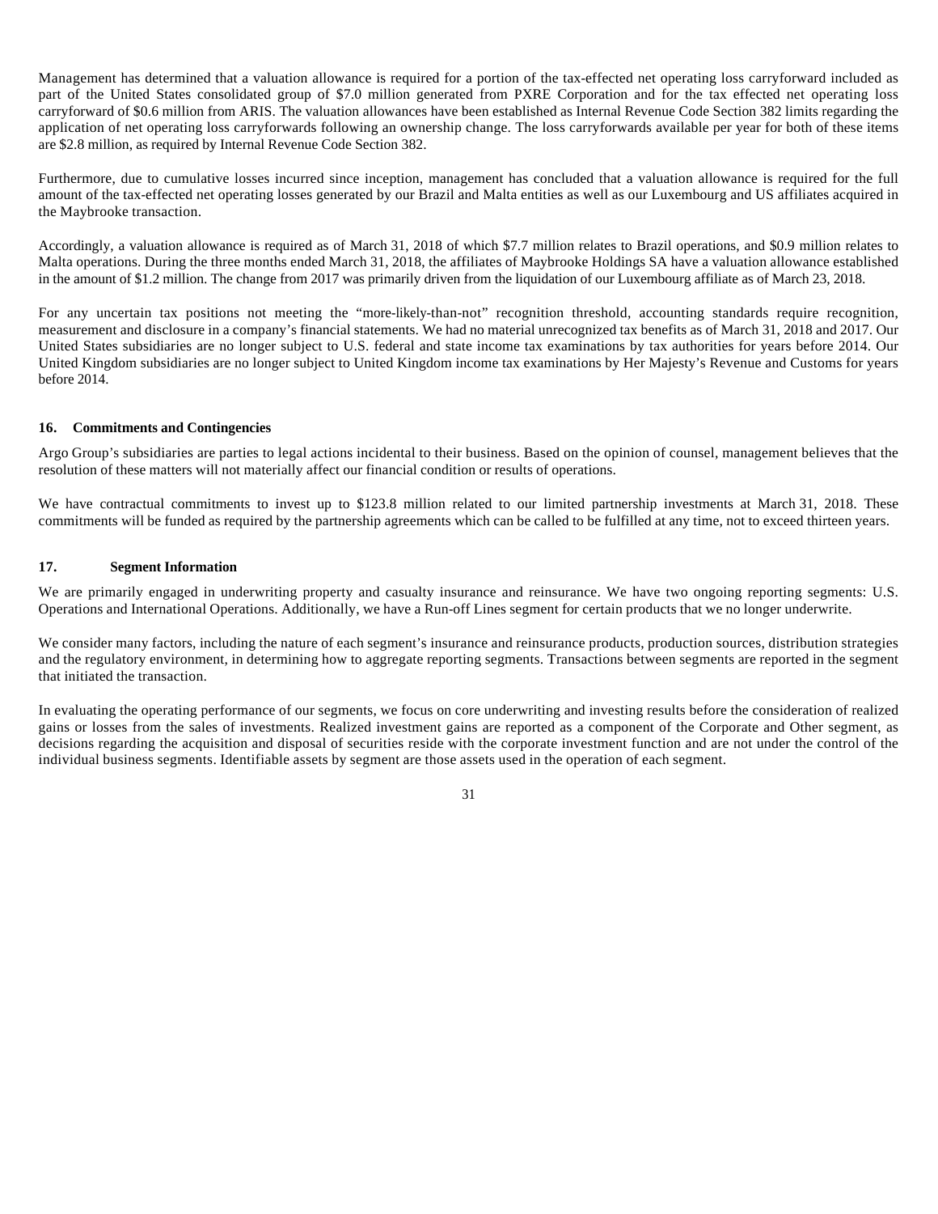Management has determined that a valuation allowance is required for a portion of the tax-effected net operating loss carryforward included as part of the United States consolidated group of $7.0 million generated from PXRE Corporation and for the tax effected net operating loss carryforward of $0.6 million from ARIS. The valuation allowances have been established as Internal Revenue Code Section 382 limits regarding the application of net operating loss carryforwards following an ownership change. The loss carryforwards available per year for both of these items are $2.8 million, as required by Internal Revenue Code Section 382.

Furthermore, due to cumulative losses incurred since inception, management has concluded that a valuation allowance is required for the full amount of the tax-effected net operating losses generated by our Brazil and Malta entities as well as our Luxembourg and US affiliates acquired in the Maybrooke transaction.

Accordingly, a valuation allowance is required as of March 31, 2018 of which $7.7 million relates to Brazil operations, and $0.9 million relates to Malta operations. During the three months ended March 31, 2018, the affiliates of Maybrooke Holdings SA have a valuation allowance established in the amount of $1.2 million. The change from 2017 was primarily driven from the liquidation of our Luxembourg affiliate as of March 23, 2018.

For any uncertain tax positions not meeting the "more-likely-than-not" recognition threshold, accounting standards require recognition, measurement and disclosure in a company's financial statements. We had no material unrecognized tax benefits as of March 31, 2018 and 2017. Our United States subsidiaries are no longer subject to U.S. federal and state income tax examinations by tax authorities for years before 2014. Our United Kingdom subsidiaries are no longer subject to United Kingdom income tax examinations by Her Majesty's Revenue and Customs for years before 2014.

## 16. Commitments and Contingencies

Argo Group's subsidiaries are parties to legal actions incidental to their business. Based on the opinion of counsel, management believes that the resolution of these matters will not materially affect our financial condition or results of operations.

We have contractual commitments to invest up to $123.8 million related to our limited partnership investments at March 31, 2018. These commitments will be funded as required by the partnership agreements which can be called to be fulfilled at any time, not to exceed thirteen years.

## 17. Segment Information

We are primarily engaged in underwriting property and casualty insurance and reinsurance. We have two ongoing reporting segments: U.S. Operations and International Operations. Additionally, we have a Run-off Lines segment for certain products that we no longer underwrite.

We consider many factors, including the nature of each segment's insurance and reinsurance products, production sources, distribution strategies and the regulatory environment, in determining how to aggregate reporting segments. Transactions between segments are reported in the segment that initiated the transaction.

In evaluating the operating performance of our segments, we focus on core underwriting and investing results before the consideration of realized gains or losses from the sales of investments. Realized investment gains are reported as a component of the Corporate and Other segment, as decisions regarding the acquisition and disposal of securities reside with the corporate investment function and are not under the control of the individual business segments. Identifiable assets by segment are those assets used in the operation of each segment.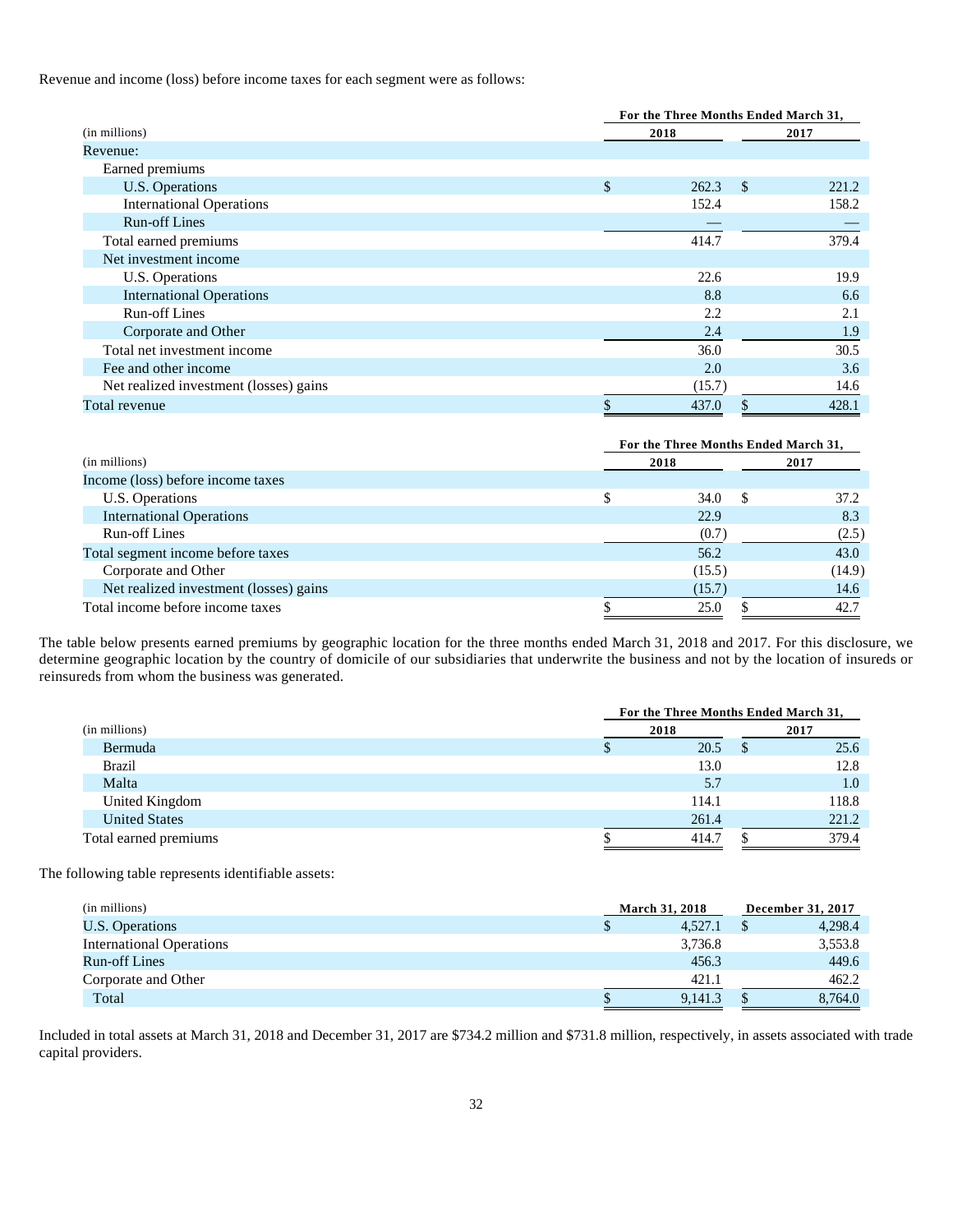Revenue and income (loss) before income taxes for each segment were as follows:

| (in millions) | For the Three Months Ended March 31, 2018 | 2017 |
|---|---|---|
| Revenue: | | |
| Earned premiums | | |
| U.S. Operations | $ 262.3 | $ 221.2 |
| International Operations | 152.4 | 158.2 |
| Run-off Lines | — | — |
| Total earned premiums | 414.7 | 379.4 |
| Net investment income | | |
| U.S. Operations | 22.6 | 19.9 |
| International Operations | 8.8 | 6.6 |
| Run-off Lines | 2.2 | 2.1 |
| Corporate and Other | 2.4 | 1.9 |
| Total net investment income | 36.0 | 30.5 |
| Fee and other income | 2.0 | 3.6 |
| Net realized investment (losses) gains | (15.7) | 14.6 |
| Total revenue | $ 437.0 | $ 428.1 |

| (in millions) | For the Three Months Ended March 31, 2018 | 2017 |
|---|---|---|
| Income (loss) before income taxes | | |
| U.S. Operations | $ 34.0 | $ 37.2 |
| International Operations | 22.9 | 8.3 |
| Run-off Lines | (0.7) | (2.5) |
| Total segment income before taxes | 56.2 | 43.0 |
| Corporate and Other | (15.5) | (14.9) |
| Net realized investment (losses) gains | (15.7) | 14.6 |
| Total income before income taxes | $ 25.0 | $ 42.7 |

The table below presents earned premiums by geographic location for the three months ended March 31, 2018 and 2017. For this disclosure, we determine geographic location by the country of domicile of our subsidiaries that underwrite the business and not by the location of insureds or reinsureds from whom the business was generated.

| (in millions) | For the Three Months Ended March 31, 2018 | 2017 |
|---|---|---|
| Bermuda | $ 20.5 | $ 25.6 |
| Brazil | 13.0 | 12.8 |
| Malta | 5.7 | 1.0 |
| United Kingdom | 114.1 | 118.8 |
| United States | 261.4 | 221.2 |
| Total earned premiums | $ 414.7 | $ 379.4 |

The following table represents identifiable assets:

| (in millions) | March 31, 2018 | December 31, 2017 |
|---|---|---|
| U.S. Operations | $ 4,527.1 | $ 4,298.4 |
| International Operations | 3,736.8 | 3,553.8 |
| Run-off Lines | 456.3 | 449.6 |
| Corporate and Other | 421.1 | 462.2 |
| Total | $ 9,141.3 | $ 8,764.0 |

Included in total assets at March 31, 2018 and December 31, 2017 are $734.2 million and $731.8 million, respectively, in assets associated with trade capital providers.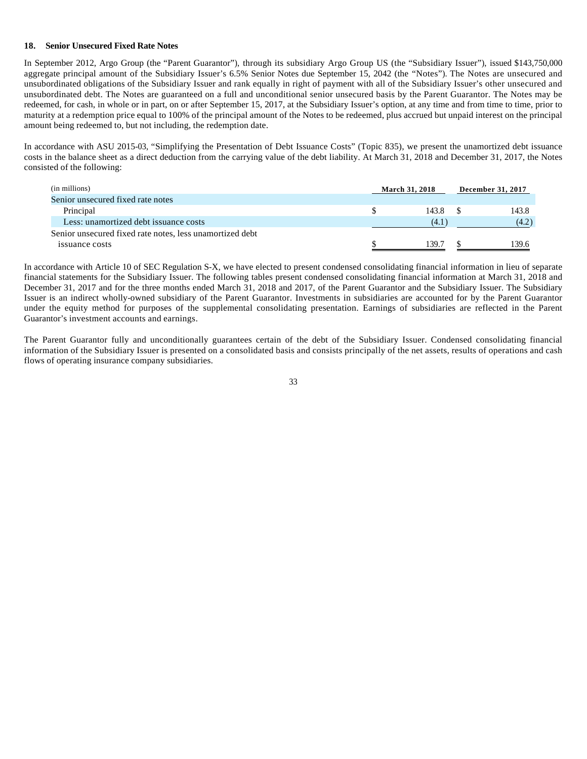### 18. Senior Unsecured Fixed Rate Notes

In September 2012, Argo Group (the "Parent Guarantor"), through its subsidiary Argo Group US (the "Subsidiary Issuer"), issued $143,750,000 aggregate principal amount of the Subsidiary Issuer's 6.5% Senior Notes due September 15, 2042 (the "Notes"). The Notes are unsecured and unsubordinated obligations of the Subsidiary Issuer and rank equally in right of payment with all of the Subsidiary Issuer's other unsecured and unsubordinated debt. The Notes are guaranteed on a full and unconditional senior unsecured basis by the Parent Guarantor. The Notes may be redeemed, for cash, in whole or in part, on or after September 15, 2017, at the Subsidiary Issuer's option, at any time and from time to time, prior to maturity at a redemption price equal to 100% of the principal amount of the Notes to be redeemed, plus accrued but unpaid interest on the principal amount being redeemed to, but not including, the redemption date.

In accordance with ASU 2015-03, "Simplifying the Presentation of Debt Issuance Costs" (Topic 835), we present the unamortized debt issuance costs in the balance sheet as a direct deduction from the carrying value of the debt liability. At March 31, 2018 and December 31, 2017, the Notes consisted of the following:

| (in millions) | March 31, 2018 | December 31, 2017 |
|---|---|---|
| Senior unsecured fixed rate notes | | |
| Principal | $ 143.8 | $ 143.8 |
| Less: unamortized debt issuance costs | (4.1) | (4.2) |
| Senior unsecured fixed rate notes, less unamortized debt issuance costs | $ 139.7 | $ 139.6 |

In accordance with Article 10 of SEC Regulation S-X, we have elected to present condensed consolidating financial information in lieu of separate financial statements for the Subsidiary Issuer. The following tables present condensed consolidating financial information at March 31, 2018 and December 31, 2017 and for the three months ended March 31, 2018 and 2017, of the Parent Guarantor and the Subsidiary Issuer. The Subsidiary Issuer is an indirect wholly-owned subsidiary of the Parent Guarantor. Investments in subsidiaries are accounted for by the Parent Guarantor under the equity method for purposes of the supplemental consolidating presentation. Earnings of subsidiaries are reflected in the Parent Guarantor's investment accounts and earnings.

The Parent Guarantor fully and unconditionally guarantees certain of the debt of the Subsidiary Issuer. Condensed consolidating financial information of the Subsidiary Issuer is presented on a consolidated basis and consists principally of the net assets, results of operations and cash flows of operating insurance company subsidiaries.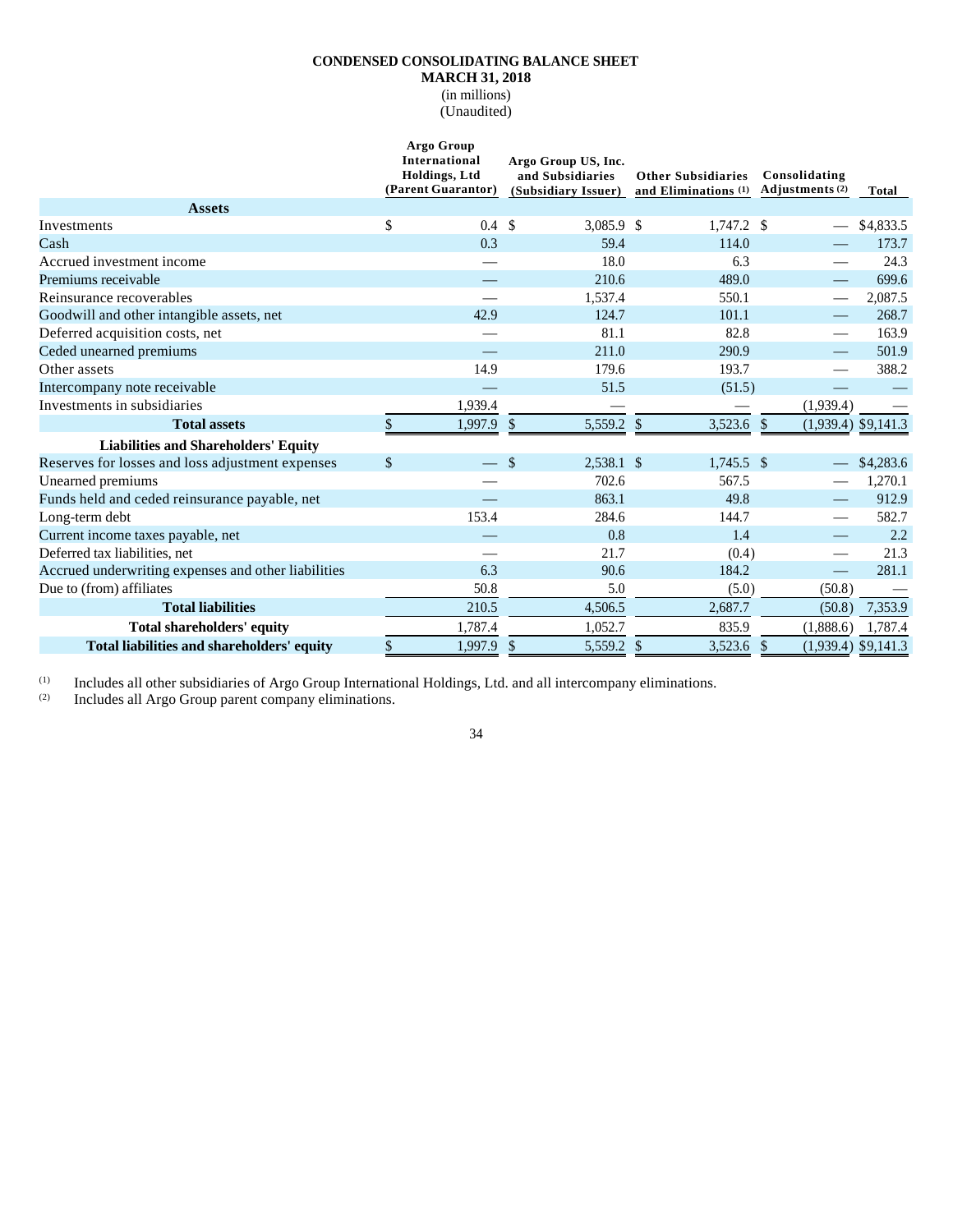**CONDENSED CONSOLIDATING BALANCE SHEET**
**MARCH 31, 2018**
(in millions)
(Unaudited)

| | Argo Group International Holdings, Ltd (Parent Guarantor) | Argo Group US, Inc. and Subsidiaries (Subsidiary Issuer) | Other Subsidiaries and Eliminations (1) | Consolidating Adjustments (2) | Total |
|---|---|---|---|---|---|
| **Assets** | | | | | |
| Investments | $ 0.4 | $ 3,085.9 | $ 1,747.2 | $ — | $4,833.5 |
| Cash | 0.3 | 59.4 | 114.0 | — | 173.7 |
| Accrued investment income | — | 18.0 | 6.3 | — | 24.3 |
| Premiums receivable | — | 210.6 | 489.0 | — | 699.6 |
| Reinsurance recoverables | — | 1,537.4 | 550.1 | — | 2,087.5 |
| Goodwill and other intangible assets, net | 42.9 | 124.7 | 101.1 | — | 268.7 |
| Deferred acquisition costs, net | — | 81.1 | 82.8 | — | 163.9 |
| Ceded unearned premiums | — | 211.0 | 290.9 | — | 501.9 |
| Other assets | 14.9 | 179.6 | 193.7 | — | 388.2 |
| Intercompany note receivable | — | 51.5 | (51.5) | — | — |
| Investments in subsidiaries | 1,939.4 | — | — | (1,939.4) | — |
| **Total assets** | $ 1,997.9 | $ 5,559.2 | $ 3,523.6 | $ (1,939.4) | $9,141.3 |
| **Liabilities and Shareholders' Equity** | | | | | |
| Reserves for losses and loss adjustment expenses | $ — | $ 2,538.1 | $ 1,745.5 | $ — | $4,283.6 |
| Unearned premiums | — | 702.6 | 567.5 | — | 1,270.1 |
| Funds held and ceded reinsurance payable, net | — | 863.1 | 49.8 | — | 912.9 |
| Long-term debt | 153.4 | 284.6 | 144.7 | — | 582.7 |
| Current income taxes payable, net | — | 0.8 | 1.4 | — | 2.2 |
| Deferred tax liabilities, net | — | 21.7 | (0.4) | — | 21.3 |
| Accrued underwriting expenses and other liabilities | 6.3 | 90.6 | 184.2 | — | 281.1 |
| Due to (from) affiliates | 50.8 | 5.0 | (5.0) | (50.8) | — |
| **Total liabilities** | 210.5 | 4,506.5 | 2,687.7 | (50.8) | 7,353.9 |
| **Total shareholders' equity** | 1,787.4 | 1,052.7 | 835.9 | (1,888.6) | 1,787.4 |
| **Total liabilities and shareholders' equity** | $ 1,997.9 | $ 5,559.2 | $ 3,523.6 | $ (1,939.4) | $9,141.3 |

(1) Includes all other subsidiaries of Argo Group International Holdings, Ltd. and all intercompany eliminations.
(2) Includes all Argo Group parent company eliminations.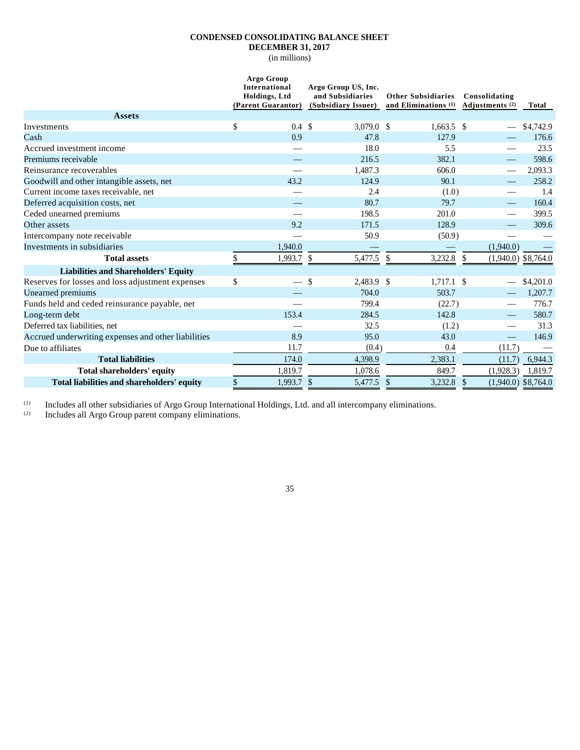**CONDENSED CONSOLIDATING BALANCE SHEET**

**DECEMBER 31, 2017**

(in millions)

| | Argo Group International Holdings, Ltd (Parent Guarantor) | Argo Group US, Inc. and Subsidiaries (Subsidiary Issuer) | Other Subsidiaries and Eliminations (1) | Consolidating Adjustments (2) | Total |
|---|---|---|---|---|---|
| **Assets** | | | | | |
| Investments | $ 0.4 | $ 3,079.0 | $ 1,663.5 | $ — | $4,742.9 |
| Cash | 0.9 | 47.8 | 127.9 | — | 176.6 |
| Accrued investment income | — | 18.0 | 5.5 | — | 23.5 |
| Premiums receivable | — | 216.5 | 382.1 | — | 598.6 |
| Reinsurance recoverables | — | 1,487.3 | 606.0 | — | 2,093.3 |
| Goodwill and other intangible assets, net | 43.2 | 124.9 | 90.1 | — | 258.2 |
| Current income taxes receivable, net | — | 2.4 | (1.0) | — | 1.4 |
| Deferred acquisition costs, net | — | 80.7 | 79.7 | — | 160.4 |
| Ceded unearned premiums | — | 198.5 | 201.0 | — | 399.5 |
| Other assets | 9.2 | 171.5 | 128.9 | — | 309.6 |
| Intercompany note receivable | — | 50.9 | (50.9) | — | — |
| Investments in subsidiaries | 1,940.0 | — | — | (1,940.0) | — |
| **Total assets** | $ 1,993.7 | $ 5,477.5 | $ 3,232.8 | $ (1,940.0) | $8,764.0 |
| **Liabilities and Shareholders' Equity** | | | | | |
| Reserves for losses and loss adjustment expenses | $ — | $ 2,483.9 | $ 1,717.1 | $ — | $4,201.0 |
| Unearned premiums | — | 704.0 | 503.7 | — | 1,207.7 |
| Funds held and ceded reinsurance payable, net | — | 799.4 | (22.7) | — | 776.7 |
| Long-term debt | 153.4 | 284.5 | 142.8 | — | 580.7 |
| Deferred tax liabilities, net | — | 32.5 | (1.2) | — | 31.3 |
| Accrued underwriting expenses and other liabilities | 8.9 | 95.0 | 43.0 | — | 146.9 |
| Due to affiliates | 11.7 | (0.4) | 0.4 | (11.7) | — |
| **Total liabilities** | 174.0 | 4,398.9 | 2,383.1 | (11.7) | 6,944.3 |
| **Total shareholders' equity** | 1,819.7 | 1,078.6 | 849.7 | (1,928.3) | 1,819.7 |
| **Total liabilities and shareholders' equity** | $ 1,993.7 | $ 5,477.5 | $ 3,232.8 | $ (1,940.0) | $8,764.0 |

(1) Includes all other subsidiaries of Argo Group International Holdings, Ltd. and all intercompany eliminations.

(2) Includes all Argo Group parent company eliminations.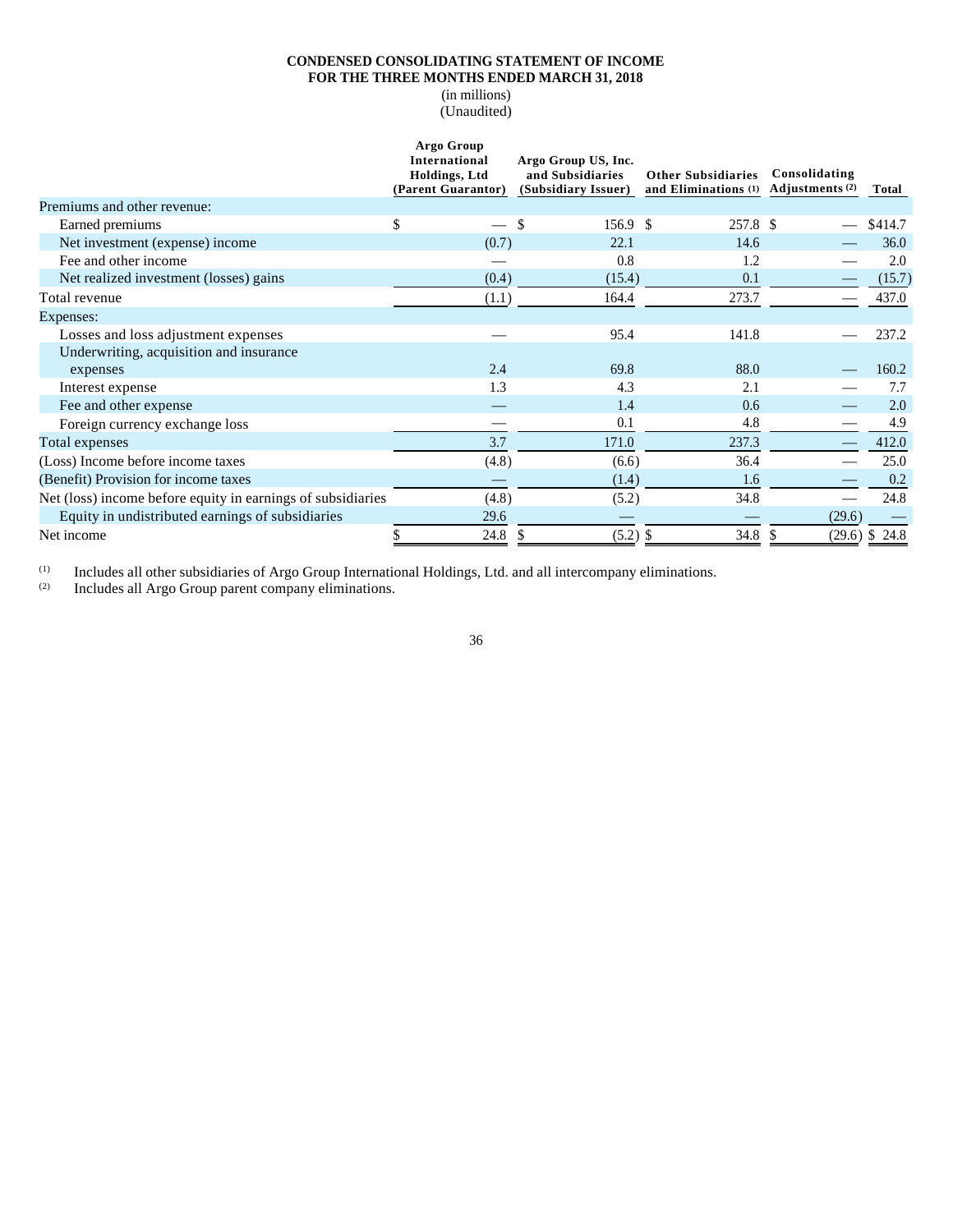**CONDENSED CONSOLIDATING STATEMENT OF INCOME**
**FOR THE THREE MONTHS ENDED MARCH 31, 2018**
(in millions)
(Unaudited)

| | Argo Group International Holdings, Ltd (Parent Guarantor) | Argo Group US, Inc. and Subsidiaries (Subsidiary Issuer) | Other Subsidiaries and Eliminations (1) | Consolidating Adjustments (2) | Total |
|---|---|---|---|---|---|
| Premiums and other revenue: | | | | | |
| Earned premiums | $ — | $ 156.9 | $ 257.8 | $ — | $414.7 |
| Net investment (expense) income | (0.7) | 22.1 | 14.6 | — | 36.0 |
| Fee and other income | — | 0.8 | 1.2 | — | 2.0 |
| Net realized investment (losses) gains | (0.4) | (15.4) | 0.1 | — | (15.7) |
| Total revenue | (1.1) | 164.4 | 273.7 | — | 437.0 |
| Expenses: | | | | | |
| Losses and loss adjustment expenses | — | 95.4 | 141.8 | — | 237.2 |
| Underwriting, acquisition and insurance expenses | 2.4 | 69.8 | 88.0 | — | 160.2 |
| Interest expense | 1.3 | 4.3 | 2.1 | — | 7.7 |
| Fee and other expense | — | 1.4 | 0.6 | — | 2.0 |
| Foreign currency exchange loss | — | 0.1 | 4.8 | — | 4.9 |
| Total expenses | 3.7 | 171.0 | 237.3 | — | 412.0 |
| (Loss) Income before income taxes | (4.8) | (6.6) | 36.4 | — | 25.0 |
| (Benefit) Provision for income taxes | — | (1.4) | 1.6 | — | 0.2 |
| Net (loss) income before equity in earnings of subsidiaries | (4.8) | (5.2) | 34.8 | — | 24.8 |
| Equity in undistributed earnings of subsidiaries | 29.6 | — | — | (29.6) | — |
| Net income | $ 24.8 | $ (5.2) | $ 34.8 | $ (29.6) | $ 24.8 |

(1) Includes all other subsidiaries of Argo Group International Holdings, Ltd. and all intercompany eliminations.
(2) Includes all Argo Group parent company eliminations.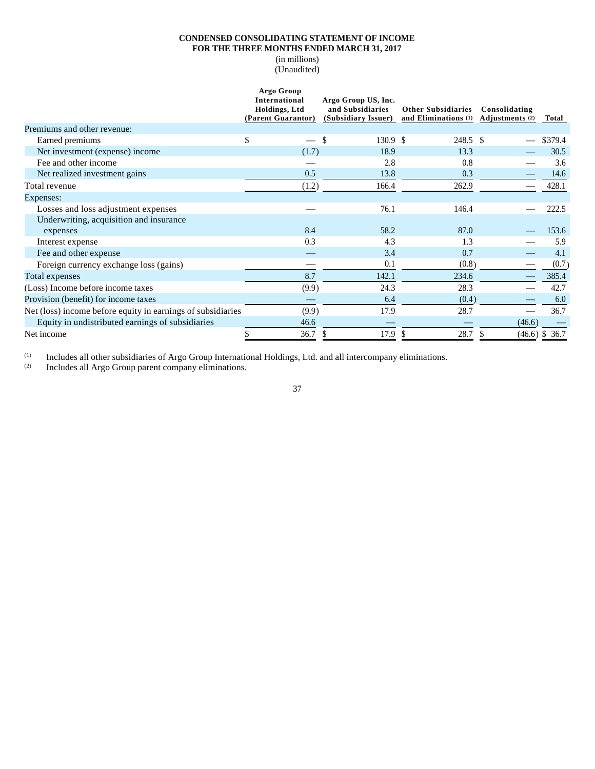**CONDENSED CONSOLIDATING STATEMENT OF INCOME**
**FOR THE THREE MONTHS ENDED MARCH 31, 2017**
(in millions)
(Unaudited)

| | Argo Group International Holdings, Ltd (Parent Guarantor) | Argo Group US, Inc. and Subsidiaries (Subsidiary Issuer) | Other Subsidiaries and Eliminations (1) | Consolidating Adjustments (2) | Total |
|---|---|---|---|---|---|
| Premiums and other revenue: | | | | | |
| Earned premiums | $ — | $ 130.9 | $ 248.5 | $ — | $379.4 |
| Net investment (expense) income | (1.7) | 18.9 | 13.3 | — | 30.5 |
| Fee and other income | — | 2.8 | 0.8 | — | 3.6 |
| Net realized investment gains | 0.5 | 13.8 | 0.3 | — | 14.6 |
| Total revenue | (1.2) | 166.4 | 262.9 | — | 428.1 |
| Expenses: | | | | | |
| Losses and loss adjustment expenses | — | 76.1 | 146.4 | — | 222.5 |
| Underwriting, acquisition and insurance expenses | 8.4 | 58.2 | 87.0 | — | 153.6 |
| Interest expense | 0.3 | 4.3 | 1.3 | — | 5.9 |
| Fee and other expense | — | 3.4 | 0.7 | — | 4.1 |
| Foreign currency exchange loss (gains) | — | 0.1 | (0.8) | — | (0.7) |
| Total expenses | 8.7 | 142.1 | 234.6 | — | 385.4 |
| (Loss) Income before income taxes | (9.9) | 24.3 | 28.3 | — | 42.7 |
| Provision (benefit) for income taxes | — | 6.4 | (0.4) | — | 6.0 |
| Net (loss) income before equity in earnings of subsidiaries | (9.9) | 17.9 | 28.7 | — | 36.7 |
| Equity in undistributed earnings of subsidiaries | 46.6 | — | — | (46.6) | — |
| Net income | $ 36.7 | $ 17.9 | $ 28.7 | $ (46.6) | $ 36.7 |

(1) Includes all other subsidiaries of Argo Group International Holdings, Ltd. and all intercompany eliminations.
(2) Includes all Argo Group parent company eliminations.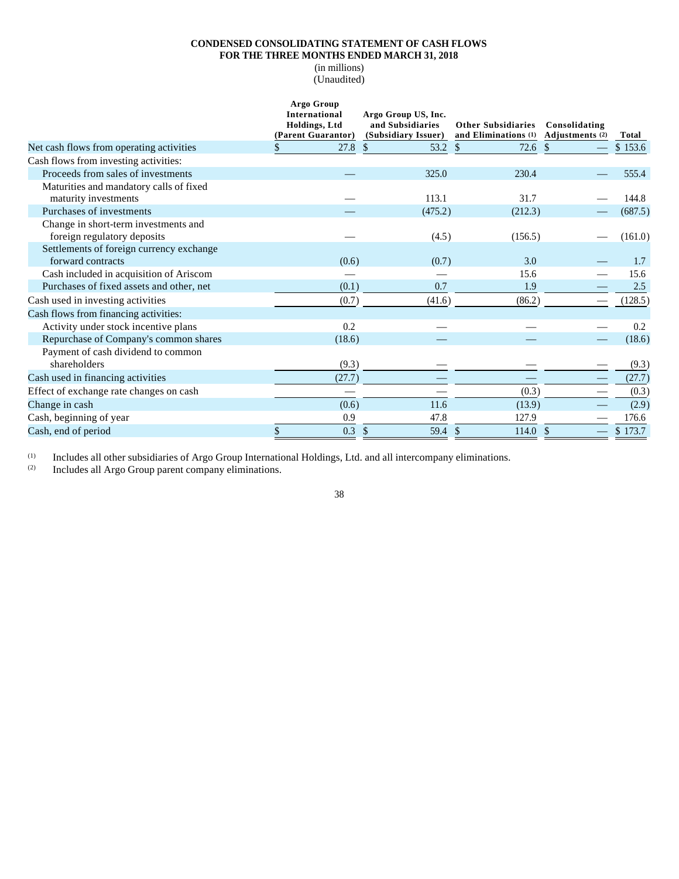**CONDENSED CONSOLIDATING STATEMENT OF CASH FLOWS**
**FOR THE THREE MONTHS ENDED MARCH 31, 2018**
(in millions)
(Unaudited)

| | Argo Group International Holdings, Ltd (Parent Guarantor) | Argo Group US, Inc. and Subsidiaries (Subsidiary Issuer) | Other Subsidiaries and Eliminations (1) | Consolidating Adjustments (2) | Total |
|---|---|---|---|---|---|
| Net cash flows from operating activities | $ 27.8 | $ 53.2 | $ 72.6 | $ — | $ 153.6 |
| Cash flows from investing activities: | | | | | |
| Proceeds from sales of investments | — | 325.0 | 230.4 | — | 555.4 |
| Maturities and mandatory calls of fixed maturity investments | — | 113.1 | 31.7 | — | 144.8 |
| Purchases of investments | — | (475.2) | (212.3) | — | (687.5) |
| Change in short-term investments and foreign regulatory deposits | — | (4.5) | (156.5) | — | (161.0) |
| Settlements of foreign currency exchange forward contracts | (0.6) | (0.7) | 3.0 | — | 1.7 |
| Cash included in acquisition of Ariscom | — | — | 15.6 | — | 15.6 |
| Purchases of fixed assets and other, net | (0.1) | 0.7 | 1.9 | — | 2.5 |
| Cash used in investing activities | (0.7) | (41.6) | (86.2) | — | (128.5) |
| Cash flows from financing activities: | | | | | |
| Activity under stock incentive plans | 0.2 | — | — | — | 0.2 |
| Repurchase of Company's common shares | (18.6) | — | — | — | (18.6) |
| Payment of cash dividend to common shareholders | (9.3) | — | — | — | (9.3) |
| Cash used in financing activities | (27.7) | — | — | — | (27.7) |
| Effect of exchange rate changes on cash | — | — | (0.3) | — | (0.3) |
| Change in cash | (0.6) | 11.6 | (13.9) | — | (2.9) |
| Cash, beginning of year | 0.9 | 47.8 | 127.9 | — | 176.6 |
| Cash, end of period | $ 0.3 | $ 59.4 | $ 114.0 | $ — | $ 173.7 |

(1) Includes all other subsidiaries of Argo Group International Holdings, Ltd. and all intercompany eliminations.
(2) Includes all Argo Group parent company eliminations.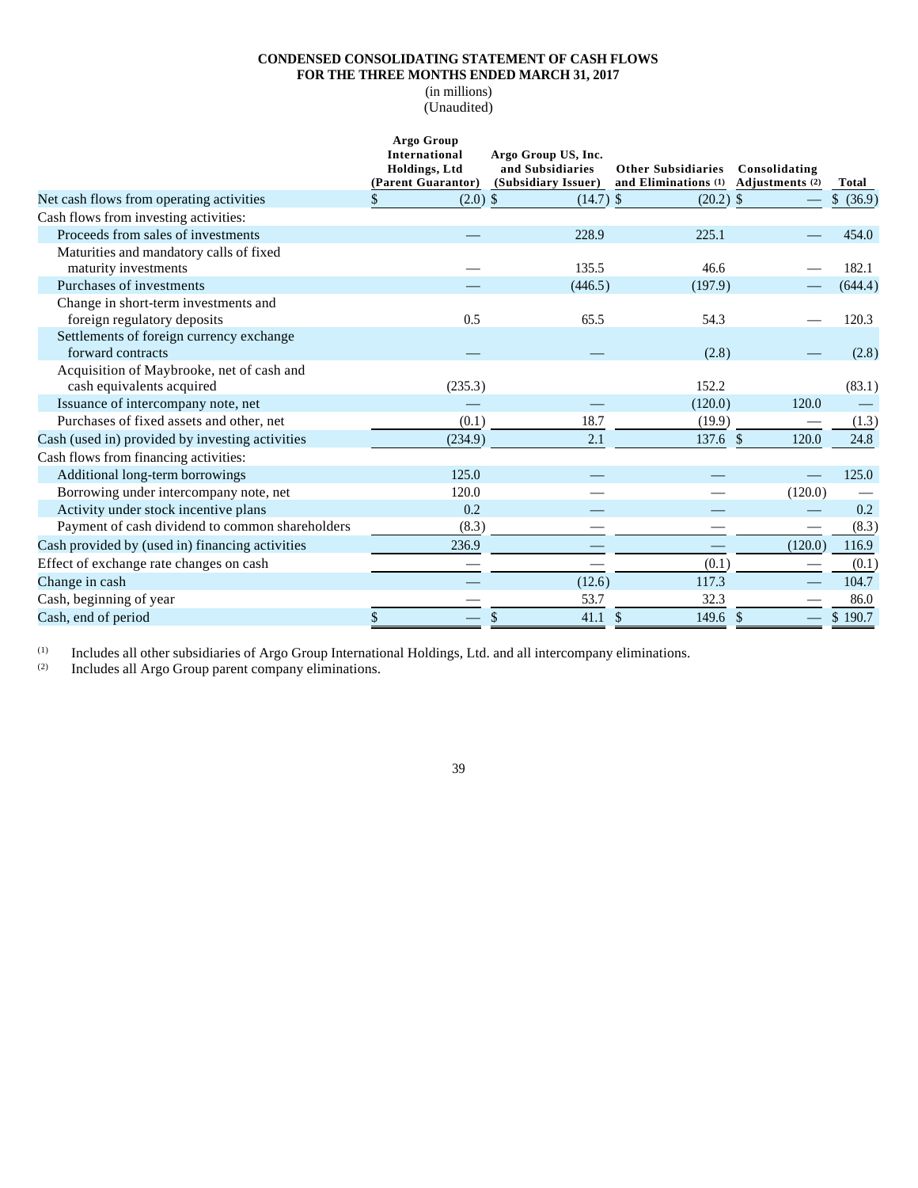**CONDENSED CONSOLIDATING STATEMENT OF CASH FLOWS**
**FOR THE THREE MONTHS ENDED MARCH 31, 2017**
(in millions)
(Unaudited)

| | Argo Group International Holdings, Ltd (Parent Guarantor) | Argo Group US, Inc. and Subsidiaries (Subsidiary Issuer) | Other Subsidiaries and Eliminations (1) | Consolidating Adjustments (2) | Total |
|---|---|---|---|---|---|
| Net cash flows from operating activities | $ (2.0) | $ (14.7) | $ (20.2) | $ — | $ (36.9) |
| Cash flows from investing activities: | | | | | |
| Proceeds from sales of investments | — | 228.9 | 225.1 | — | 454.0 |
| Maturities and mandatory calls of fixed maturity investments | — | 135.5 | 46.6 | — | 182.1 |
| Purchases of investments | — | (446.5) | (197.9) | — | (644.4) |
| Change in short-term investments and foreign regulatory deposits | 0.5 | 65.5 | 54.3 | — | 120.3 |
| Settlements of foreign currency exchange forward contracts | — | — | (2.8) | — | (2.8) |
| Acquisition of Maybrooke, net of cash and cash equivalents acquired | (235.3) | | 152.2 | | (83.1) |
| Issuance of intercompany note, net | — | — | (120.0) | 120.0 | — |
| Purchases of fixed assets and other, net | (0.1) | 18.7 | (19.9) | — | (1.3) |
| Cash (used in) provided by investing activities | (234.9) | 2.1 | 137.6 | $ 120.0 | 24.8 |
| Cash flows from financing activities: | | | | | |
| Additional long-term borrowings | 125.0 | — | — | — | 125.0 |
| Borrowing under intercompany note, net | 120.0 | — | — | (120.0) | — |
| Activity under stock incentive plans | 0.2 | — | — | — | 0.2 |
| Payment of cash dividend to common shareholders | (8.3) | — | — | — | (8.3) |
| Cash provided by (used in) financing activities | 236.9 | — | — | (120.0) | 116.9 |
| Effect of exchange rate changes on cash | — | — | (0.1) | — | (0.1) |
| Change in cash | — | (12.6) | 117.3 | — | 104.7 |
| Cash, beginning of year | — | 53.7 | 32.3 | — | 86.0 |
| Cash, end of period | $ — | $ 41.1 | $ 149.6 | $ — | $ 190.7 |

(1) Includes all other subsidiaries of Argo Group International Holdings, Ltd. and all intercompany eliminations.
(2) Includes all Argo Group parent company eliminations.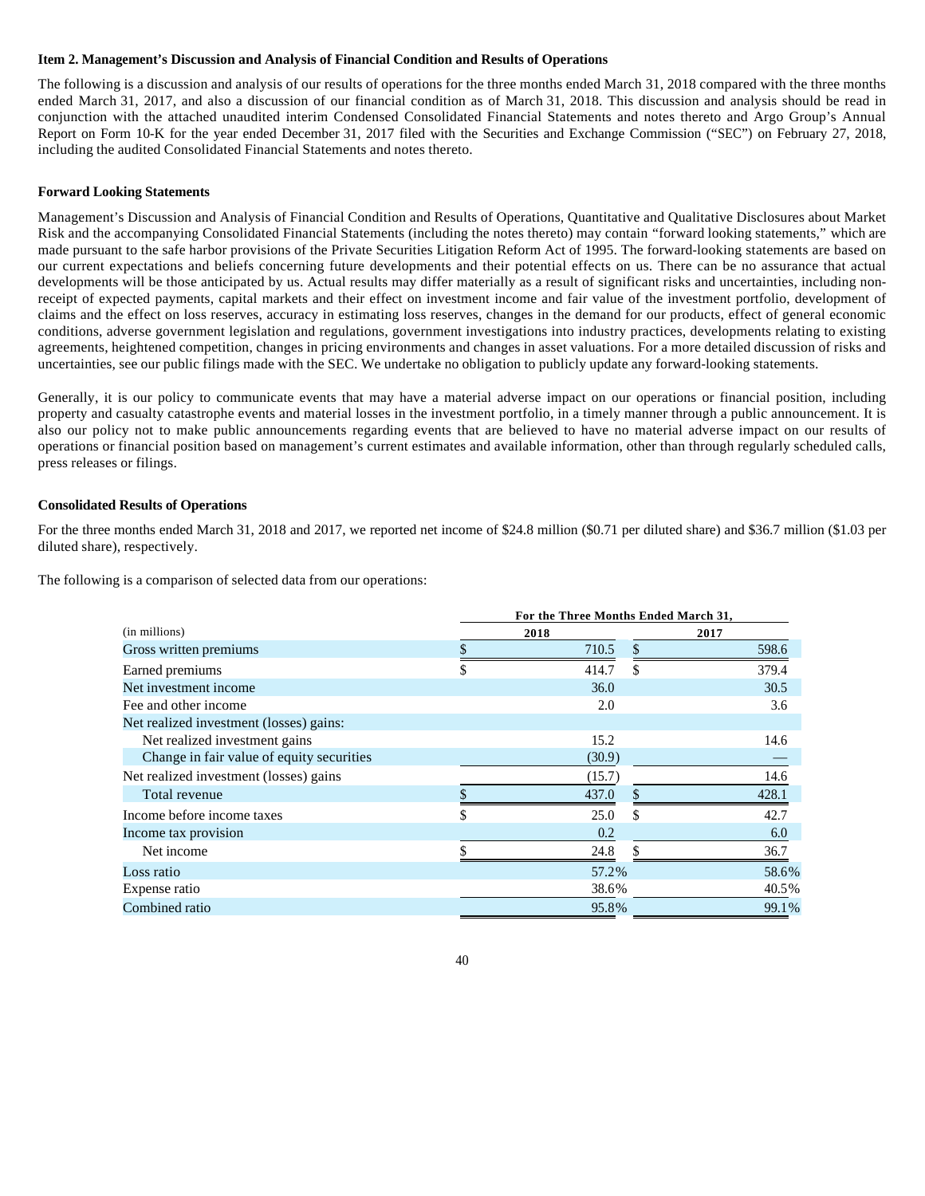**Item 2. Management's Discussion and Analysis of Financial Condition and Results of Operations**

The following is a discussion and analysis of our results of operations for the three months ended March 31, 2018 compared with the three months ended March 31, 2017, and also a discussion of our financial condition as of March 31, 2018. This discussion and analysis should be read in conjunction with the attached unaudited interim Condensed Consolidated Financial Statements and notes thereto and Argo Group's Annual Report on Form 10-K for the year ended December 31, 2017 filed with the Securities and Exchange Commission ("SEC") on February 27, 2018, including the audited Consolidated Financial Statements and notes thereto.

**Forward Looking Statements**

Management's Discussion and Analysis of Financial Condition and Results of Operations, Quantitative and Qualitative Disclosures about Market Risk and the accompanying Consolidated Financial Statements (including the notes thereto) may contain "forward looking statements," which are made pursuant to the safe harbor provisions of the Private Securities Litigation Reform Act of 1995. The forward-looking statements are based on our current expectations and beliefs concerning future developments and their potential effects on us. There can be no assurance that actual developments will be those anticipated by us. Actual results may differ materially as a result of significant risks and uncertainties, including non-receipt of expected payments, capital markets and their effect on investment income and fair value of the investment portfolio, development of claims and the effect on loss reserves, accuracy in estimating loss reserves, changes in the demand for our products, effect of general economic conditions, adverse government legislation and regulations, government investigations into industry practices, developments relating to existing agreements, heightened competition, changes in pricing environments and changes in asset valuations. For a more detailed discussion of risks and uncertainties, see our public filings made with the SEC. We undertake no obligation to publicly update any forward-looking statements.

Generally, it is our policy to communicate events that may have a material adverse impact on our operations or financial position, including property and casualty catastrophe events and material losses in the investment portfolio, in a timely manner through a public announcement. It is also our policy not to make public announcements regarding events that are believed to have no material adverse impact on our results of operations or financial position based on management's current estimates and available information, other than through regularly scheduled calls, press releases or filings.

**Consolidated Results of Operations**

For the three months ended March 31, 2018 and 2017, we reported net income of $24.8 million ($0.71 per diluted share) and $36.7 million ($1.03 per diluted share), respectively.

The following is a comparison of selected data from our operations:

| | For the Three Months Ended March 31, | |
|---|---|---|
| (in millions) | 2018 | 2017 |
| Gross written premiums | $ 710.5 | $ 598.6 |
| Earned premiums | $ 414.7 | $ 379.4 |
| Net investment income | 36.0 | 30.5 |
| Fee and other income | 2.0 | 3.6 |
| Net realized investment (losses) gains: | | |
| Net realized investment gains | 15.2 | 14.6 |
| Change in fair value of equity securities | (30.9) | — |
| Net realized investment (losses) gains | (15.7) | 14.6 |
| Total revenue | $ 437.0 | $ 428.1 |
| Income before income taxes | $ 25.0 | $ 42.7 |
| Income tax provision | 0.2 | 6.0 |
| Net income | $ 24.8 | $ 36.7 |
| Loss ratio | 57.2% | 58.6% |
| Expense ratio | 38.6% | 40.5% |
| Combined ratio | 95.8% | 99.1% |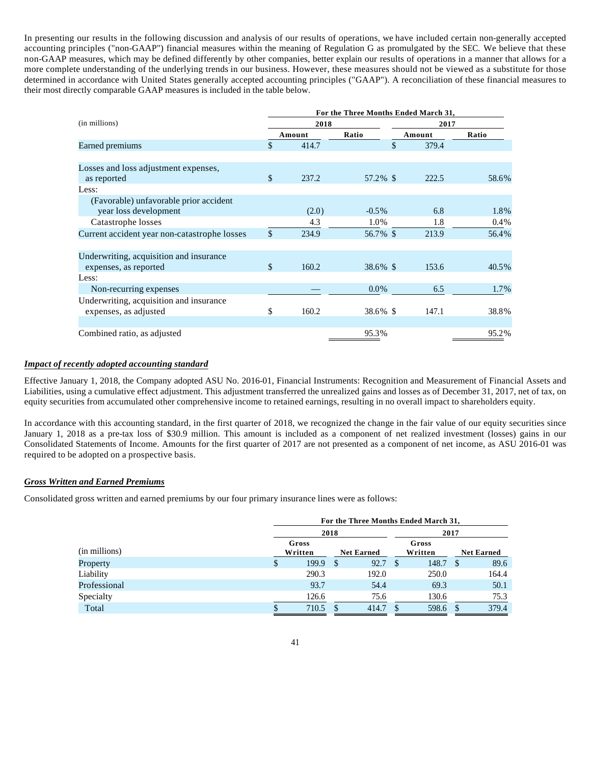In presenting our results in the following discussion and analysis of our results of operations, we have included certain non-generally accepted accounting principles ("non-GAAP") financial measures within the meaning of Regulation G as promulgated by the SEC. We believe that these non-GAAP measures, which may be defined differently by other companies, better explain our results of operations in a manner that allows for a more complete understanding of the underlying trends in our business. However, these measures should not be viewed as a substitute for those determined in accordance with United States generally accepted accounting principles ("GAAP"). A reconciliation of these financial measures to their most directly comparable GAAP measures is included in the table below.

| (in millions) | For the Three Months Ended March 31, | | | |
|---|---|---|---|---|
| | 2018 | | 2017 | |
| | Amount | Ratio | Amount | Ratio |
| Earned premiums | $ 414.7 | | $ 379.4 | |
| | | | | |
| Losses and loss adjustment expenses, as reported | $ 237.2 | 57.2% | $ 222.5 | 58.6% |
| Less: | | | | |
| (Favorable) unfavorable prior accident year loss development | (2.0) | -0.5% | 6.8 | 1.8% |
| Catastrophe losses | 4.3 | 1.0% | 1.8 | 0.4% |
| Current accident year non-catastrophe losses | $ 234.9 | 56.7% | $ 213.9 | 56.4% |
| | | | | |
| Underwriting, acquisition and insurance expenses, as reported | $ 160.2 | 38.6% | $ 153.6 | 40.5% |
| Less: | | | | |
| Non-recurring expenses | — | 0.0% | 6.5 | 1.7% |
| Underwriting, acquisition and insurance expenses, as adjusted | $ 160.2 | 38.6% | $ 147.1 | 38.8% |
| | | | | |
| Combined ratio, as adjusted | | 95.3% | | 95.2% |

***Impact of recently adopted accounting standard***

Effective January 1, 2018, the Company adopted ASU No. 2016-01, Financial Instruments: Recognition and Measurement of Financial Assets and Liabilities, using a cumulative effect adjustment. This adjustment transferred the unrealized gains and losses as of December 31, 2017, net of tax, on equity securities from accumulated other comprehensive income to retained earnings, resulting in no overall impact to shareholders equity.

In accordance with this accounting standard, in the first quarter of 2018, we recognized the change in the fair value of our equity securities since January 1, 2018 as a pre-tax loss of $30.9 million. This amount is included as a component of net realized investment (losses) gains in our Consolidated Statements of Income. Amounts for the first quarter of 2017 are not presented as a component of net income, as ASU 2016-01 was required to be adopted on a prospective basis.

***Gross Written and Earned Premiums***

Consolidated gross written and earned premiums by our four primary insurance lines were as follows:

| (in millions) | For the Three Months Ended March 31, | | | |
|---|---|---|---|---|
| | 2018 | | 2017 | |
| | Gross Written | Net Earned | Gross Written | Net Earned |
| Property | $ 199.9 | $ 92.7 | $ 148.7 | $ 89.6 |
| Liability | 290.3 | 192.0 | 250.0 | 164.4 |
| Professional | 93.7 | 54.4 | 69.3 | 50.1 |
| Specialty | 126.6 | 75.6 | 130.6 | 75.3 |
| Total | $ 710.5 | $ 414.7 | $ 598.6 | $ 379.4 |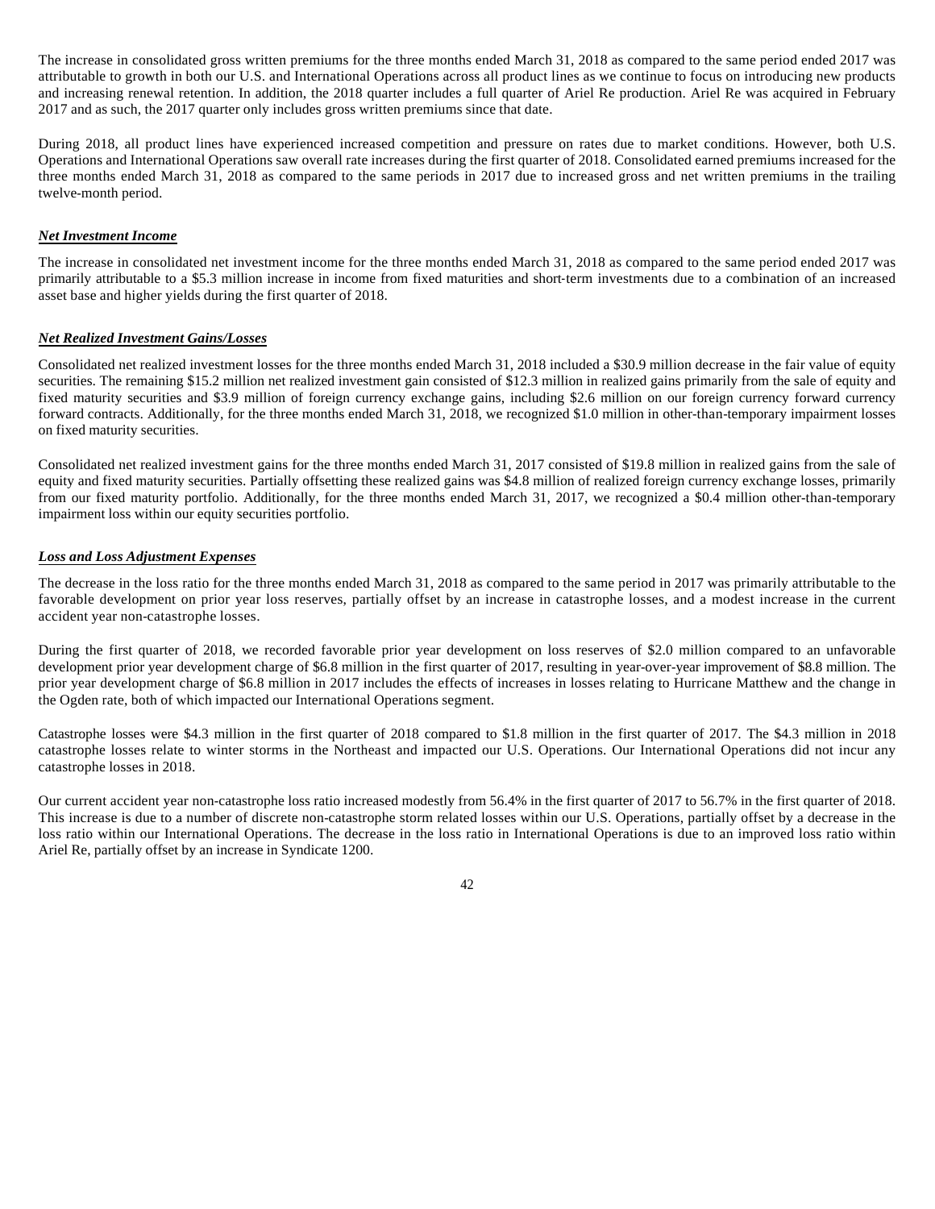The increase in consolidated gross written premiums for the three months ended March 31, 2018 as compared to the same period ended 2017 was attributable to growth in both our U.S. and International Operations across all product lines as we continue to focus on introducing new products and increasing renewal retention. In addition, the 2018 quarter includes a full quarter of Ariel Re production. Ariel Re was acquired in February 2017 and as such, the 2017 quarter only includes gross written premiums since that date.

During 2018, all product lines have experienced increased competition and pressure on rates due to market conditions. However, both U.S. Operations and International Operations saw overall rate increases during the first quarter of 2018. Consolidated earned premiums increased for the three months ended March 31, 2018 as compared to the same periods in 2017 due to increased gross and net written premiums in the trailing twelve-month period.

***Net Investment Income***

The increase in consolidated net investment income for the three months ended March 31, 2018 as compared to the same period ended 2017 was primarily attributable to a $5.3 million increase in income from fixed maturities and short-term investments due to a combination of an increased asset base and higher yields during the first quarter of 2018.

***Net Realized Investment Gains/Losses***

Consolidated net realized investment losses for the three months ended March 31, 2018 included a $30.9 million decrease in the fair value of equity securities. The remaining $15.2 million net realized investment gain consisted of $12.3 million in realized gains primarily from the sale of equity and fixed maturity securities and $3.9 million of foreign currency exchange gains, including $2.6 million on our foreign currency forward currency forward contracts. Additionally, for the three months ended March 31, 2018, we recognized $1.0 million in other-than-temporary impairment losses on fixed maturity securities.

Consolidated net realized investment gains for the three months ended March 31, 2017 consisted of $19.8 million in realized gains from the sale of equity and fixed maturity securities. Partially offsetting these realized gains was $4.8 million of realized foreign currency exchange losses, primarily from our fixed maturity portfolio. Additionally, for the three months ended March 31, 2017, we recognized a $0.4 million other-than-temporary impairment loss within our equity securities portfolio.

***Loss and Loss Adjustment Expenses***

The decrease in the loss ratio for the three months ended March 31, 2018 as compared to the same period in 2017 was primarily attributable to the favorable development on prior year loss reserves, partially offset by an increase in catastrophe losses, and a modest increase in the current accident year non-catastrophe losses.

During the first quarter of 2018, we recorded favorable prior year development on loss reserves of $2.0 million compared to an unfavorable development prior year development charge of $6.8 million in the first quarter of 2017, resulting in year-over-year improvement of $8.8 million. The prior year development charge of $6.8 million in 2017 includes the effects of increases in losses relating to Hurricane Matthew and the change in the Ogden rate, both of which impacted our International Operations segment.

Catastrophe losses were $4.3 million in the first quarter of 2018 compared to $1.8 million in the first quarter of 2017. The $4.3 million in 2018 catastrophe losses relate to winter storms in the Northeast and impacted our U.S. Operations. Our International Operations did not incur any catastrophe losses in 2018.

Our current accident year non-catastrophe loss ratio increased modestly from 56.4% in the first quarter of 2017 to 56.7% in the first quarter of 2018. This increase is due to a number of discrete non-catastrophe storm related losses within our U.S. Operations, partially offset by a decrease in the loss ratio within our International Operations. The decrease in the loss ratio in International Operations is due to an improved loss ratio within Ariel Re, partially offset by an increase in Syndicate 1200.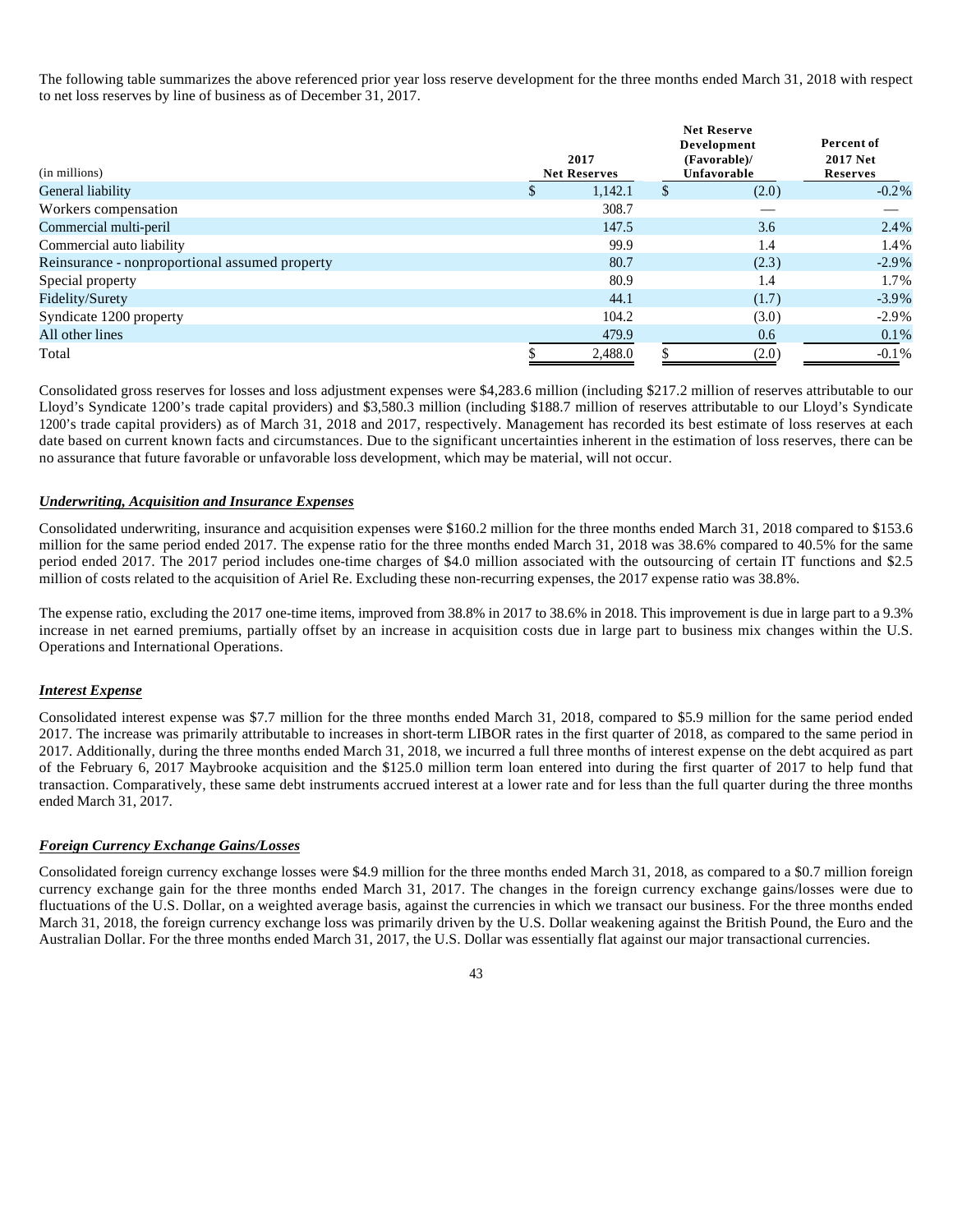The following table summarizes the above referenced prior year loss reserve development for the three months ended March 31, 2018 with respect to net loss reserves by line of business as of December 31, 2017.

| (in millions) | 2017 Net Reserves | Net Reserve Development (Favorable)/ Unfavorable | Percent of 2017 Net Reserves |
|---|---|---|---|
| General liability | $ 1,142.1 | $ (2.0) | -0.2% |
| Workers compensation | 308.7 | — | — |
| Commercial multi-peril | 147.5 | 3.6 | 2.4% |
| Commercial auto liability | 99.9 | 1.4 | 1.4% |
| Reinsurance - nonproportional assumed property | 80.7 | (2.3) | -2.9% |
| Special property | 80.9 | 1.4 | 1.7% |
| Fidelity/Surety | 44.1 | (1.7) | -3.9% |
| Syndicate 1200 property | 104.2 | (3.0) | -2.9% |
| All other lines | 479.9 | 0.6 | 0.1% |
| Total | $ 2,488.0 | $ (2.0) | -0.1% |

Consolidated gross reserves for losses and loss adjustment expenses were $4,283.6 million (including $217.2 million of reserves attributable to our Lloyd's Syndicate 1200's trade capital providers) and $3,580.3 million (including $188.7 million of reserves attributable to our Lloyd's Syndicate 1200's trade capital providers) as of March 31, 2018 and 2017, respectively. Management has recorded its best estimate of loss reserves at each date based on current known facts and circumstances. Due to the significant uncertainties inherent in the estimation of loss reserves, there can be no assurance that future favorable or unfavorable loss development, which may be material, will not occur.

***Underwriting, Acquisition and Insurance Expenses***

Consolidated underwriting, insurance and acquisition expenses were $160.2 million for the three months ended March 31, 2018 compared to $153.6 million for the same period ended 2017. The expense ratio for the three months ended March 31, 2018 was 38.6% compared to 40.5% for the same period ended 2017. The 2017 period includes one-time charges of $4.0 million associated with the outsourcing of certain IT functions and $2.5 million of costs related to the acquisition of Ariel Re. Excluding these non-recurring expenses, the 2017 expense ratio was 38.8%.

The expense ratio, excluding the 2017 one-time items, improved from 38.8% in 2017 to 38.6% in 2018. This improvement is due in large part to a 9.3% increase in net earned premiums, partially offset by an increase in acquisition costs due in large part to business mix changes within the U.S. Operations and International Operations.

***Interest Expense***

Consolidated interest expense was $7.7 million for the three months ended March 31, 2018, compared to $5.9 million for the same period ended 2017. The increase was primarily attributable to increases in short-term LIBOR rates in the first quarter of 2018, as compared to the same period in 2017. Additionally, during the three months ended March 31, 2018, we incurred a full three months of interest expense on the debt acquired as part of the February 6, 2017 Maybrooke acquisition and the $125.0 million term loan entered into during the first quarter of 2017 to help fund that transaction. Comparatively, these same debt instruments accrued interest at a lower rate and for less than the full quarter during the three months ended March 31, 2017.

***Foreign Currency Exchange Gains/Losses***

Consolidated foreign currency exchange losses were $4.9 million for the three months ended March 31, 2018, as compared to a $0.7 million foreign currency exchange gain for the three months ended March 31, 2017. The changes in the foreign currency exchange gains/losses were due to fluctuations of the U.S. Dollar, on a weighted average basis, against the currencies in which we transact our business. For the three months ended March 31, 2018, the foreign currency exchange loss was primarily driven by the U.S. Dollar weakening against the British Pound, the Euro and the Australian Dollar. For the three months ended March 31, 2017, the U.S. Dollar was essentially flat against our major transactional currencies.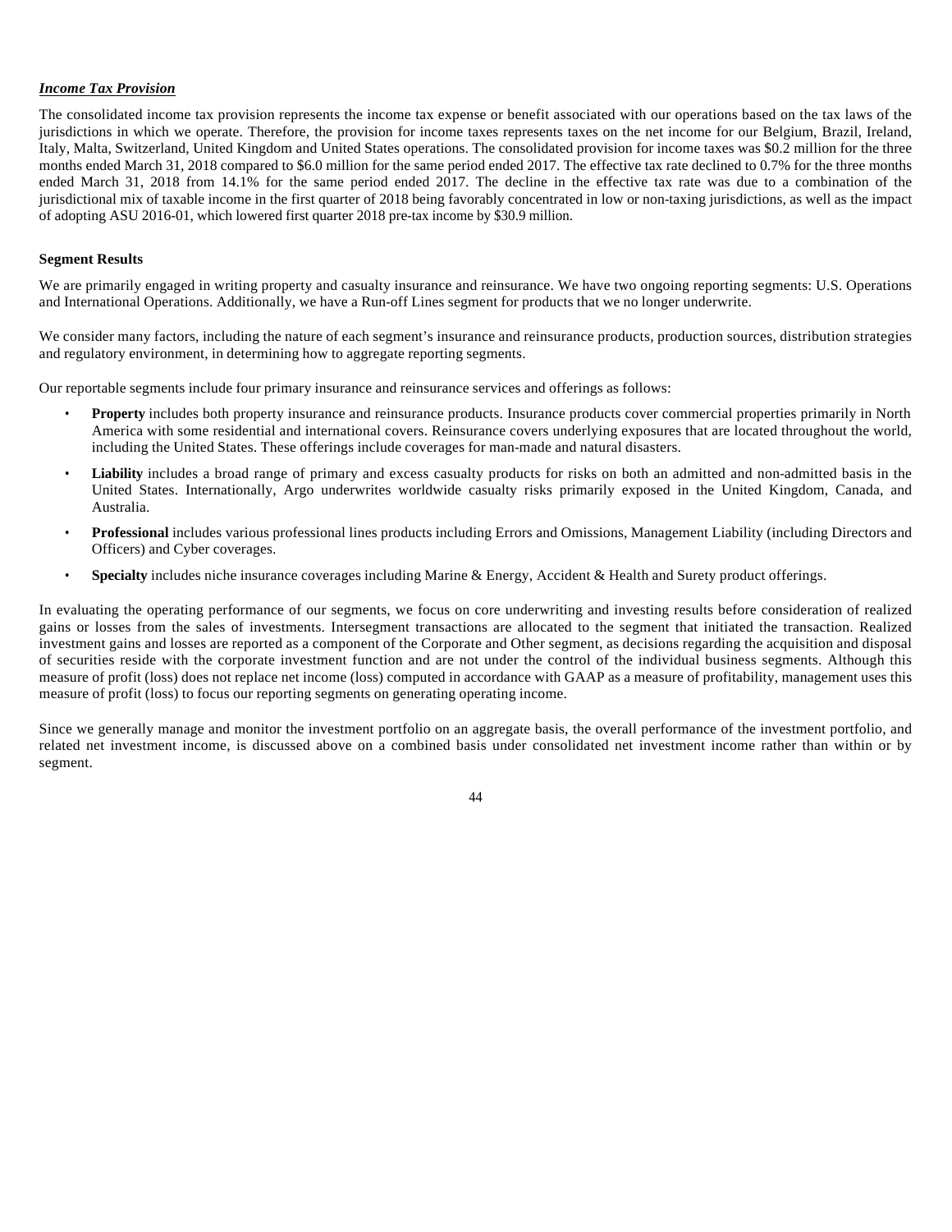***Income Tax Provision***

The consolidated income tax provision represents the income tax expense or benefit associated with our operations based on the tax laws of the jurisdictions in which we operate. Therefore, the provision for income taxes represents taxes on the net income for our Belgium, Brazil, Ireland, Italy, Malta, Switzerland, United Kingdom and United States operations. The consolidated provision for income taxes was $0.2 million for the three months ended March 31, 2018 compared to $6.0 million for the same period ended 2017. The effective tax rate declined to 0.7% for the three months ended March 31, 2018 from 14.1% for the same period ended 2017. The decline in the effective tax rate was due to a combination of the jurisdictional mix of taxable income in the first quarter of 2018 being favorably concentrated in low or non-taxing jurisdictions, as well as the impact of adopting ASU 2016-01, which lowered first quarter 2018 pre-tax income by $30.9 million.

**Segment Results**

We are primarily engaged in writing property and casualty insurance and reinsurance. We have two ongoing reporting segments: U.S. Operations and International Operations. Additionally, we have a Run-off Lines segment for products that we no longer underwrite.

We consider many factors, including the nature of each segment's insurance and reinsurance products, production sources, distribution strategies and regulatory environment, in determining how to aggregate reporting segments.

Our reportable segments include four primary insurance and reinsurance services and offerings as follows:

- **Property** includes both property insurance and reinsurance products. Insurance products cover commercial properties primarily in North America with some residential and international covers. Reinsurance covers underlying exposures that are located throughout the world, including the United States. These offerings include coverages for man-made and natural disasters.
- **Liability** includes a broad range of primary and excess casualty products for risks on both an admitted and non-admitted basis in the United States. Internationally, Argo underwrites worldwide casualty risks primarily exposed in the United Kingdom, Canada, and Australia.
- **Professional** includes various professional lines products including Errors and Omissions, Management Liability (including Directors and Officers) and Cyber coverages.
- **Specialty** includes niche insurance coverages including Marine & Energy, Accident & Health and Surety product offerings.

In evaluating the operating performance of our segments, we focus on core underwriting and investing results before consideration of realized gains or losses from the sales of investments. Intersegment transactions are allocated to the segment that initiated the transaction. Realized investment gains and losses are reported as a component of the Corporate and Other segment, as decisions regarding the acquisition and disposal of securities reside with the corporate investment function and are not under the control of the individual business segments. Although this measure of profit (loss) does not replace net income (loss) computed in accordance with GAAP as a measure of profitability, management uses this measure of profit (loss) to focus our reporting segments on generating operating income.

Since we generally manage and monitor the investment portfolio on an aggregate basis, the overall performance of the investment portfolio, and related net investment income, is discussed above on a combined basis under consolidated net investment income rather than within or by segment.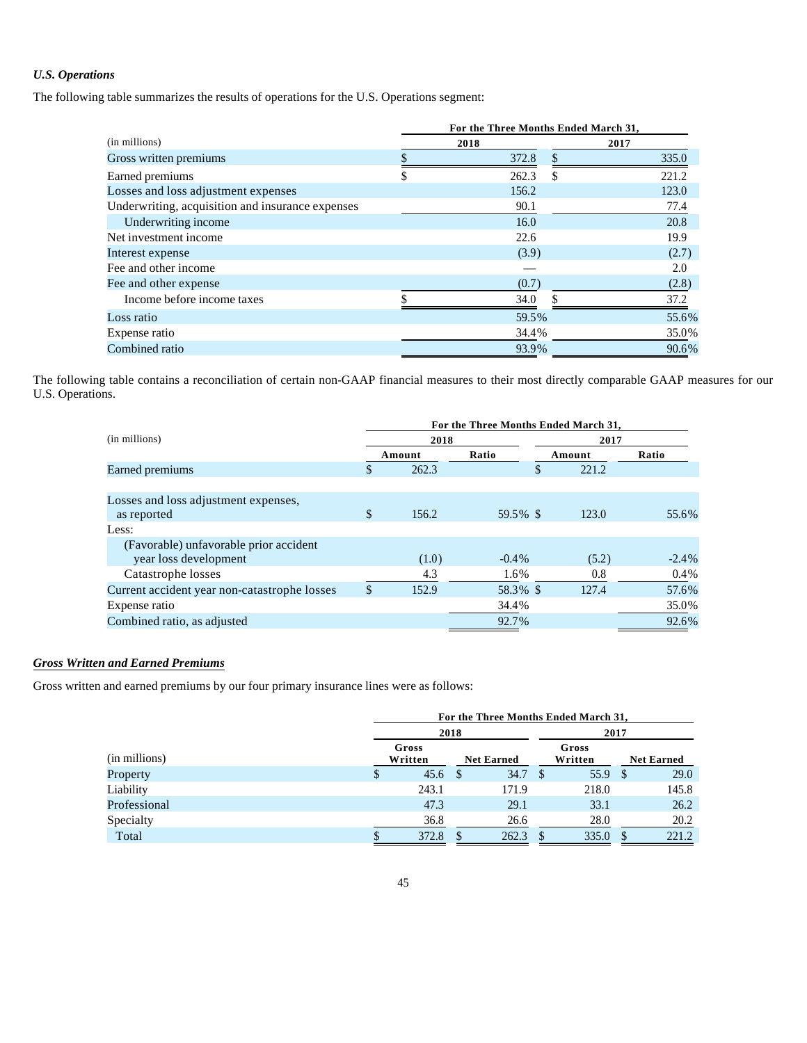### *U.S. Operations*

The following table summarizes the results of operations for the U.S. Operations segment:

| (in millions) | For the Three Months Ended March 31, 2018 | 2017 |
|---|---|---|
| Gross written premiums | $ 372.8 | $ 335.0 |
| Earned premiums | $ 262.3 | $ 221.2 |
| Losses and loss adjustment expenses | 156.2 | 123.0 |
| Underwriting, acquisition and insurance expenses | 90.1 | 77.4 |
| Underwriting income | 16.0 | 20.8 |
| Net investment income | 22.6 | 19.9 |
| Interest expense | (3.9) | (2.7) |
| Fee and other income | — | 2.0 |
| Fee and other expense | (0.7) | (2.8) |
| Income before income taxes | $ 34.0 | $ 37.2 |
| Loss ratio | 59.5% | 55.6% |
| Expense ratio | 34.4% | 35.0% |
| Combined ratio | 93.9% | 90.6% |

The following table contains a reconciliation of certain non-GAAP financial measures to their most directly comparable GAAP measures for our U.S. Operations.

| (in millions) | For the Three Months Ended March 31, 2018 | | 2017 | |
|---|---|---|---|---|
| | Amount | Ratio | Amount | Ratio |
| Earned premiums | $ 262.3 | | $ 221.2 | |
| Losses and loss adjustment expenses, as reported | $ 156.2 | 59.5% | $ 123.0 | 55.6% |
| Less: | | | | |
| (Favorable) unfavorable prior accident year loss development | (1.0) | -0.4% | (5.2) | -2.4% |
| Catastrophe losses | 4.3 | 1.6% | 0.8 | 0.4% |
| Current accident year non-catastrophe losses | $ 152.9 | 58.3% | $ 127.4 | 57.6% |
| Expense ratio | | 34.4% | | 35.0% |
| Combined ratio, as adjusted | | 92.7% | | 92.6% |

### ***Gross Written and Earned Premiums***

Gross written and earned premiums by our four primary insurance lines were as follows:

| (in millions) | For the Three Months Ended March 31, 2018 | | 2017 | |
|---|---|---|---|---|
| | Gross Written | Net Earned | Gross Written | Net Earned |
| Property | $ 45.6 | $ 34.7 | $ 55.9 | $ 29.0 |
| Liability | 243.1 | 171.9 | 218.0 | 145.8 |
| Professional | 47.3 | 29.1 | 33.1 | 26.2 |
| Specialty | 36.8 | 26.6 | 28.0 | 20.2 |
| Total | $ 372.8 | $ 262.3 | $ 335.0 | $ 221.2 |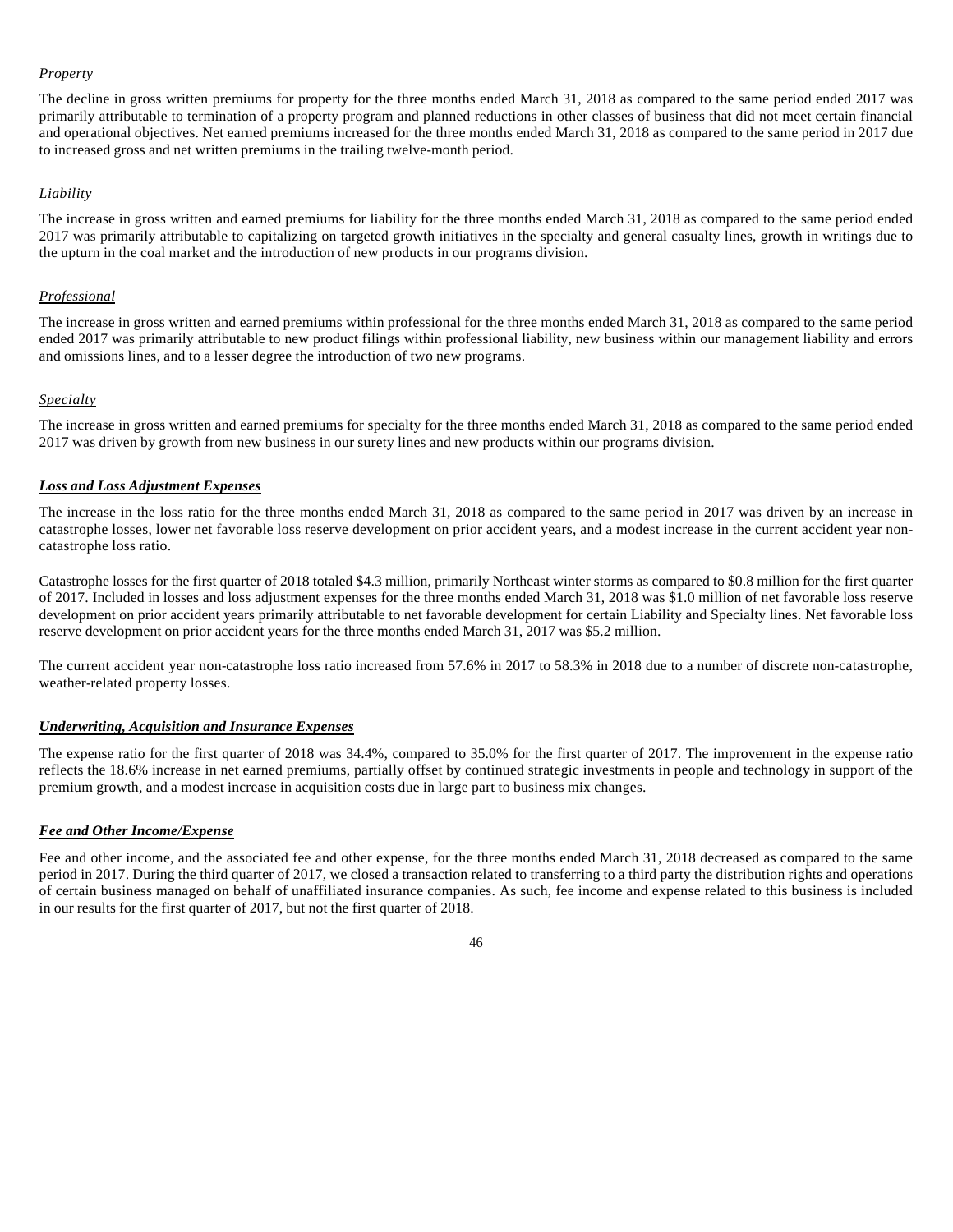*Property*

The decline in gross written premiums for property for the three months ended March 31, 2018 as compared to the same period ended 2017 was primarily attributable to termination of a property program and planned reductions in other classes of business that did not meet certain financial and operational objectives. Net earned premiums increased for the three months ended March 31, 2018 as compared to the same period in 2017 due to increased gross and net written premiums in the trailing twelve-month period.

*Liability*

The increase in gross written and earned premiums for liability for the three months ended March 31, 2018 as compared to the same period ended 2017 was primarily attributable to capitalizing on targeted growth initiatives in the specialty and general casualty lines, growth in writings due to the upturn in the coal market and the introduction of new products in our programs division.

*Professional*

The increase in gross written and earned premiums within professional for the three months ended March 31, 2018 as compared to the same period ended 2017 was primarily attributable to new product filings within professional liability, new business within our management liability and errors and omissions lines, and to a lesser degree the introduction of two new programs.

*Specialty*

The increase in gross written and earned premiums for specialty for the three months ended March 31, 2018 as compared to the same period ended 2017 was driven by growth from new business in our surety lines and new products within our programs division.

***Loss and Loss Adjustment Expenses***

The increase in the loss ratio for the three months ended March 31, 2018 as compared to the same period in 2017 was driven by an increase in catastrophe losses, lower net favorable loss reserve development on prior accident years, and a modest increase in the current accident year non-catastrophe loss ratio.

Catastrophe losses for the first quarter of 2018 totaled $4.3 million, primarily Northeast winter storms as compared to $0.8 million for the first quarter of 2017. Included in losses and loss adjustment expenses for the three months ended March 31, 2018 was $1.0 million of net favorable loss reserve development on prior accident years primarily attributable to net favorable development for certain Liability and Specialty lines. Net favorable loss reserve development on prior accident years for the three months ended March 31, 2017 was $5.2 million.

The current accident year non-catastrophe loss ratio increased from 57.6% in 2017 to 58.3% in 2018 due to a number of discrete non-catastrophe, weather-related property losses.

***Underwriting, Acquisition and Insurance Expenses***

The expense ratio for the first quarter of 2018 was 34.4%, compared to 35.0% for the first quarter of 2017. The improvement in the expense ratio reflects the 18.6% increase in net earned premiums, partially offset by continued strategic investments in people and technology in support of the premium growth, and a modest increase in acquisition costs due in large part to business mix changes.

***Fee and Other Income/Expense***

Fee and other income, and the associated fee and other expense, for the three months ended March 31, 2018 decreased as compared to the same period in 2017. During the third quarter of 2017, we closed a transaction related to transferring to a third party the distribution rights and operations of certain business managed on behalf of unaffiliated insurance companies. As such, fee income and expense related to this business is included in our results for the first quarter of 2017, but not the first quarter of 2018.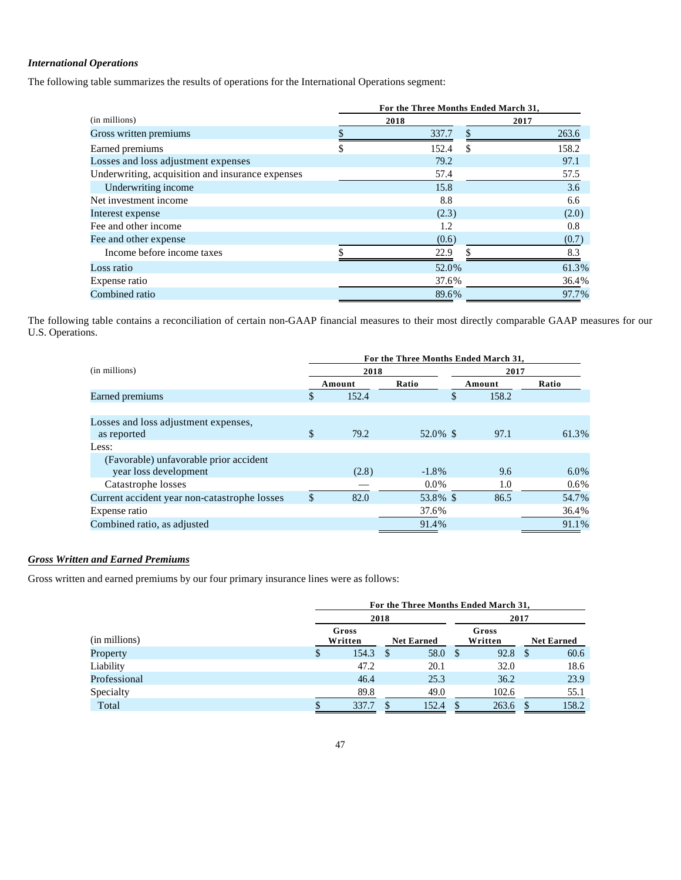*International Operations*

The following table summarizes the results of operations for the International Operations segment:

| (in millions) | For the Three Months Ended March 31, 2018 | 2017 |
|---|---|---|
| Gross written premiums | $ 337.7 | $ 263.6 |
| Earned premiums | $ 152.4 | $ 158.2 |
| Losses and loss adjustment expenses | 79.2 | 97.1 |
| Underwriting, acquisition and insurance expenses | 57.4 | 57.5 |
| Underwriting income | 15.8 | 3.6 |
| Net investment income | 8.8 | 6.6 |
| Interest expense | (2.3) | (2.0) |
| Fee and other income | 1.2 | 0.8 |
| Fee and other expense | (0.6) | (0.7) |
| Income before income taxes | $ 22.9 | $ 8.3 |
| Loss ratio | 52.0% | 61.3% |
| Expense ratio | 37.6% | 36.4% |
| Combined ratio | 89.6% | 97.7% |

The following table contains a reconciliation of certain non-GAAP financial measures to their most directly comparable GAAP measures for our U.S. Operations.

| (in millions) | For the Three Months Ended March 31, 2018 | | 2017 | |
|---|---|---|---|---|
| | Amount | Ratio | Amount | Ratio |
| Earned premiums | $ 152.4 | | $ 158.2 | |
| Losses and loss adjustment expenses, as reported | $ 79.2 | 52.0% | $ 97.1 | 61.3% |
| Less: | | | | |
| (Favorable) unfavorable prior accident year loss development | (2.8) | -1.8% | 9.6 | 6.0% |
| Catastrophe losses | — | 0.0% | 1.0 | 0.6% |
| Current accident year non-catastrophe losses | $ 82.0 | 53.8% | $ 86.5 | 54.7% |
| Expense ratio | | 37.6% | | 36.4% |
| Combined ratio, as adjusted | | 91.4% | | 91.1% |

***Gross Written and Earned Premiums***

Gross written and earned premiums by our four primary insurance lines were as follows:

| (in millions) | For the Three Months Ended March 31, 2018 | | 2017 | |
|---|---|---|---|---|
| | Gross Written | Net Earned | Gross Written | Net Earned |
| Property | $ 154.3 | $ 58.0 | $ 92.8 | $ 60.6 |
| Liability | 47.2 | 20.1 | 32.0 | 18.6 |
| Professional | 46.4 | 25.3 | 36.2 | 23.9 |
| Specialty | 89.8 | 49.0 | 102.6 | 55.1 |
| Total | $ 337.7 | $ 152.4 | $ 263.6 | $ 158.2 |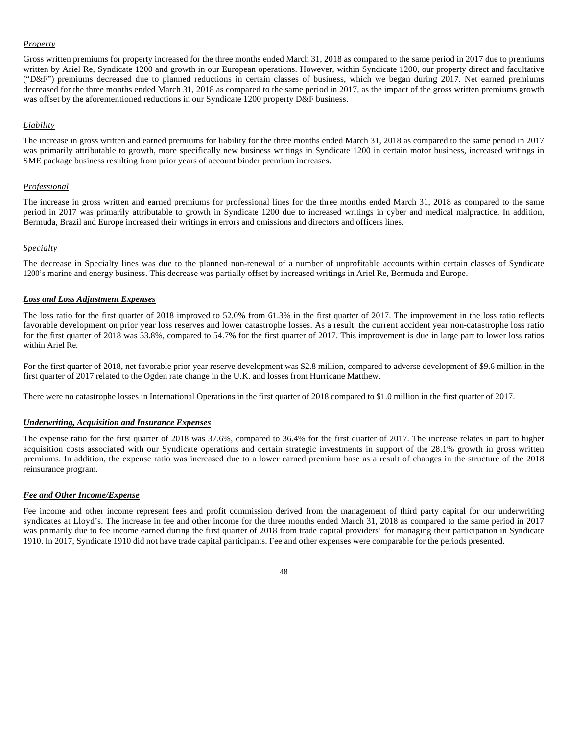*Property*

Gross written premiums for property increased for the three months ended March 31, 2018 as compared to the same period in 2017 due to premiums written by Ariel Re, Syndicate 1200 and growth in our European operations. However, within Syndicate 1200, our property direct and facultative ("D&F") premiums decreased due to planned reductions in certain classes of business, which we began during 2017. Net earned premiums decreased for the three months ended March 31, 2018 as compared to the same period in 2017, as the impact of the gross written premiums growth was offset by the aforementioned reductions in our Syndicate 1200 property D&F business.

*Liability*

The increase in gross written and earned premiums for liability for the three months ended March 31, 2018 as compared to the same period in 2017 was primarily attributable to growth, more specifically new business writings in Syndicate 1200 in certain motor business, increased writings in SME package business resulting from prior years of account binder premium increases.

*Professional*

The increase in gross written and earned premiums for professional lines for the three months ended March 31, 2018 as compared to the same period in 2017 was primarily attributable to growth in Syndicate 1200 due to increased writings in cyber and medical malpractice. In addition, Bermuda, Brazil and Europe increased their writings in errors and omissions and directors and officers lines.

*Specialty*

The decrease in Specialty lines was due to the planned non-renewal of a number of unprofitable accounts within certain classes of Syndicate 1200's marine and energy business. This decrease was partially offset by increased writings in Ariel Re, Bermuda and Europe.

***Loss and Loss Adjustment Expenses***

The loss ratio for the first quarter of 2018 improved to 52.0% from 61.3% in the first quarter of 2017. The improvement in the loss ratio reflects favorable development on prior year loss reserves and lower catastrophe losses. As a result, the current accident year non-catastrophe loss ratio for the first quarter of 2018 was 53.8%, compared to 54.7% for the first quarter of 2017. This improvement is due in large part to lower loss ratios within Ariel Re.

For the first quarter of 2018, net favorable prior year reserve development was $2.8 million, compared to adverse development of $9.6 million in the first quarter of 2017 related to the Ogden rate change in the U.K. and losses from Hurricane Matthew.

There were no catastrophe losses in International Operations in the first quarter of 2018 compared to $1.0 million in the first quarter of 2017.

***Underwriting, Acquisition and Insurance Expenses***

The expense ratio for the first quarter of 2018 was 37.6%, compared to 36.4% for the first quarter of 2017. The increase relates in part to higher acquisition costs associated with our Syndicate operations and certain strategic investments in support of the 28.1% growth in gross written premiums. In addition, the expense ratio was increased due to a lower earned premium base as a result of changes in the structure of the 2018 reinsurance program.

***Fee and Other Income/Expense***

Fee income and other income represent fees and profit commission derived from the management of third party capital for our underwriting syndicates at Lloyd's. The increase in fee and other income for the three months ended March 31, 2018 as compared to the same period in 2017 was primarily due to fee income earned during the first quarter of 2018 from trade capital providers' for managing their participation in Syndicate 1910. In 2017, Syndicate 1910 did not have trade capital participants. Fee and other expenses were comparable for the periods presented.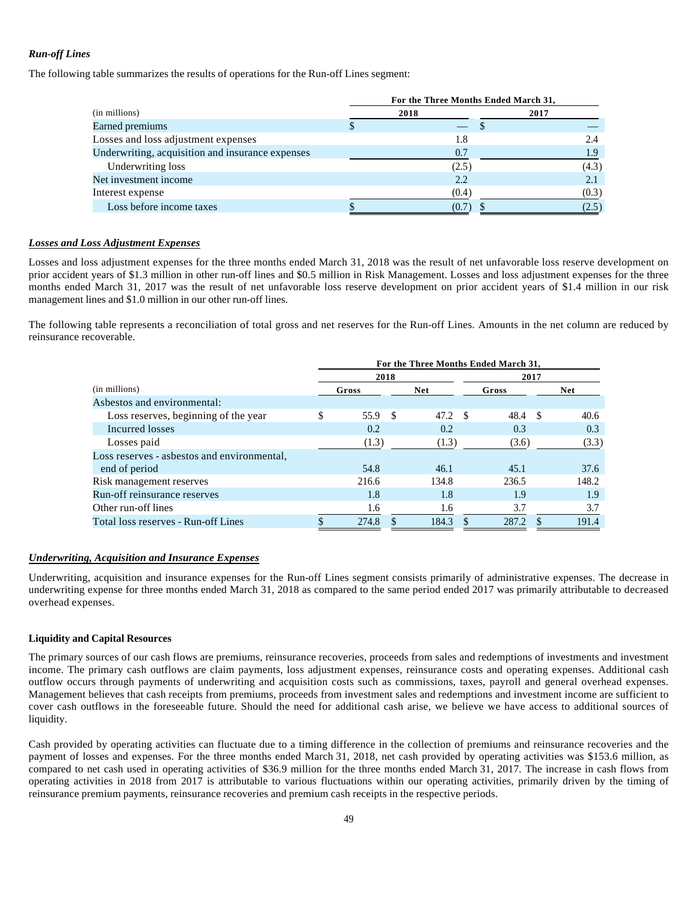***Run-off Lines***

The following table summarizes the results of operations for the Run-off Lines segment:

| (in millions) | For the Three Months Ended March 31, 2018 | 2017 |
|---|---|---|
| Earned premiums | $ — | $ — |
| Losses and loss adjustment expenses | 1.8 | 2.4 |
| Underwriting, acquisition and insurance expenses | 0.7 | 1.9 |
| Underwriting loss | (2.5) | (4.3) |
| Net investment income | 2.2 | 2.1 |
| Interest expense | (0.4) | (0.3) |
| Loss before income taxes | $ (0.7) | $ (2.5) |

***Losses and Loss Adjustment Expenses***

Losses and loss adjustment expenses for the three months ended March 31, 2018 was the result of net unfavorable loss reserve development on prior accident years of $1.3 million in other run-off lines and $0.5 million in Risk Management. Losses and loss adjustment expenses for the three months ended March 31, 2017 was the result of net unfavorable loss reserve development on prior accident years of $1.4 million in our risk management lines and $1.0 million in our other run-off lines.

The following table represents a reconciliation of total gross and net reserves for the Run-off Lines. Amounts in the net column are reduced by reinsurance recoverable.

| | For the Three Months Ended March 31, | | | |
|---|---|---|---|---|
| | 2018 | | 2017 | |
| (in millions) | Gross | Net | Gross | Net |
| Asbestos and environmental: | | | | |
| Loss reserves, beginning of the year | $ 55.9 | $ 47.2 | $ 48.4 | $ 40.6 |
| Incurred losses | 0.2 | 0.2 | 0.3 | 0.3 |
| Losses paid | (1.3) | (1.3) | (3.6) | (3.3) |
| Loss reserves - asbestos and environmental, end of period | 54.8 | 46.1 | 45.1 | 37.6 |
| Risk management reserves | 216.6 | 134.8 | 236.5 | 148.2 |
| Run-off reinsurance reserves | 1.8 | 1.8 | 1.9 | 1.9 |
| Other run-off lines | 1.6 | 1.6 | 3.7 | 3.7 |
| Total loss reserves - Run-off Lines | $ 274.8 | $ 184.3 | $ 287.2 | $ 191.4 |

***Underwriting, Acquisition and Insurance Expenses***

Underwriting, acquisition and insurance expenses for the Run-off Lines segment consists primarily of administrative expenses. The decrease in underwriting expense for three months ended March 31, 2018 as compared to the same period ended 2017 was primarily attributable to decreased overhead expenses.

**Liquidity and Capital Resources**

The primary sources of our cash flows are premiums, reinsurance recoveries, proceeds from sales and redemptions of investments and investment income. The primary cash outflows are claim payments, loss adjustment expenses, reinsurance costs and operating expenses. Additional cash outflow occurs through payments of underwriting and acquisition costs such as commissions, taxes, payroll and general overhead expenses. Management believes that cash receipts from premiums, proceeds from investment sales and redemptions and investment income are sufficient to cover cash outflows in the foreseeable future. Should the need for additional cash arise, we believe we have access to additional sources of liquidity.

Cash provided by operating activities can fluctuate due to a timing difference in the collection of premiums and reinsurance recoveries and the payment of losses and expenses. For the three months ended March 31, 2018, net cash provided by operating activities was $153.6 million, as compared to net cash used in operating activities of $36.9 million for the three months ended March 31, 2017. The increase in cash flows from operating activities in 2018 from 2017 is attributable to various fluctuations within our operating activities, primarily driven by the timing of reinsurance premium payments, reinsurance recoveries and premium cash receipts in the respective periods.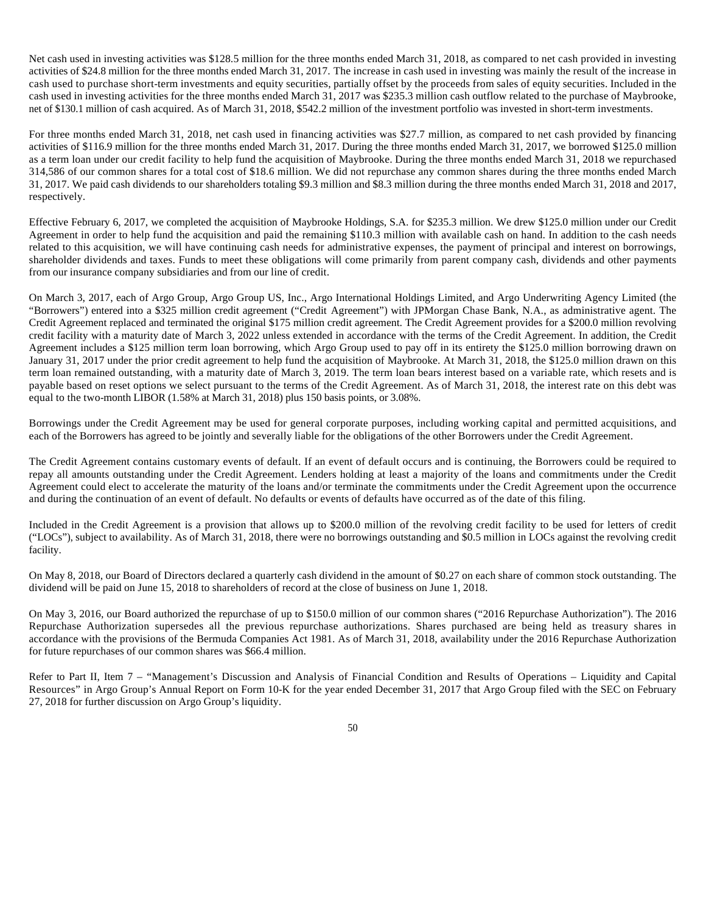Net cash used in investing activities was $128.5 million for the three months ended March 31, 2018, as compared to net cash provided in investing activities of $24.8 million for the three months ended March 31, 2017. The increase in cash used in investing was mainly the result of the increase in cash used to purchase short-term investments and equity securities, partially offset by the proceeds from sales of equity securities. Included in the cash used in investing activities for the three months ended March 31, 2017 was $235.3 million cash outflow related to the purchase of Maybrooke, net of $130.1 million of cash acquired. As of March 31, 2018, $542.2 million of the investment portfolio was invested in short-term investments.

For three months ended March 31, 2018, net cash used in financing activities was $27.7 million, as compared to net cash provided by financing activities of $116.9 million for the three months ended March 31, 2017. During the three months ended March 31, 2017, we borrowed $125.0 million as a term loan under our credit facility to help fund the acquisition of Maybrooke. During the three months ended March 31, 2018 we repurchased 314,586 of our common shares for a total cost of $18.6 million. We did not repurchase any common shares during the three months ended March 31, 2017. We paid cash dividends to our shareholders totaling $9.3 million and $8.3 million during the three months ended March 31, 2018 and 2017, respectively.

Effective February 6, 2017, we completed the acquisition of Maybrooke Holdings, S.A. for $235.3 million. We drew $125.0 million under our Credit Agreement in order to help fund the acquisition and paid the remaining $110.3 million with available cash on hand. In addition to the cash needs related to this acquisition, we will have continuing cash needs for administrative expenses, the payment of principal and interest on borrowings, shareholder dividends and taxes. Funds to meet these obligations will come primarily from parent company cash, dividends and other payments from our insurance company subsidiaries and from our line of credit.

On March 3, 2017, each of Argo Group, Argo Group US, Inc., Argo International Holdings Limited, and Argo Underwriting Agency Limited (the "Borrowers") entered into a $325 million credit agreement ("Credit Agreement") with JPMorgan Chase Bank, N.A., as administrative agent. The Credit Agreement replaced and terminated the original $175 million credit agreement. The Credit Agreement provides for a $200.0 million revolving credit facility with a maturity date of March 3, 2022 unless extended in accordance with the terms of the Credit Agreement. In addition, the Credit Agreement includes a $125 million term loan borrowing, which Argo Group used to pay off in its entirety the $125.0 million borrowing drawn on January 31, 2017 under the prior credit agreement to help fund the acquisition of Maybrooke. At March 31, 2018, the $125.0 million drawn on this term loan remained outstanding, with a maturity date of March 3, 2019. The term loan bears interest based on a variable rate, which resets and is payable based on reset options we select pursuant to the terms of the Credit Agreement. As of March 31, 2018, the interest rate on this debt was equal to the two-month LIBOR (1.58% at March 31, 2018) plus 150 basis points, or 3.08%.

Borrowings under the Credit Agreement may be used for general corporate purposes, including working capital and permitted acquisitions, and each of the Borrowers has agreed to be jointly and severally liable for the obligations of the other Borrowers under the Credit Agreement.

The Credit Agreement contains customary events of default. If an event of default occurs and is continuing, the Borrowers could be required to repay all amounts outstanding under the Credit Agreement. Lenders holding at least a majority of the loans and commitments under the Credit Agreement could elect to accelerate the maturity of the loans and/or terminate the commitments under the Credit Agreement upon the occurrence and during the continuation of an event of default. No defaults or events of defaults have occurred as of the date of this filing.

Included in the Credit Agreement is a provision that allows up to $200.0 million of the revolving credit facility to be used for letters of credit ("LOCs"), subject to availability. As of March 31, 2018, there were no borrowings outstanding and $0.5 million in LOCs against the revolving credit facility.

On May 8, 2018, our Board of Directors declared a quarterly cash dividend in the amount of $0.27 on each share of common stock outstanding. The dividend will be paid on June 15, 2018 to shareholders of record at the close of business on June 1, 2018.

On May 3, 2016, our Board authorized the repurchase of up to $150.0 million of our common shares ("2016 Repurchase Authorization"). The 2016 Repurchase Authorization supersedes all the previous repurchase authorizations. Shares purchased are being held as treasury shares in accordance with the provisions of the Bermuda Companies Act 1981. As of March 31, 2018, availability under the 2016 Repurchase Authorization for future repurchases of our common shares was $66.4 million.

Refer to Part II, Item 7 – "Management's Discussion and Analysis of Financial Condition and Results of Operations – Liquidity and Capital Resources" in Argo Group's Annual Report on Form 10-K for the year ended December 31, 2017 that Argo Group filed with the SEC on February 27, 2018 for further discussion on Argo Group's liquidity.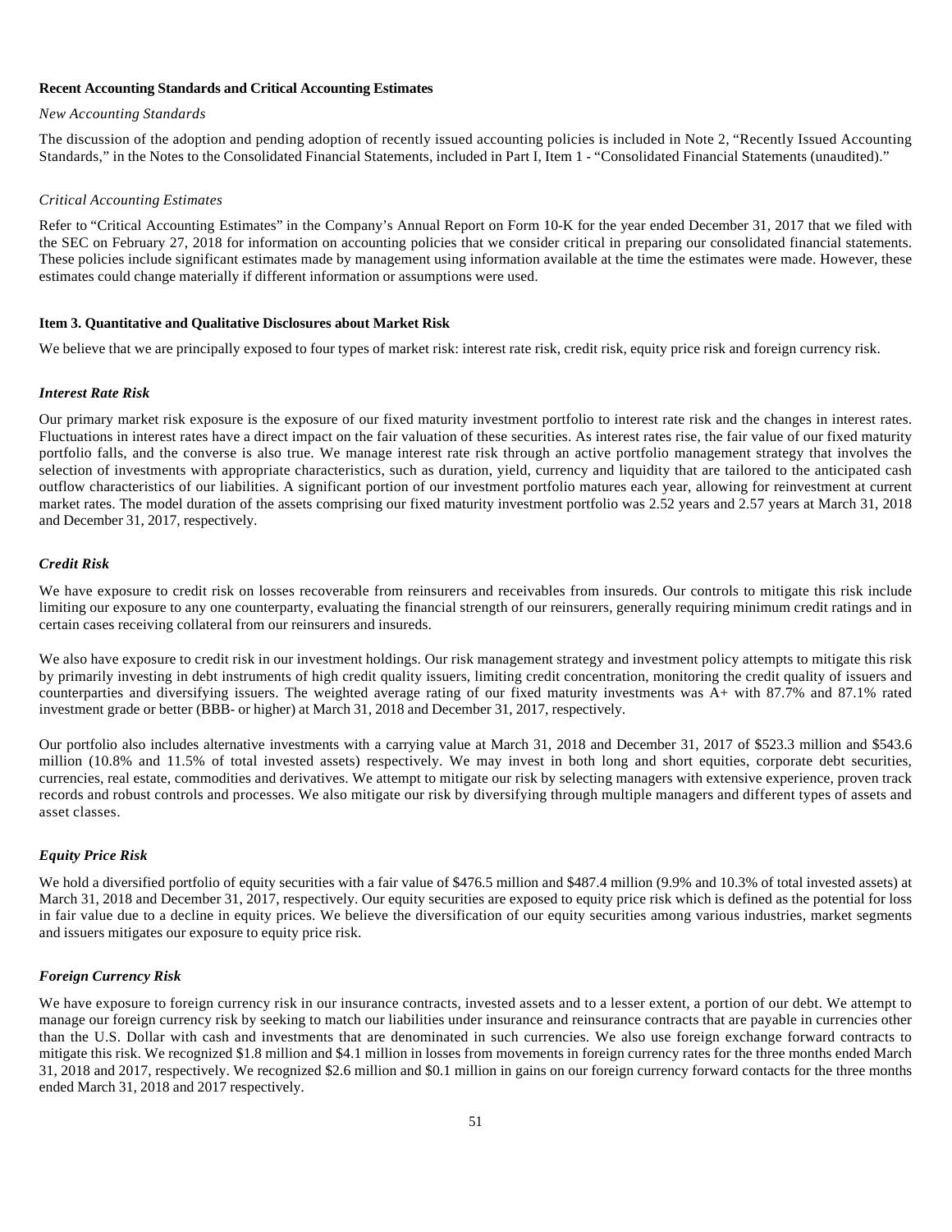**Recent Accounting Standards and Critical Accounting Estimates**

*New Accounting Standards*

The discussion of the adoption and pending adoption of recently issued accounting policies is included in Note 2, "Recently Issued Accounting Standards," in the Notes to the Consolidated Financial Statements, included in Part I, Item 1 - "Consolidated Financial Statements (unaudited)."

*Critical Accounting Estimates*

Refer to "Critical Accounting Estimates" in the Company's Annual Report on Form 10-K for the year ended December 31, 2017 that we filed with the SEC on February 27, 2018 for information on accounting policies that we consider critical in preparing our consolidated financial statements. These policies include significant estimates made by management using information available at the time the estimates were made. However, these estimates could change materially if different information or assumptions were used.

**Item 3. Quantitative and Qualitative Disclosures about Market Risk**

We believe that we are principally exposed to four types of market risk: interest rate risk, credit risk, equity price risk and foreign currency risk.

***Interest Rate Risk***

Our primary market risk exposure is the exposure of our fixed maturity investment portfolio to interest rate risk and the changes in interest rates. Fluctuations in interest rates have a direct impact on the fair valuation of these securities. As interest rates rise, the fair value of our fixed maturity portfolio falls, and the converse is also true. We manage interest rate risk through an active portfolio management strategy that involves the selection of investments with appropriate characteristics, such as duration, yield, currency and liquidity that are tailored to the anticipated cash outflow characteristics of our liabilities. A significant portion of our investment portfolio matures each year, allowing for reinvestment at current market rates. The model duration of the assets comprising our fixed maturity investment portfolio was 2.52 years and 2.57 years at March 31, 2018 and December 31, 2017, respectively.

***Credit Risk***

We have exposure to credit risk on losses recoverable from reinsurers and receivables from insureds. Our controls to mitigate this risk include limiting our exposure to any one counterparty, evaluating the financial strength of our reinsurers, generally requiring minimum credit ratings and in certain cases receiving collateral from our reinsurers and insureds.

We also have exposure to credit risk in our investment holdings. Our risk management strategy and investment policy attempts to mitigate this risk by primarily investing in debt instruments of high credit quality issuers, limiting credit concentration, monitoring the credit quality of issuers and counterparties and diversifying issuers. The weighted average rating of our fixed maturity investments was A+ with 87.7% and 87.1% rated investment grade or better (BBB- or higher) at March 31, 2018 and December 31, 2017, respectively.

Our portfolio also includes alternative investments with a carrying value at March 31, 2018 and December 31, 2017 of $523.3 million and $543.6 million (10.8% and 11.5% of total invested assets) respectively. We may invest in both long and short equities, corporate debt securities, currencies, real estate, commodities and derivatives. We attempt to mitigate our risk by selecting managers with extensive experience, proven track records and robust controls and processes. We also mitigate our risk by diversifying through multiple managers and different types of assets and asset classes.

***Equity Price Risk***

We hold a diversified portfolio of equity securities with a fair value of $476.5 million and $487.4 million (9.9% and 10.3% of total invested assets) at March 31, 2018 and December 31, 2017, respectively. Our equity securities are exposed to equity price risk which is defined as the potential for loss in fair value due to a decline in equity prices. We believe the diversification of our equity securities among various industries, market segments and issuers mitigates our exposure to equity price risk.

***Foreign Currency Risk***

We have exposure to foreign currency risk in our insurance contracts, invested assets and to a lesser extent, a portion of our debt. We attempt to manage our foreign currency risk by seeking to match our liabilities under insurance and reinsurance contracts that are payable in currencies other than the U.S. Dollar with cash and investments that are denominated in such currencies. We also use foreign exchange forward contracts to mitigate this risk. We recognized $1.8 million and $4.1 million in losses from movements in foreign currency rates for the three months ended March 31, 2018 and 2017, respectively. We recognized $2.6 million and $0.1 million in gains on our foreign currency forward contacts for the three months ended March 31, 2018 and 2017 respectively.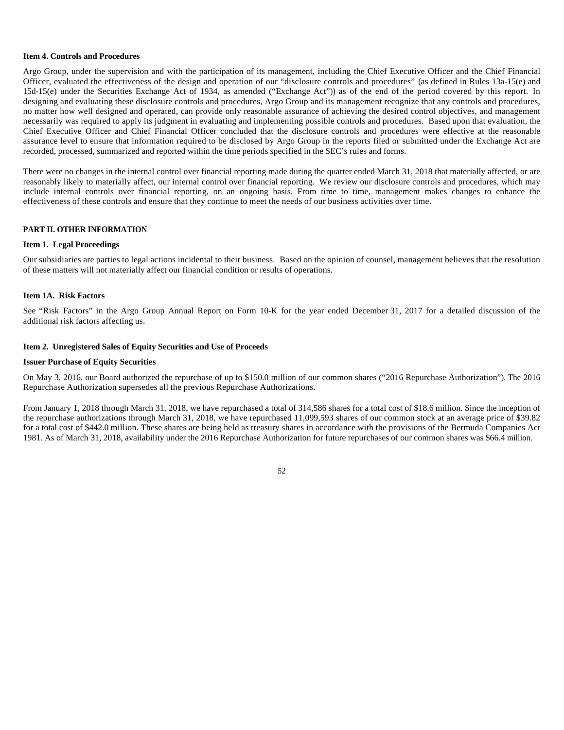### Item 4. Controls and Procedures

Argo Group, under the supervision and with the participation of its management, including the Chief Executive Officer and the Chief Financial Officer, evaluated the effectiveness of the design and operation of our "disclosure controls and procedures" (as defined in Rules 13a-15(e) and 15d-15(e) under the Securities Exchange Act of 1934, as amended ("Exchange Act")) as of the end of the period covered by this report. In designing and evaluating these disclosure controls and procedures, Argo Group and its management recognize that any controls and procedures, no matter how well designed and operated, can provide only reasonable assurance of achieving the desired control objectives, and management necessarily was required to apply its judgment in evaluating and implementing possible controls and procedures. Based upon that evaluation, the Chief Executive Officer and Chief Financial Officer concluded that the disclosure controls and procedures were effective at the reasonable assurance level to ensure that information required to be disclosed by Argo Group in the reports filed or submitted under the Exchange Act are recorded, processed, summarized and reported within the time periods specified in the SEC's rules and forms.

There were no changes in the internal control over financial reporting made during the quarter ended March 31, 2018 that materially affected, or are reasonably likely to materially affect, our internal control over financial reporting. We review our disclosure controls and procedures, which may include internal controls over financial reporting, on an ongoing basis. From time to time, management makes changes to enhance the effectiveness of these controls and ensure that they continue to meet the needs of our business activities over time.

## PART II. OTHER INFORMATION

### Item 1. Legal Proceedings

Our subsidiaries are parties to legal actions incidental to their business. Based on the opinion of counsel, management believes that the resolution of these matters will not materially affect our financial condition or results of operations.

### Item 1A. Risk Factors

See "Risk Factors" in the Argo Group Annual Report on Form 10-K for the year ended December 31, 2017 for a detailed discussion of the additional risk factors affecting us.

### Item 2. Unregistered Sales of Equity Securities and Use of Proceeds

**Issuer Purchase of Equity Securities**

On May 3, 2016, our Board authorized the repurchase of up to $150.0 million of our common shares ("2016 Repurchase Authorization"). The 2016 Repurchase Authorization supersedes all the previous Repurchase Authorizations.

From January 1, 2018 through March 31, 2018, we have repurchased a total of 314,586 shares for a total cost of $18.6 million. Since the inception of the repurchase authorizations through March 31, 2018, we have repurchased 11,099,593 shares of our common stock at an average price of $39.82 for a total cost of $442.0 million. These shares are being held as treasury shares in accordance with the provisions of the Bermuda Companies Act 1981. As of March 31, 2018, availability under the 2016 Repurchase Authorization for future repurchases of our common shares was $66.4 million.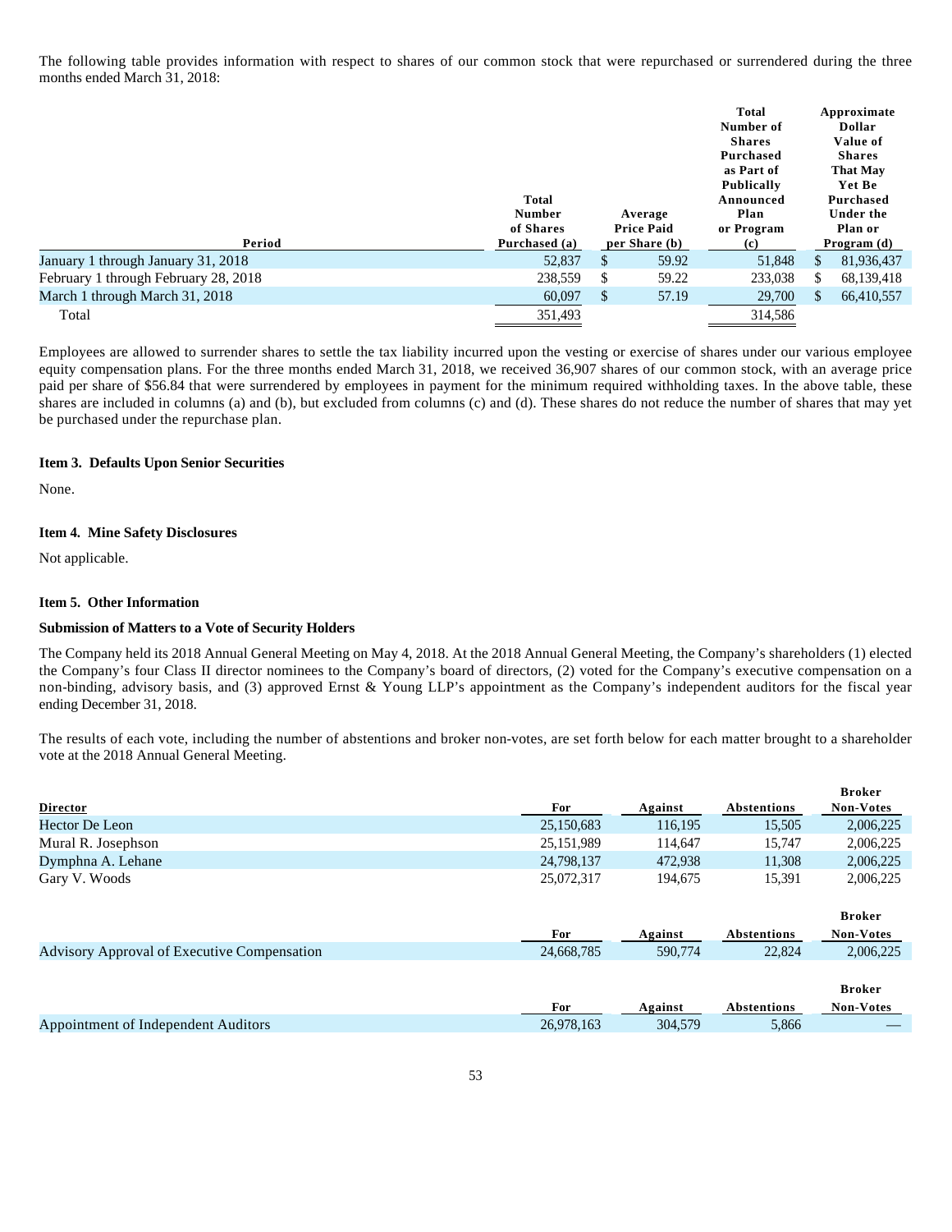The following table provides information with respect to shares of our common stock that were repurchased or surrendered during the three months ended March 31, 2018:

| Period | Total Number of Shares Purchased (a) | Average Price Paid per Share (b) | Total Number of Shares Purchased as Part of Publicly Announced Plan or Program (c) | Approximate Dollar Value of Shares That May Yet Be Purchased Under the Plan or Program (d) |
|---|---|---|---|---|
| January 1 through January 31, 2018 | 52,837 | $ 59.92 | 51,848 | $ 81,936,437 |
| February 1 through February 28, 2018 | 238,559 | $ 59.22 | 233,038 | $ 68,139,418 |
| March 1 through March 31, 2018 | 60,097 | $ 57.19 | 29,700 | $ 66,410,557 |
| Total | 351,493 | | 314,586 | |

Employees are allowed to surrender shares to settle the tax liability incurred upon the vesting or exercise of shares under our various employee equity compensation plans. For the three months ended March 31, 2018, we received 36,907 shares of our common stock, with an average price paid per share of $56.84 that were surrendered by employees in payment for the minimum required withholding taxes. In the above table, these shares are included in columns (a) and (b), but excluded from columns (c) and (d). These shares do not reduce the number of shares that may yet be purchased under the repurchase plan.

### Item 3. Defaults Upon Senior Securities

None.

### Item 4. Mine Safety Disclosures

Not applicable.

### Item 5. Other Information

**Submission of Matters to a Vote of Security Holders**

The Company held its 2018 Annual General Meeting on May 4, 2018. At the 2018 Annual General Meeting, the Company's shareholders (1) elected the Company's four Class II director nominees to the Company's board of directors, (2) voted for the Company's executive compensation on a non-binding, advisory basis, and (3) approved Ernst & Young LLP's appointment as the Company's independent auditors for the fiscal year ending December 31, 2018.

The results of each vote, including the number of abstentions and broker non-votes, are set forth below for each matter brought to a shareholder vote at the 2018 Annual General Meeting.

| Director | For | Against | Abstentions | Broker Non-Votes |
|---|---|---|---|---|
| Hector De Leon | 25,150,683 | 116,195 | 15,505 | 2,006,225 |
| Mural R. Josephson | 25,151,989 | 114,647 | 15,747 | 2,006,225 |
| Dymphna A. Lehane | 24,798,137 | 472,938 | 11,308 | 2,006,225 |
| Gary V. Woods | 25,072,317 | 194,675 | 15,391 | 2,006,225 |

| | For | Against | Abstentions | Broker Non-Votes |
|---|---|---|---|---|
| Advisory Approval of Executive Compensation | 24,668,785 | 590,774 | 22,824 | 2,006,225 |

| | For | Against | Abstentions | Broker Non-Votes |
|---|---|---|---|---|
| Appointment of Independent Auditors | 26,978,163 | 304,579 | 5,866 | — |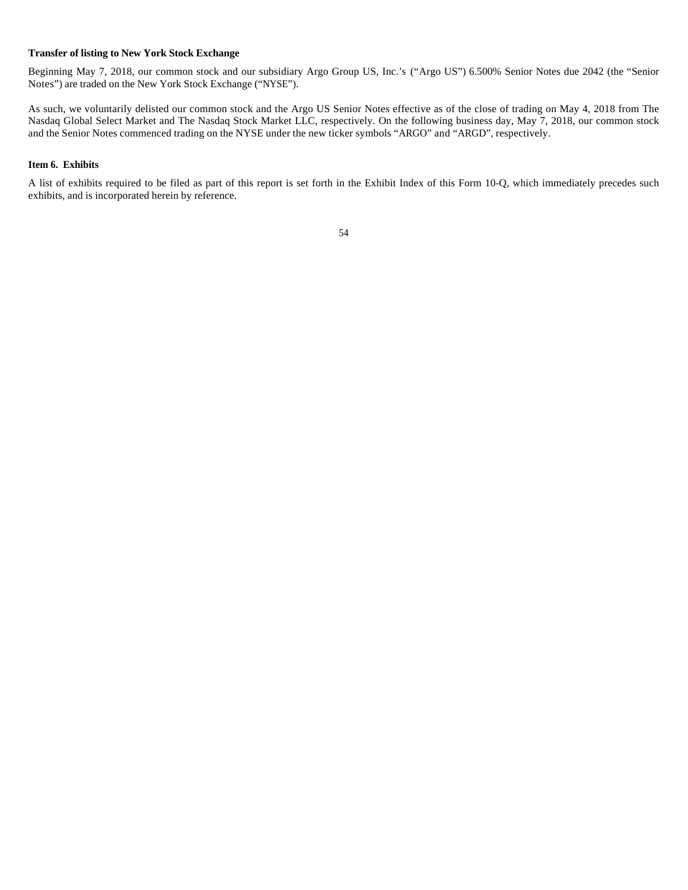**Transfer of listing to New York Stock Exchange**

Beginning May 7, 2018, our common stock and our subsidiary Argo Group US, Inc.'s ("Argo US") 6.500% Senior Notes due 2042 (the "Senior Notes") are traded on the New York Stock Exchange ("NYSE").

As such, we voluntarily delisted our common stock and the Argo US Senior Notes effective as of the close of trading on May 4, 2018 from The Nasdaq Global Select Market and The Nasdaq Stock Market LLC, respectively. On the following business day, May 7, 2018, our common stock and the Senior Notes commenced trading on the NYSE under the new ticker symbols "ARGO" and "ARGD", respectively.

**Item 6. Exhibits**

A list of exhibits required to be filed as part of this report is set forth in the Exhibit Index of this Form 10-Q, which immediately precedes such exhibits, and is incorporated herein by reference.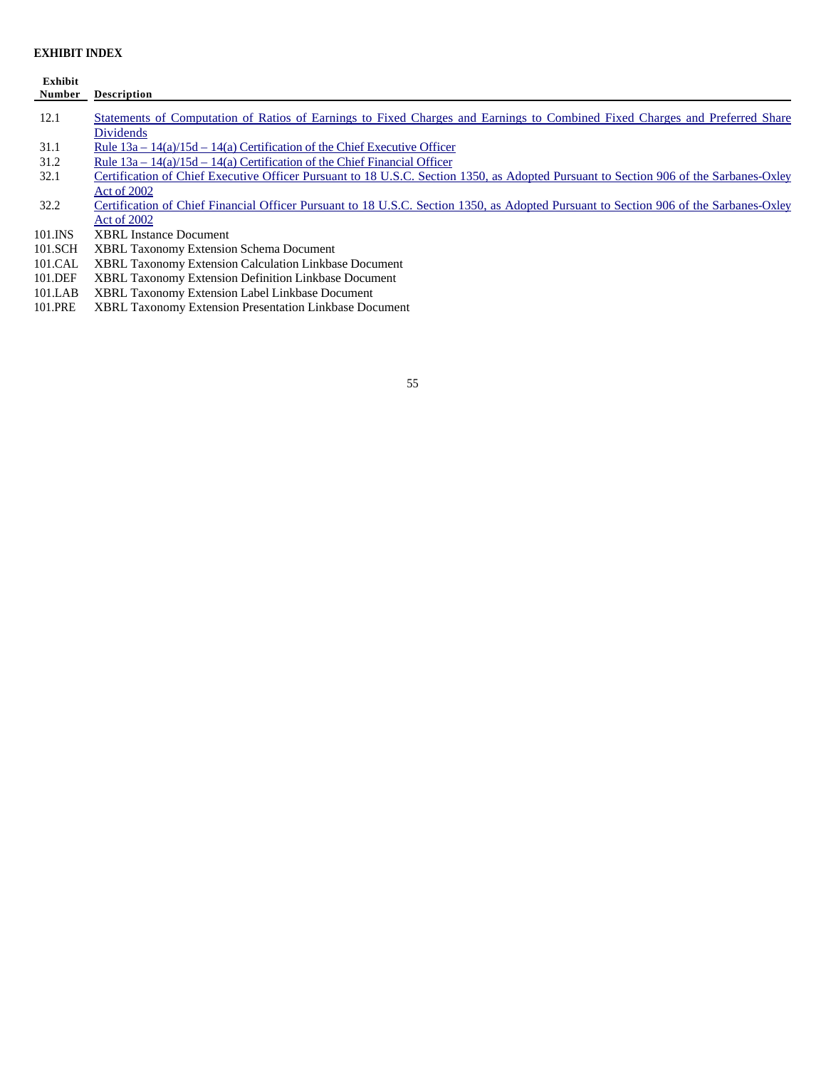**EXHIBIT INDEX**

| Exhibit Number | Description |
|---|---|
| 12.1 | Statements of Computation of Ratios of Earnings to Fixed Charges and Earnings to Combined Fixed Charges and Preferred Share Dividends |
| 31.1 | Rule 13a – 14(a)/15d – 14(a) Certification of the Chief Executive Officer |
| 31.2 | Rule 13a – 14(a)/15d – 14(a) Certification of the Chief Financial Officer |
| 32.1 | Certification of Chief Executive Officer Pursuant to 18 U.S.C. Section 1350, as Adopted Pursuant to Section 906 of the Sarbanes-Oxley Act of 2002 |
| 32.2 | Certification of Chief Financial Officer Pursuant to 18 U.S.C. Section 1350, as Adopted Pursuant to Section 906 of the Sarbanes-Oxley Act of 2002 |
| 101.INS | XBRL Instance Document |
| 101.SCH | XBRL Taxonomy Extension Schema Document |
| 101.CAL | XBRL Taxonomy Extension Calculation Linkbase Document |
| 101.DEF | XBRL Taxonomy Extension Definition Linkbase Document |
| 101.LAB | XBRL Taxonomy Extension Label Linkbase Document |
| 101.PRE | XBRL Taxonomy Extension Presentation Linkbase Document |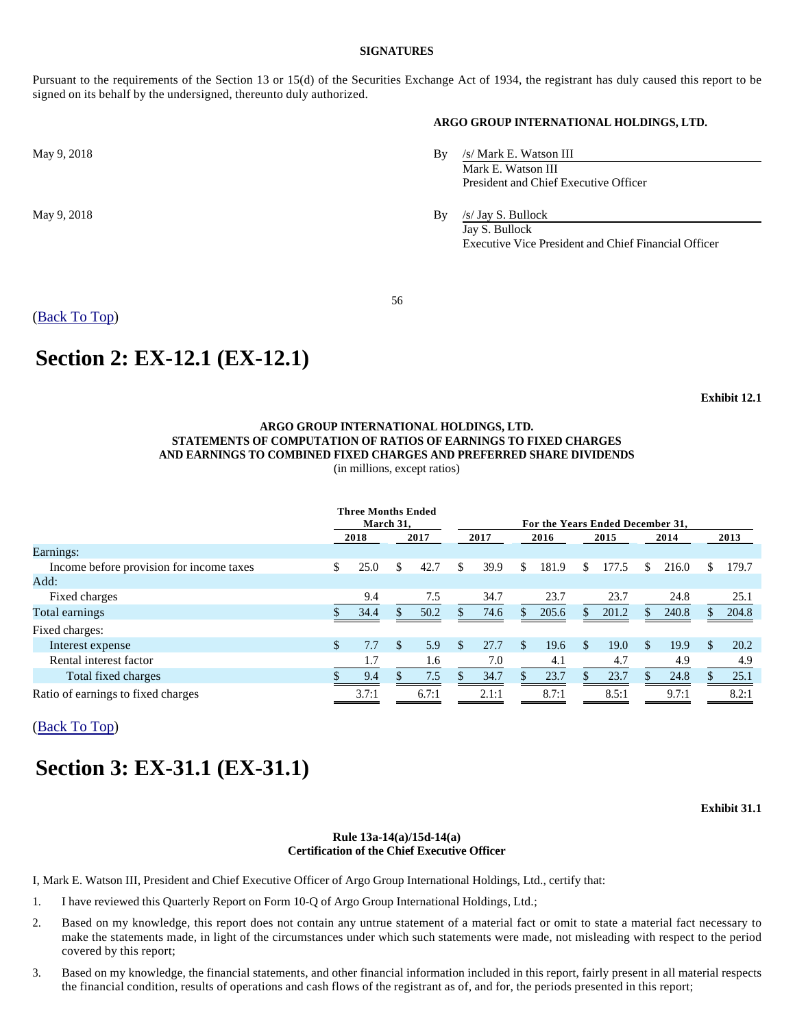**SIGNATURES**

Pursuant to the requirements of the Section 13 or 15(d) of the Securities Exchange Act of 1934, the registrant has duly caused this report to be signed on its behalf by the undersigned, thereunto duly authorized.

**ARGO GROUP INTERNATIONAL HOLDINGS, LTD.**

May 9, 2018

By /s/ Mark E. Watson III
Mark E. Watson III
President and Chief Executive Officer

May 9, 2018

By /s/ Jay S. Bullock
Jay S. Bullock
Executive Vice President and Chief Financial Officer

(Back To Top)

# Section 2: EX-12.1 (EX-12.1)

**Exhibit 12.1**

**ARGO GROUP INTERNATIONAL HOLDINGS, LTD.**
**STATEMENTS OF COMPUTATION OF RATIOS OF EARNINGS TO FIXED CHARGES AND EARNINGS TO COMBINED FIXED CHARGES AND PREFERRED SHARE DIVIDENDS**
(in millions, except ratios)

| | Three Months Ended March 31, | | For the Years Ended December 31, | | | | |
|---|---|---|---|---|---|---|---|
| | 2018 | 2017 | 2017 | 2016 | 2015 | 2014 | 2013 |
| Earnings: | | | | | | | |
| Income before provision for income taxes | $ 25.0 | $ 42.7 | $ 39.9 | $ 181.9 | $ 177.5 | $ 216.0 | $ 179.7 |
| Add: | | | | | | | |
| Fixed charges | 9.4 | 7.5 | 34.7 | 23.7 | 23.7 | 24.8 | 25.1 |
| Total earnings | $ 34.4 | $ 50.2 | $ 74.6 | $ 205.6 | $ 201.2 | $ 240.8 | $ 204.8 |
| Fixed charges: | | | | | | | |
| Interest expense | $ 7.7 | $ 5.9 | $ 27.7 | $ 19.6 | $ 19.0 | $ 19.9 | $ 20.2 |
| Rental interest factor | 1.7 | 1.6 | 7.0 | 4.1 | 4.7 | 4.9 | 4.9 |
| Total fixed charges | $ 9.4 | $ 7.5 | $ 34.7 | $ 23.7 | $ 23.7 | $ 24.8 | $ 25.1 |
| Ratio of earnings to fixed charges | 3.7:1 | 6.7:1 | 2.1:1 | 8.7:1 | 8.5:1 | 9.7:1 | 8.2:1 |

(Back To Top)

# Section 3: EX-31.1 (EX-31.1)

**Exhibit 31.1**

**Rule 13a-14(a)/15d-14(a)**
**Certification of the Chief Executive Officer**

I, Mark E. Watson III, President and Chief Executive Officer of Argo Group International Holdings, Ltd., certify that:

1. I have reviewed this Quarterly Report on Form 10-Q of Argo Group International Holdings, Ltd.;
2. Based on my knowledge, this report does not contain any untrue statement of a material fact or omit to state a material fact necessary to make the statements made, in light of the circumstances under which such statements were made, not misleading with respect to the period covered by this report;
3. Based on my knowledge, the financial statements, and other financial information included in this report, fairly present in all material respects the financial condition, results of operations and cash flows of the registrant as of, and for, the periods presented in this report;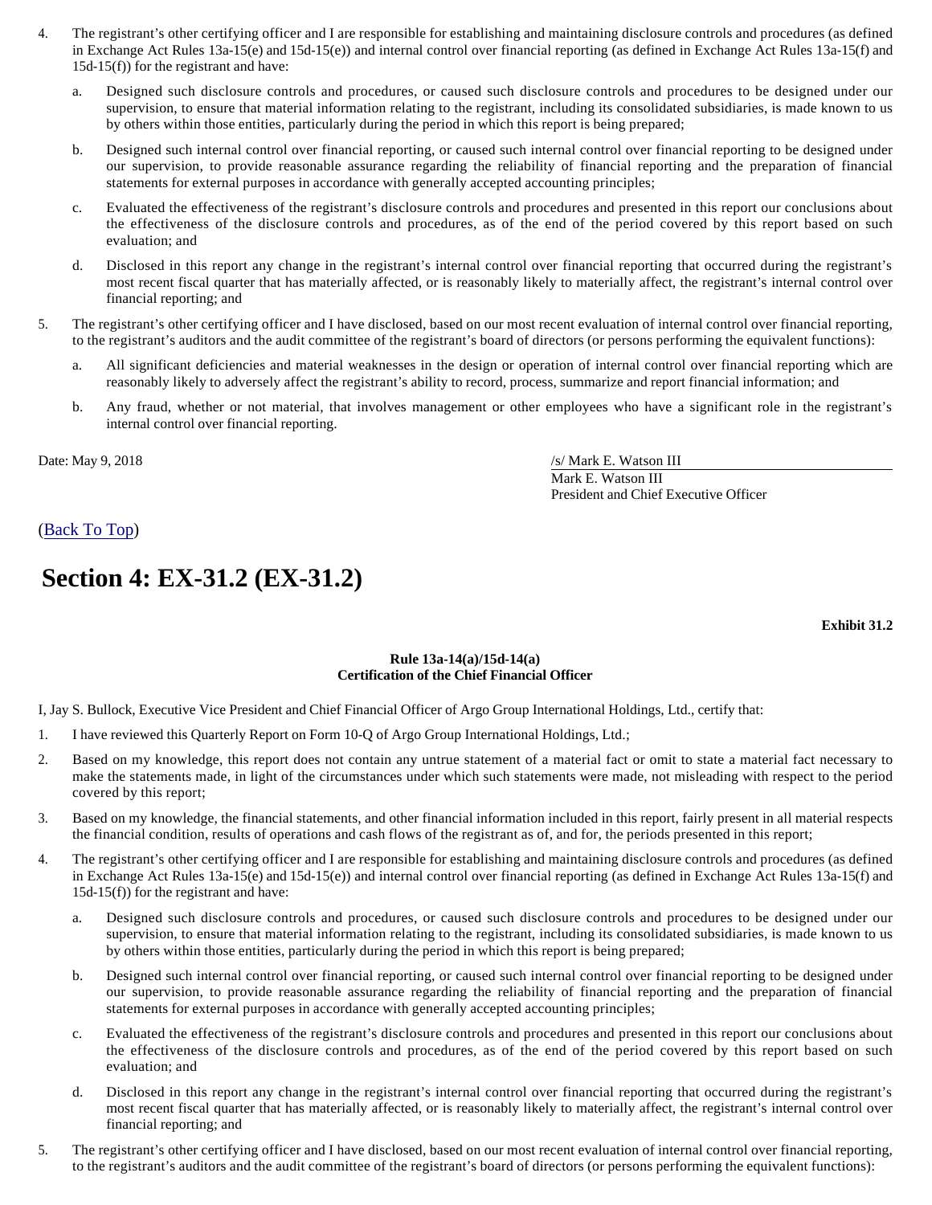4. The registrant's other certifying officer and I are responsible for establishing and maintaining disclosure controls and procedures (as defined in Exchange Act Rules 13a-15(e) and 15d-15(e)) and internal control over financial reporting (as defined in Exchange Act Rules 13a-15(f) and 15d-15(f)) for the registrant and have:

   a. Designed such disclosure controls and procedures, or caused such disclosure controls and procedures to be designed under our supervision, to ensure that material information relating to the registrant, including its consolidated subsidiaries, is made known to us by others within those entities, particularly during the period in which this report is being prepared;

   b. Designed such internal control over financial reporting, or caused such internal control over financial reporting to be designed under our supervision, to provide reasonable assurance regarding the reliability of financial reporting and the preparation of financial statements for external purposes in accordance with generally accepted accounting principles;

   c. Evaluated the effectiveness of the registrant's disclosure controls and procedures and presented in this report our conclusions about the effectiveness of the disclosure controls and procedures, as of the end of the period covered by this report based on such evaluation; and

   d. Disclosed in this report any change in the registrant's internal control over financial reporting that occurred during the registrant's most recent fiscal quarter that has materially affected, or is reasonably likely to materially affect, the registrant's internal control over financial reporting; and

5. The registrant's other certifying officer and I have disclosed, based on our most recent evaluation of internal control over financial reporting, to the registrant's auditors and the audit committee of the registrant's board of directors (or persons performing the equivalent functions):

   a. All significant deficiencies and material weaknesses in the design or operation of internal control over financial reporting which are reasonably likely to adversely affect the registrant's ability to record, process, summarize and report financial information; and

   b. Any fraud, whether or not material, that involves management or other employees who have a significant role in the registrant's internal control over financial reporting.

Date: May 9, 2018

/s/ Mark E. Watson III
Mark E. Watson III
President and Chief Executive Officer

(Back To Top)

# Section 4: EX-31.2 (EX-31.2)

**Exhibit 31.2**

**Rule 13a-14(a)/15d-14(a)**
**Certification of the Chief Financial Officer**

I, Jay S. Bullock, Executive Vice President and Chief Financial Officer of Argo Group International Holdings, Ltd., certify that:

1. I have reviewed this Quarterly Report on Form 10-Q of Argo Group International Holdings, Ltd.;

2. Based on my knowledge, this report does not contain any untrue statement of a material fact or omit to state a material fact necessary to make the statements made, in light of the circumstances under which such statements were made, not misleading with respect to the period covered by this report;

3. Based on my knowledge, the financial statements, and other financial information included in this report, fairly present in all material respects the financial condition, results of operations and cash flows of the registrant as of, and for, the periods presented in this report;

4. The registrant's other certifying officer and I are responsible for establishing and maintaining disclosure controls and procedures (as defined in Exchange Act Rules 13a-15(e) and 15d-15(e)) and internal control over financial reporting (as defined in Exchange Act Rules 13a-15(f) and 15d-15(f)) for the registrant and have:

   a. Designed such disclosure controls and procedures, or caused such disclosure controls and procedures to be designed under our supervision, to ensure that material information relating to the registrant, including its consolidated subsidiaries, is made known to us by others within those entities, particularly during the period in which this report is being prepared;

   b. Designed such internal control over financial reporting, or caused such internal control over financial reporting to be designed under our supervision, to provide reasonable assurance regarding the reliability of financial reporting and the preparation of financial statements for external purposes in accordance with generally accepted accounting principles;

   c. Evaluated the effectiveness of the registrant's disclosure controls and procedures and presented in this report our conclusions about the effectiveness of the disclosure controls and procedures, as of the end of the period covered by this report based on such evaluation; and

   d. Disclosed in this report any change in the registrant's internal control over financial reporting that occurred during the registrant's most recent fiscal quarter that has materially affected, or is reasonably likely to materially affect, the registrant's internal control over financial reporting; and

5. The registrant's other certifying officer and I have disclosed, based on our most recent evaluation of internal control over financial reporting, to the registrant's auditors and the audit committee of the registrant's board of directors (or persons performing the equivalent functions):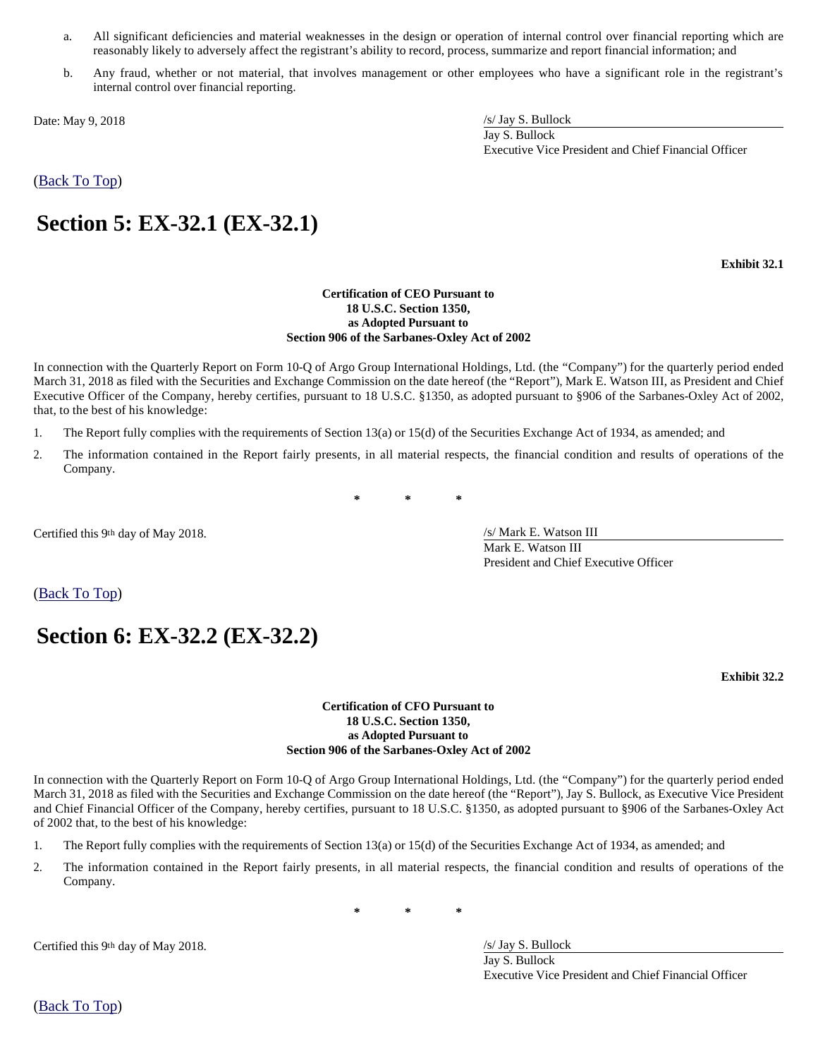a. All significant deficiencies and material weaknesses in the design or operation of internal control over financial reporting which are reasonably likely to adversely affect the registrant's ability to record, process, summarize and report financial information; and

b. Any fraud, whether or not material, that involves management or other employees who have a significant role in the registrant's internal control over financial reporting.

Date: May 9, 2018

/s/ Jay S. Bullock
Jay S. Bullock
Executive Vice President and Chief Financial Officer

(Back To Top)

# Section 5: EX-32.1 (EX-32.1)

**Exhibit 32.1**

**Certification of CEO Pursuant to**
**18 U.S.C. Section 1350,**
**as Adopted Pursuant to**
**Section 906 of the Sarbanes-Oxley Act of 2002**

In connection with the Quarterly Report on Form 10-Q of Argo Group International Holdings, Ltd. (the "Company") for the quarterly period ended March 31, 2018 as filed with the Securities and Exchange Commission on the date hereof (the "Report"), Mark E. Watson III, as President and Chief Executive Officer of the Company, hereby certifies, pursuant to 18 U.S.C. §1350, as adopted pursuant to §906 of the Sarbanes-Oxley Act of 2002, that, to the best of his knowledge:

1. The Report fully complies with the requirements of Section 13(a) or 15(d) of the Securities Exchange Act of 1934, as amended; and
2. The information contained in the Report fairly presents, in all material respects, the financial condition and results of operations of the Company.

\* \* \*

Certified this 9th day of May 2018.

/s/ Mark E. Watson III
Mark E. Watson III
President and Chief Executive Officer

(Back To Top)

# Section 6: EX-32.2 (EX-32.2)

**Exhibit 32.2**

**Certification of CFO Pursuant to**
**18 U.S.C. Section 1350,**
**as Adopted Pursuant to**
**Section 906 of the Sarbanes-Oxley Act of 2002**

In connection with the Quarterly Report on Form 10-Q of Argo Group International Holdings, Ltd. (the "Company") for the quarterly period ended March 31, 2018 as filed with the Securities and Exchange Commission on the date hereof (the "Report"), Jay S. Bullock, as Executive Vice President and Chief Financial Officer of the Company, hereby certifies, pursuant to 18 U.S.C. §1350, as adopted pursuant to §906 of the Sarbanes-Oxley Act of 2002 that, to the best of his knowledge:

1. The Report fully complies with the requirements of Section 13(a) or 15(d) of the Securities Exchange Act of 1934, as amended; and
2. The information contained in the Report fairly presents, in all material respects, the financial condition and results of operations of the Company.

\* \* \*

Certified this 9th day of May 2018.

/s/ Jay S. Bullock
Jay S. Bullock
Executive Vice President and Chief Financial Officer

(Back To Top)